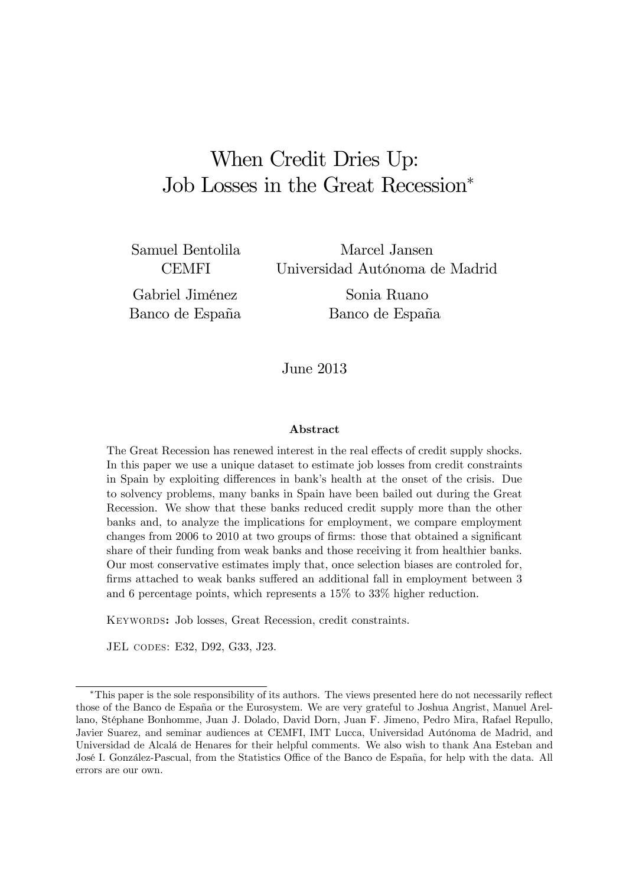# When Credit Dries Up: Job Losses in the Great Recession[*]

Samuel Bentolila
CEMFI

Marcel Jansen
Universidad Autónoma de Madrid

Gabriel Jiménez
Banco de España

Sonia Ruano
Banco de España

June 2013

### Abstract

The Great Recession has renewed interest in the real effects of credit supply shocks. In this paper we use a unique dataset to estimate job losses from credit constraints in Spain by exploiting differences in bank's health at the onset of the crisis. Due to solvency problems, many banks in Spain have been bailed out during the Great Recession. We show that these banks reduced credit supply more than the other banks and, to analyze the implications for employment, we compare employment changes from 2006 to 2010 at two groups of firms: those that obtained a significant share of their funding from weak banks and those receiving it from healthier banks. Our most conservative estimates imply that, once selection biases are controled for, firms attached to weak banks suffered an additional fall in employment between 3 and 6 percentage points, which represents a 15% to 33% higher reduction.

Keywords: Job losses, Great Recession, credit constraints.

JEL codes: E32, D92, G33, J23.

---

[*] This paper is the sole responsibility of its authors. The views presented here do not necessarily reflect those of the Banco de España or the Eurosystem. We are very grateful to Joshua Angrist, Manuel Arellano, Stéphane Bonhomme, Juan J. Dolado, David Dorn, Juan F. Jimeno, Pedro Mira, Rafael Repullo, Javier Suarez, and seminar audiences at CEMFI, IMT Lucca, Universidad Autónoma de Madrid, and Universidad de Alcalá de Henares for their helpful comments. We also wish to thank Ana Esteban and José I. González-Pascual, from the Statistics Office of the Banco de España, for help with the data. All errors are our own.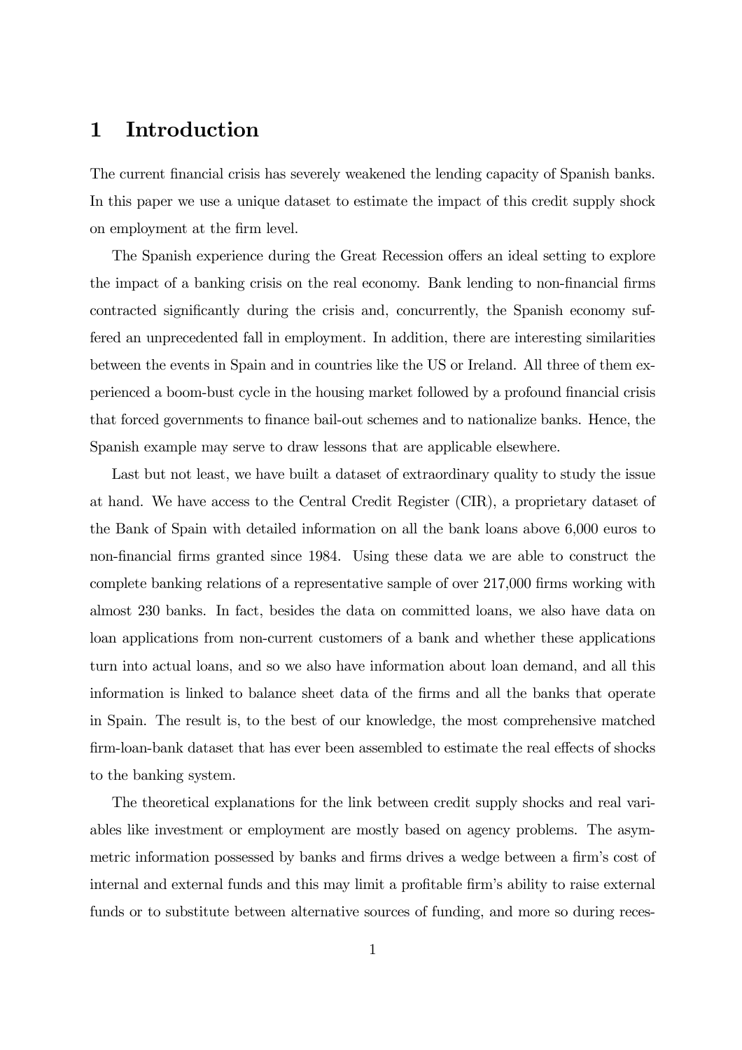# 1 Introduction

The current financial crisis has severely weakened the lending capacity of Spanish banks. In this paper we use a unique dataset to estimate the impact of this credit supply shock on employment at the firm level.

The Spanish experience during the Great Recession offers an ideal setting to explore the impact of a banking crisis on the real economy. Bank lending to non-financial firms contracted significantly during the crisis and, concurrently, the Spanish economy suffered an unprecedented fall in employment. In addition, there are interesting similarities between the events in Spain and in countries like the US or Ireland. All three of them experienced a boom-bust cycle in the housing market followed by a profound financial crisis that forced governments to finance bail-out schemes and to nationalize banks. Hence, the Spanish example may serve to draw lessons that are applicable elsewhere.

Last but not least, we have built a dataset of extraordinary quality to study the issue at hand. We have access to the Central Credit Register (CIR), a proprietary dataset of the Bank of Spain with detailed information on all the bank loans above 6,000 euros to non-financial firms granted since 1984. Using these data we are able to construct the complete banking relations of a representative sample of over 217,000 firms working with almost 230 banks. In fact, besides the data on committed loans, we also have data on loan applications from non-current customers of a bank and whether these applications turn into actual loans, and so we also have information about loan demand, and all this information is linked to balance sheet data of the firms and all the banks that operate in Spain. The result is, to the best of our knowledge, the most comprehensive matched firm-loan-bank dataset that has ever been assembled to estimate the real effects of shocks to the banking system.

The theoretical explanations for the link between credit supply shocks and real variables like investment or employment are mostly based on agency problems. The asymmetric information possessed by banks and firms drives a wedge between a firm's cost of internal and external funds and this may limit a profitable firm's ability to raise external funds or to substitute between alternative sources of funding, and more so during reces-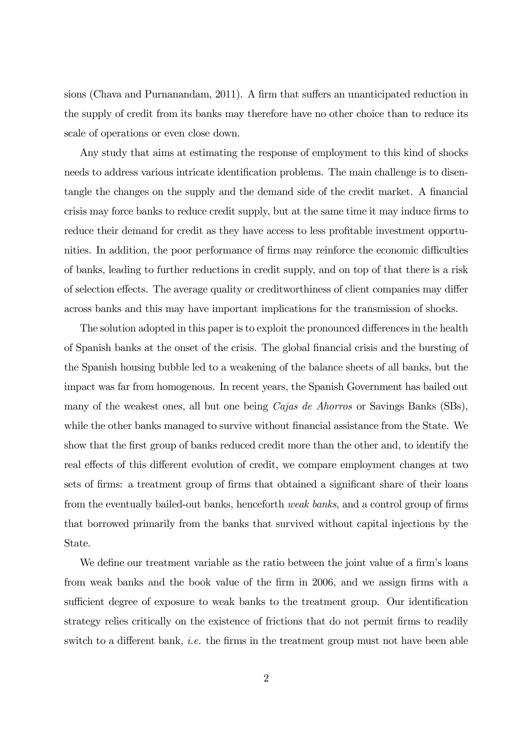sions (Chava and Purnanandam, 2011). A firm that suffers an unanticipated reduction in the supply of credit from its banks may therefore have no other choice than to reduce its scale of operations or even close down.

Any study that aims at estimating the response of employment to this kind of shocks needs to address various intricate identification problems. The main challenge is to disentangle the changes on the supply and the demand side of the credit market. A financial crisis may force banks to reduce credit supply, but at the same time it may induce firms to reduce their demand for credit as they have access to less profitable investment opportunities. In addition, the poor performance of firms may reinforce the economic difficulties of banks, leading to further reductions in credit supply, and on top of that there is a risk of selection effects. The average quality or creditworthiness of client companies may differ across banks and this may have important implications for the transmission of shocks.

The solution adopted in this paper is to exploit the pronounced differences in the health of Spanish banks at the onset of the crisis. The global financial crisis and the bursting of the Spanish housing bubble led to a weakening of the balance sheets of all banks, but the impact was far from homogenous. In recent years, the Spanish Government has bailed out many of the weakest ones, all but one being *Cajas de Ahorros* or Savings Banks (SBs), while the other banks managed to survive without financial assistance from the State. We show that the first group of banks reduced credit more than the other and, to identify the real effects of this different evolution of credit, we compare employment changes at two sets of firms: a treatment group of firms that obtained a significant share of their loans from the eventually bailed-out banks, henceforth *weak banks*, and a control group of firms that borrowed primarily from the banks that survived without capital injections by the State.

We define our treatment variable as the ratio between the joint value of a firm's loans from weak banks and the book value of the firm in 2006, and we assign firms with a sufficient degree of exposure to weak banks to the treatment group. Our identification strategy relies critically on the existence of frictions that do not permit firms to readily switch to a different bank, *i.e.* the firms in the treatment group must not have been able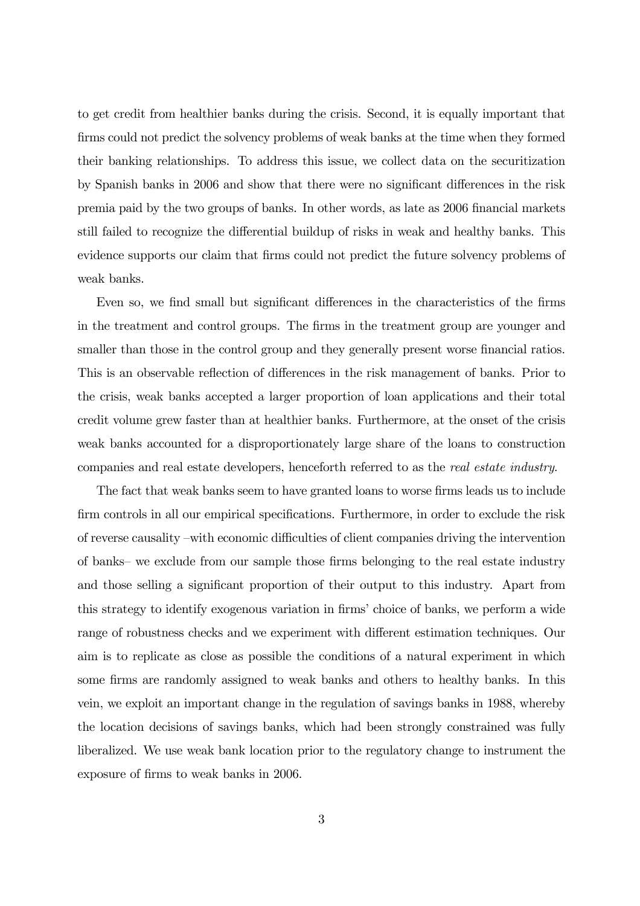to get credit from healthier banks during the crisis. Second, it is equally important that firms could not predict the solvency problems of weak banks at the time when they formed their banking relationships. To address this issue, we collect data on the securitization by Spanish banks in 2006 and show that there were no significant differences in the risk premia paid by the two groups of banks. In other words, as late as 2006 financial markets still failed to recognize the differential buildup of risks in weak and healthy banks. This evidence supports our claim that firms could not predict the future solvency problems of weak banks.

Even so, we find small but significant differences in the characteristics of the firms in the treatment and control groups. The firms in the treatment group are younger and smaller than those in the control group and they generally present worse financial ratios. This is an observable reflection of differences in the risk management of banks. Prior to the crisis, weak banks accepted a larger proportion of loan applications and their total credit volume grew faster than at healthier banks. Furthermore, at the onset of the crisis weak banks accounted for a disproportionately large share of the loans to construction companies and real estate developers, henceforth referred to as the *real estate industry*.

The fact that weak banks seem to have granted loans to worse firms leads us to include firm controls in all our empirical specifications. Furthermore, in order to exclude the risk of reverse causality –with economic difficulties of client companies driving the intervention of banks– we exclude from our sample those firms belonging to the real estate industry and those selling a significant proportion of their output to this industry. Apart from this strategy to identify exogenous variation in firms' choice of banks, we perform a wide range of robustness checks and we experiment with different estimation techniques. Our aim is to replicate as close as possible the conditions of a natural experiment in which some firms are randomly assigned to weak banks and others to healthy banks. In this vein, we exploit an important change in the regulation of savings banks in 1988, whereby the location decisions of savings banks, which had been strongly constrained was fully liberalized. We use weak bank location prior to the regulatory change to instrument the exposure of firms to weak banks in 2006.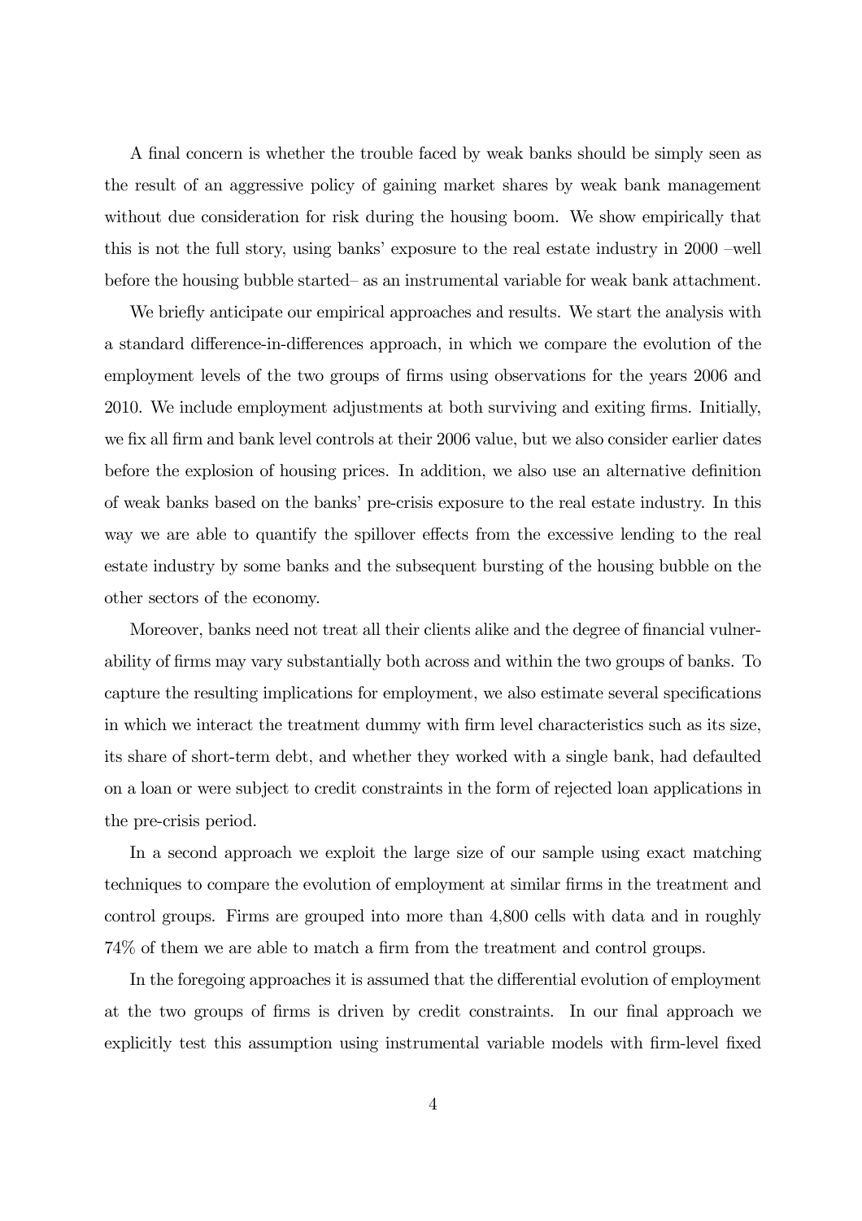A final concern is whether the trouble faced by weak banks should be simply seen as the result of an aggressive policy of gaining market shares by weak bank management without due consideration for risk during the housing boom. We show empirically that this is not the full story, using banks' exposure to the real estate industry in 2000 –well before the housing bubble started– as an instrumental variable for weak bank attachment.

We briefly anticipate our empirical approaches and results. We start the analysis with a standard difference-in-differences approach, in which we compare the evolution of the employment levels of the two groups of firms using observations for the years 2006 and 2010. We include employment adjustments at both surviving and exiting firms. Initially, we fix all firm and bank level controls at their 2006 value, but we also consider earlier dates before the explosion of housing prices. In addition, we also use an alternative definition of weak banks based on the banks' pre-crisis exposure to the real estate industry. In this way we are able to quantify the spillover effects from the excessive lending to the real estate industry by some banks and the subsequent bursting of the housing bubble on the other sectors of the economy.

Moreover, banks need not treat all their clients alike and the degree of financial vulnerability of firms may vary substantially both across and within the two groups of banks. To capture the resulting implications for employment, we also estimate several specifications in which we interact the treatment dummy with firm level characteristics such as its size, its share of short-term debt, and whether they worked with a single bank, had defaulted on a loan or were subject to credit constraints in the form of rejected loan applications in the pre-crisis period.

In a second approach we exploit the large size of our sample using exact matching techniques to compare the evolution of employment at similar firms in the treatment and control groups. Firms are grouped into more than 4,800 cells with data and in roughly 74% of them we are able to match a firm from the treatment and control groups.

In the foregoing approaches it is assumed that the differential evolution of employment at the two groups of firms is driven by credit constraints. In our final approach we explicitly test this assumption using instrumental variable models with firm-level fixed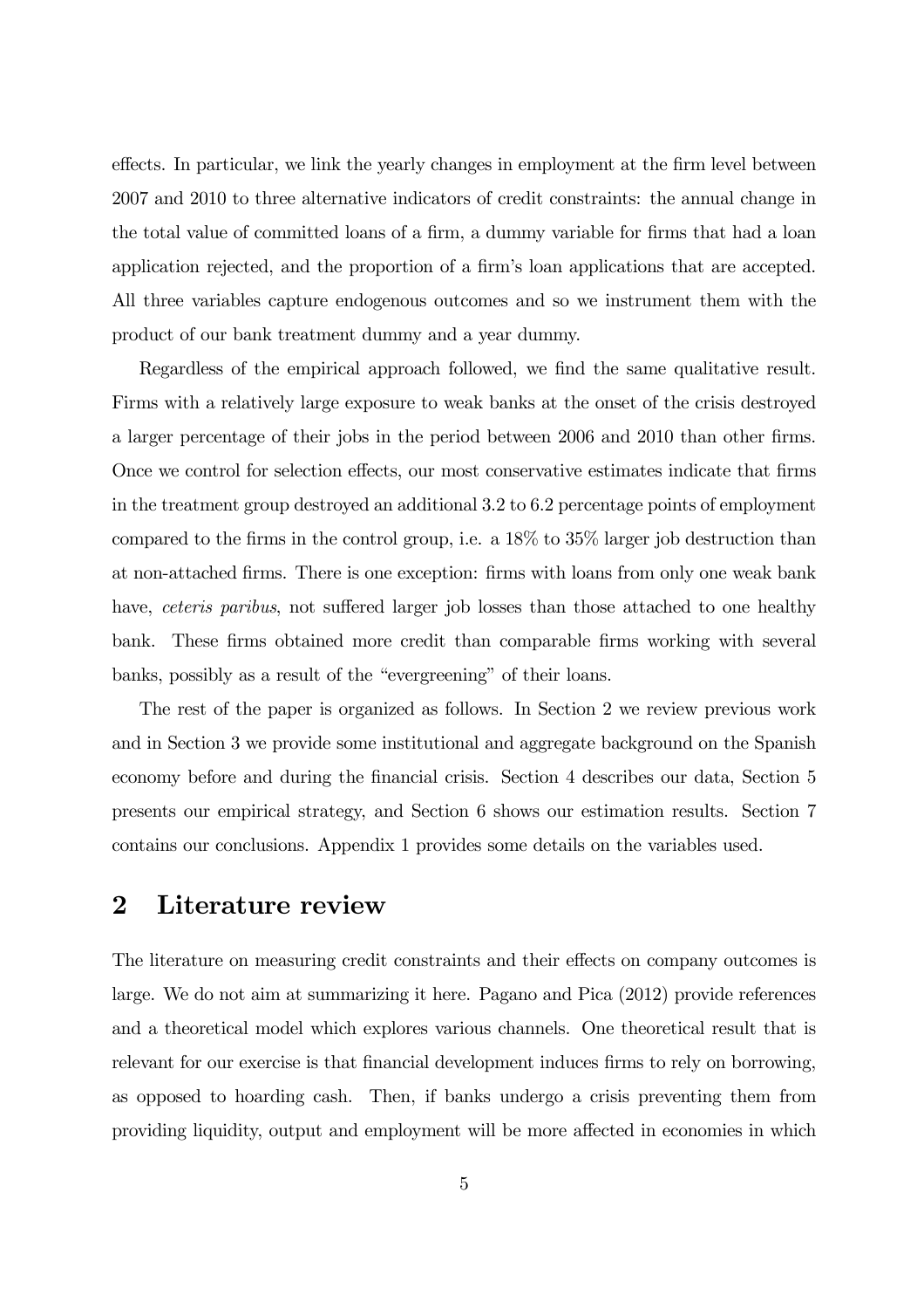effects. In particular, we link the yearly changes in employment at the firm level between 2007 and 2010 to three alternative indicators of credit constraints: the annual change in the total value of committed loans of a firm, a dummy variable for firms that had a loan application rejected, and the proportion of a firm's loan applications that are accepted. All three variables capture endogenous outcomes and so we instrument them with the product of our bank treatment dummy and a year dummy.

Regardless of the empirical approach followed, we find the same qualitative result. Firms with a relatively large exposure to weak banks at the onset of the crisis destroyed a larger percentage of their jobs in the period between 2006 and 2010 than other firms. Once we control for selection effects, our most conservative estimates indicate that firms in the treatment group destroyed an additional 3.2 to 6.2 percentage points of employment compared to the firms in the control group, i.e. a 18% to 35% larger job destruction than at non-attached firms. There is one exception: firms with loans from only one weak bank have, *ceteris paribus*, not suffered larger job losses than those attached to one healthy bank. These firms obtained more credit than comparable firms working with several banks, possibly as a result of the "evergreening" of their loans.

The rest of the paper is organized as follows. In Section 2 we review previous work and in Section 3 we provide some institutional and aggregate background on the Spanish economy before and during the financial crisis. Section 4 describes our data, Section 5 presents our empirical strategy, and Section 6 shows our estimation results. Section 7 contains our conclusions. Appendix 1 provides some details on the variables used.

## 2 Literature review

The literature on measuring credit constraints and their effects on company outcomes is large. We do not aim at summarizing it here. Pagano and Pica (2012) provide references and a theoretical model which explores various channels. One theoretical result that is relevant for our exercise is that financial development induces firms to rely on borrowing, as opposed to hoarding cash. Then, if banks undergo a crisis preventing them from providing liquidity, output and employment will be more affected in economies in which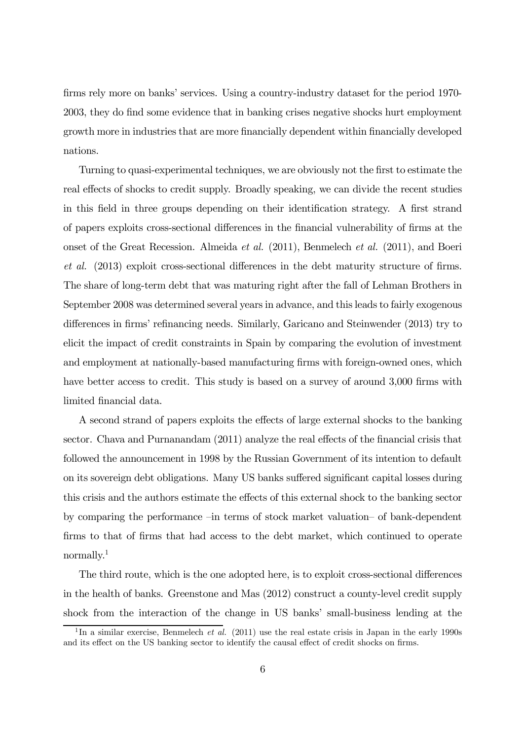firms rely more on banks' services. Using a country-industry dataset for the period 1970-2003, they do find some evidence that in banking crises negative shocks hurt employment growth more in industries that are more financially dependent within financially developed nations.

Turning to quasi-experimental techniques, we are obviously not the first to estimate the real effects of shocks to credit supply. Broadly speaking, we can divide the recent studies in this field in three groups depending on their identification strategy. A first strand of papers exploits cross-sectional differences in the financial vulnerability of firms at the onset of the Great Recession. Almeida *et al.* (2011), Benmelech *et al.* (2011), and Boeri *et al.* (2013) exploit cross-sectional differences in the debt maturity structure of firms. The share of long-term debt that was maturing right after the fall of Lehman Brothers in September 2008 was determined several years in advance, and this leads to fairly exogenous differences in firms' refinancing needs. Similarly, Garicano and Steinwender (2013) try to elicit the impact of credit constraints in Spain by comparing the evolution of investment and employment at nationally-based manufacturing firms with foreign-owned ones, which have better access to credit. This study is based on a survey of around 3,000 firms with limited financial data.

A second strand of papers exploits the effects of large external shocks to the banking sector. Chava and Purnanandam (2011) analyze the real effects of the financial crisis that followed the announcement in 1998 by the Russian Government of its intention to default on its sovereign debt obligations. Many US banks suffered significant capital losses during this crisis and the authors estimate the effects of this external shock to the banking sector by comparing the performance –in terms of stock market valuation– of bank-dependent firms to that of firms that had access to the debt market, which continued to operate normally.[1]

The third route, which is the one adopted here, is to exploit cross-sectional differences in the health of banks. Greenstone and Mas (2012) construct a county-level credit supply shock from the interaction of the change in US banks' small-business lending at the

[1] In a similar exercise, Benmelech *et al.* (2011) use the real estate crisis in Japan in the early 1990s and its effect on the US banking sector to identify the causal effect of credit shocks on firms.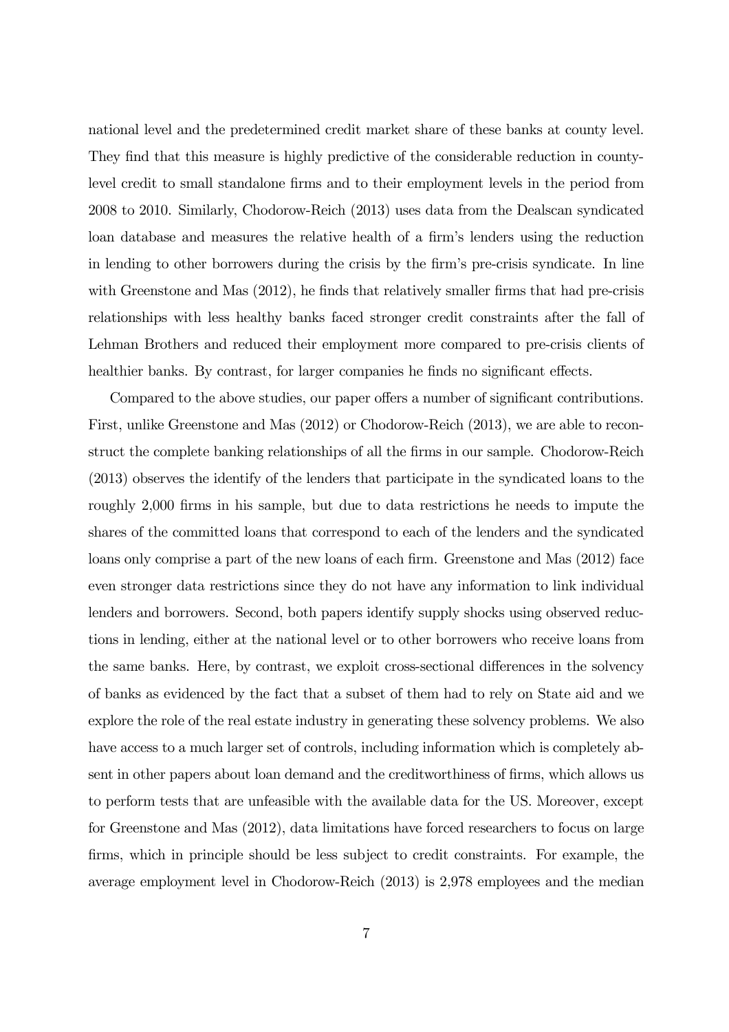national level and the predetermined credit market share of these banks at county level. They find that this measure is highly predictive of the considerable reduction in county-level credit to small standalone firms and to their employment levels in the period from 2008 to 2010. Similarly, Chodorow-Reich (2013) uses data from the Dealscan syndicated loan database and measures the relative health of a firm's lenders using the reduction in lending to other borrowers during the crisis by the firm's pre-crisis syndicate. In line with Greenstone and Mas (2012), he finds that relatively smaller firms that had pre-crisis relationships with less healthy banks faced stronger credit constraints after the fall of Lehman Brothers and reduced their employment more compared to pre-crisis clients of healthier banks. By contrast, for larger companies he finds no significant effects.

Compared to the above studies, our paper offers a number of significant contributions. First, unlike Greenstone and Mas (2012) or Chodorow-Reich (2013), we are able to reconstruct the complete banking relationships of all the firms in our sample. Chodorow-Reich (2013) observes the identify of the lenders that participate in the syndicated loans to the roughly 2,000 firms in his sample, but due to data restrictions he needs to impute the shares of the committed loans that correspond to each of the lenders and the syndicated loans only comprise a part of the new loans of each firm. Greenstone and Mas (2012) face even stronger data restrictions since they do not have any information to link individual lenders and borrowers. Second, both papers identify supply shocks using observed reductions in lending, either at the national level or to other borrowers who receive loans from the same banks. Here, by contrast, we exploit cross-sectional differences in the solvency of banks as evidenced by the fact that a subset of them had to rely on State aid and we explore the role of the real estate industry in generating these solvency problems. We also have access to a much larger set of controls, including information which is completely absent in other papers about loan demand and the creditworthiness of firms, which allows us to perform tests that are unfeasible with the available data for the US. Moreover, except for Greenstone and Mas (2012), data limitations have forced researchers to focus on large firms, which in principle should be less subject to credit constraints. For example, the average employment level in Chodorow-Reich (2013) is 2,978 employees and the median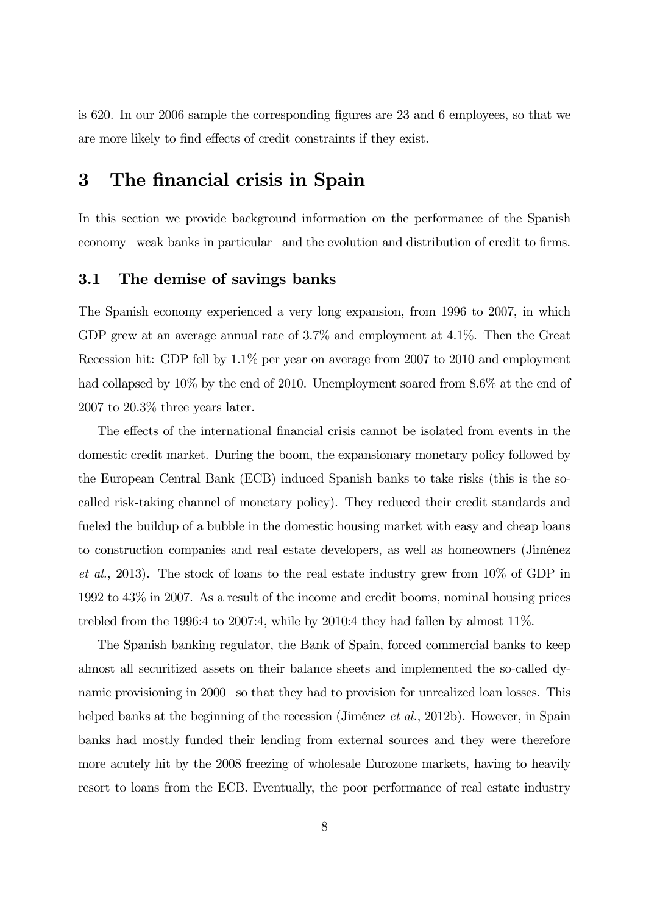is 620. In our 2006 sample the corresponding figures are 23 and 6 employees, so that we are more likely to find effects of credit constraints if they exist.

# 3 The financial crisis in Spain

In this section we provide background information on the performance of the Spanish economy –weak banks in particular– and the evolution and distribution of credit to firms.

## 3.1 The demise of savings banks

The Spanish economy experienced a very long expansion, from 1996 to 2007, in which GDP grew at an average annual rate of 3.7% and employment at 4.1%. Then the Great Recession hit: GDP fell by 1.1% per year on average from 2007 to 2010 and employment had collapsed by 10% by the end of 2010. Unemployment soared from 8.6% at the end of 2007 to 20.3% three years later.

The effects of the international financial crisis cannot be isolated from events in the domestic credit market. During the boom, the expansionary monetary policy followed by the European Central Bank (ECB) induced Spanish banks to take risks (this is the so-called risk-taking channel of monetary policy). They reduced their credit standards and fueled the buildup of a bubble in the domestic housing market with easy and cheap loans to construction companies and real estate developers, as well as homeowners (Jiménez *et al.*, 2013). The stock of loans to the real estate industry grew from 10% of GDP in 1992 to 43% in 2007. As a result of the income and credit booms, nominal housing prices trebled from the 1996:4 to 2007:4, while by 2010:4 they had fallen by almost 11%.

The Spanish banking regulator, the Bank of Spain, forced commercial banks to keep almost all securitized assets on their balance sheets and implemented the so-called dynamic provisioning in 2000 –so that they had to provision for unrealized loan losses. This helped banks at the beginning of the recession (Jiménez *et al.*, 2012b). However, in Spain banks had mostly funded their lending from external sources and they were therefore more acutely hit by the 2008 freezing of wholesale Eurozone markets, having to heavily resort to loans from the ECB. Eventually, the poor performance of real estate industry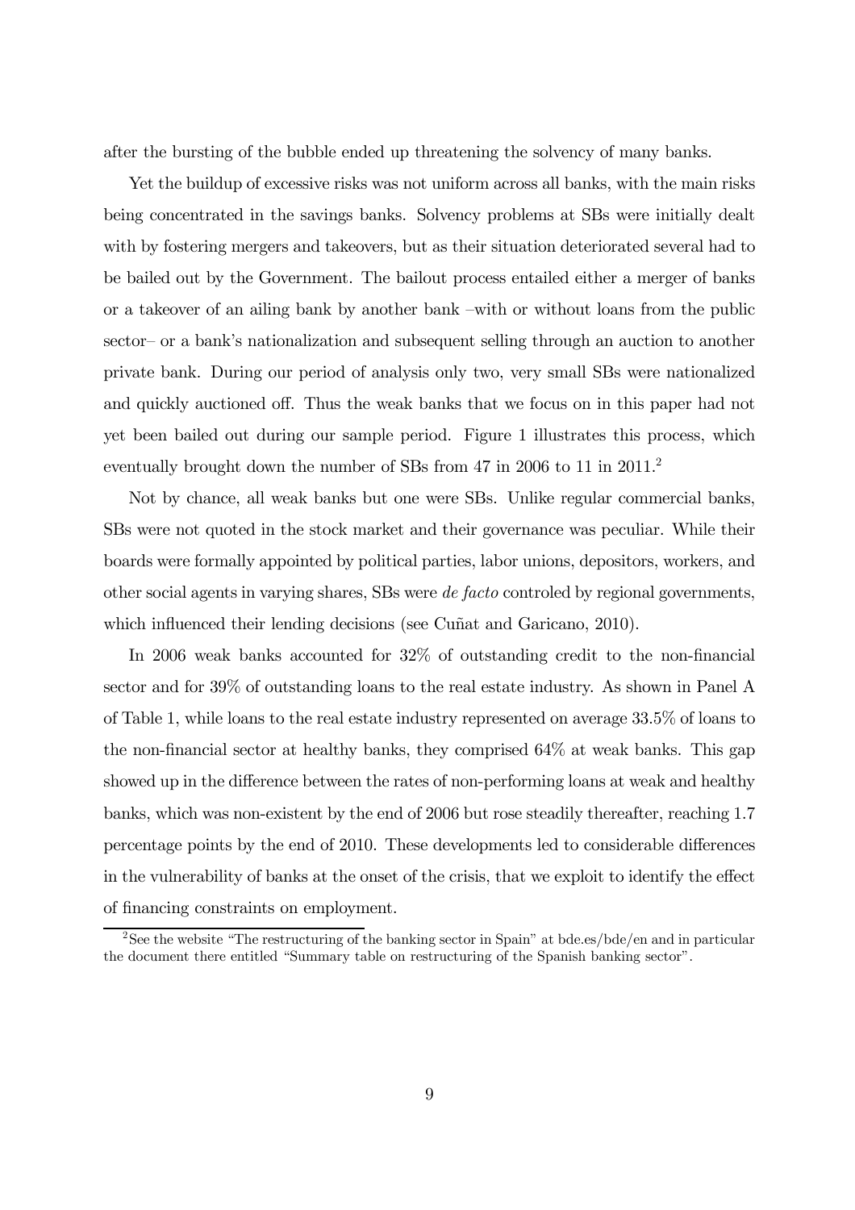after the bursting of the bubble ended up threatening the solvency of many banks.

Yet the buildup of excessive risks was not uniform across all banks, with the main risks being concentrated in the savings banks. Solvency problems at SBs were initially dealt with by fostering mergers and takeovers, but as their situation deteriorated several had to be bailed out by the Government. The bailout process entailed either a merger of banks or a takeover of an ailing bank by another bank –with or without loans from the public sector– or a bank's nationalization and subsequent selling through an auction to another private bank. During our period of analysis only two, very small SBs were nationalized and quickly auctioned off. Thus the weak banks that we focus on in this paper had not yet been bailed out during our sample period. Figure 1 illustrates this process, which eventually brought down the number of SBs from 47 in 2006 to 11 in 2011.[2]

Not by chance, all weak banks but one were SBs. Unlike regular commercial banks, SBs were not quoted in the stock market and their governance was peculiar. While their boards were formally appointed by political parties, labor unions, depositors, workers, and other social agents in varying shares, SBs were *de facto* controled by regional governments, which influenced their lending decisions (see Cuñat and Garicano, 2010).

In 2006 weak banks accounted for 32% of outstanding credit to the non-financial sector and for 39% of outstanding loans to the real estate industry. As shown in Panel A of Table 1, while loans to the real estate industry represented on average 33.5% of loans to the non-financial sector at healthy banks, they comprised 64% at weak banks. This gap showed up in the difference between the rates of non-performing loans at weak and healthy banks, which was non-existent by the end of 2006 but rose steadily thereafter, reaching 1.7 percentage points by the end of 2010. These developments led to considerable differences in the vulnerability of banks at the onset of the crisis, that we exploit to identify the effect of financing constraints on employment.

[2] See the website "The restructuring of the banking sector in Spain" at bde.es/bde/en and in particular the document there entitled "Summary table on restructuring of the Spanish banking sector".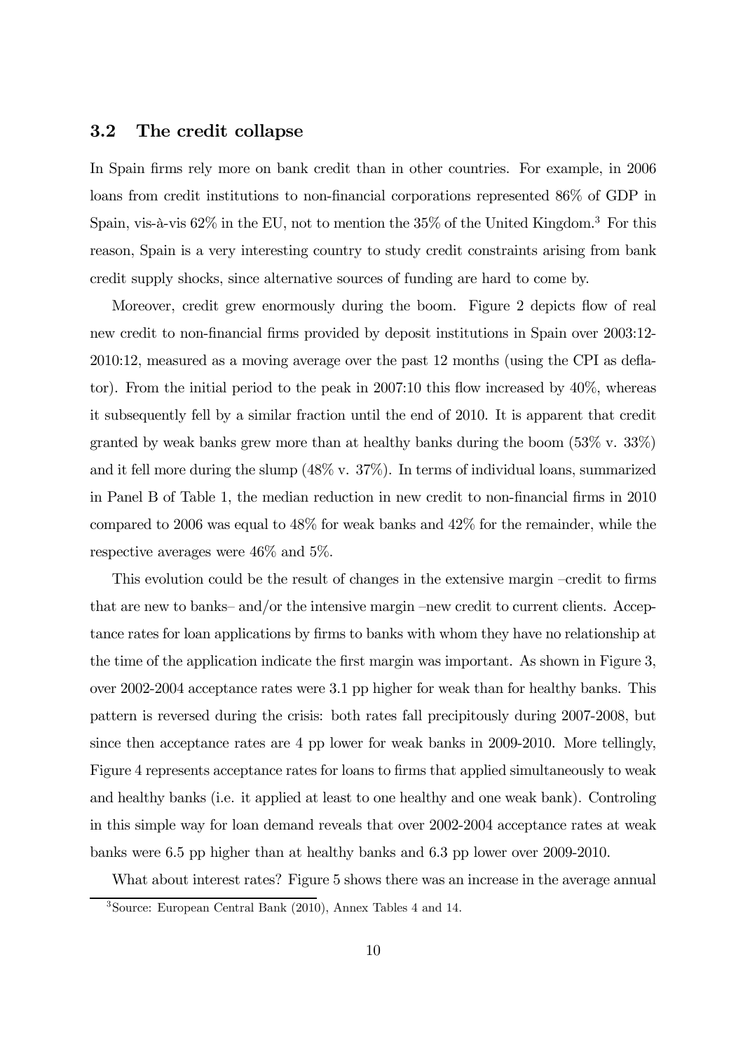### 3.2 The credit collapse

In Spain firms rely more on bank credit than in other countries. For example, in 2006 loans from credit institutions to non-financial corporations represented 86% of GDP in Spain, vis-à-vis 62% in the EU, not to mention the 35% of the United Kingdom.[3] For this reason, Spain is a very interesting country to study credit constraints arising from bank credit supply shocks, since alternative sources of funding are hard to come by.

Moreover, credit grew enormously during the boom. Figure 2 depicts flow of real new credit to non-financial firms provided by deposit institutions in Spain over 2003:12-2010:12, measured as a moving average over the past 12 months (using the CPI as deflator). From the initial period to the peak in 2007:10 this flow increased by 40%, whereas it subsequently fell by a similar fraction until the end of 2010. It is apparent that credit granted by weak banks grew more than at healthy banks during the boom (53% v. 33%) and it fell more during the slump (48% v. 37%). In terms of individual loans, summarized in Panel B of Table 1, the median reduction in new credit to non-financial firms in 2010 compared to 2006 was equal to 48% for weak banks and 42% for the remainder, while the respective averages were 46% and 5%.

This evolution could be the result of changes in the extensive margin –credit to firms that are new to banks– and/or the intensive margin –new credit to current clients. Acceptance rates for loan applications by firms to banks with whom they have no relationship at the time of the application indicate the first margin was important. As shown in Figure 3, over 2002-2004 acceptance rates were 3.1 pp higher for weak than for healthy banks. This pattern is reversed during the crisis: both rates fall precipitously during 2007-2008, but since then acceptance rates are 4 pp lower for weak banks in 2009-2010. More tellingly, Figure 4 represents acceptance rates for loans to firms that applied simultaneously to weak and healthy banks (i.e. it applied at least to one healthy and one weak bank). Controling in this simple way for loan demand reveals that over 2002-2004 acceptance rates at weak banks were 6.5 pp higher than at healthy banks and 6.3 pp lower over 2009-2010.

What about interest rates? Figure 5 shows there was an increase in the average annual

[3] Source: European Central Bank (2010), Annex Tables 4 and 14.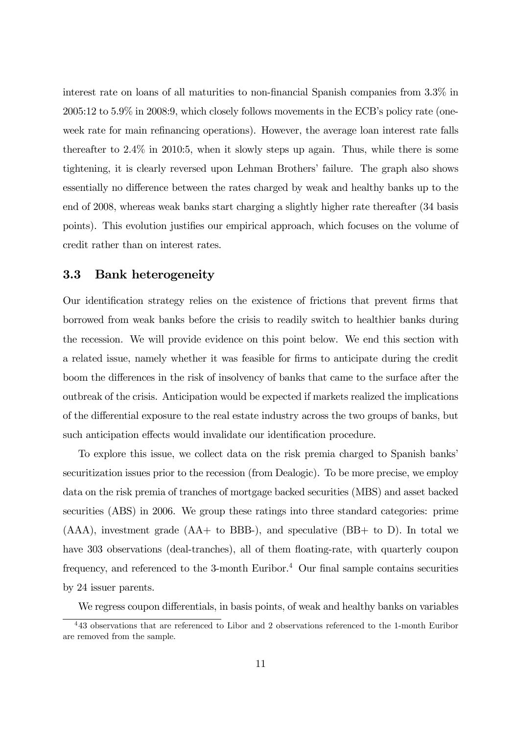interest rate on loans of all maturities to non-financial Spanish companies from 3.3% in 2005:12 to 5.9% in 2008:9, which closely follows movements in the ECB's policy rate (one-week rate for main refinancing operations). However, the average loan interest rate falls thereafter to 2.4% in 2010:5, when it slowly steps up again. Thus, while there is some tightening, it is clearly reversed upon Lehman Brothers' failure. The graph also shows essentially no difference between the rates charged by weak and healthy banks up to the end of 2008, whereas weak banks start charging a slightly higher rate thereafter (34 basis points). This evolution justifies our empirical approach, which focuses on the volume of credit rather than on interest rates.

### 3.3 Bank heterogeneity

Our identification strategy relies on the existence of frictions that prevent firms that borrowed from weak banks before the crisis to readily switch to healthier banks during the recession. We will provide evidence on this point below. We end this section with a related issue, namely whether it was feasible for firms to anticipate during the credit boom the differences in the risk of insolvency of banks that came to the surface after the outbreak of the crisis. Anticipation would be expected if markets realized the implications of the differential exposure to the real estate industry across the two groups of banks, but such anticipation effects would invalidate our identification procedure.

To explore this issue, we collect data on the risk premia charged to Spanish banks' securitization issues prior to the recession (from Dealogic). To be more precise, we employ data on the risk premia of tranches of mortgage backed securities (MBS) and asset backed securities (ABS) in 2006. We group these ratings into three standard categories: prime (AAA), investment grade (AA+ to BBB-), and speculative (BB+ to D). In total we have 303 observations (deal-tranches), all of them floating-rate, with quarterly coupon frequency, and referenced to the 3-month Euribor.[4] Our final sample contains securities by 24 issuer parents.

We regress coupon differentials, in basis points, of weak and healthy banks on variables

[4] 43 observations that are referenced to Libor and 2 observations referenced to the 1-month Euribor are removed from the sample.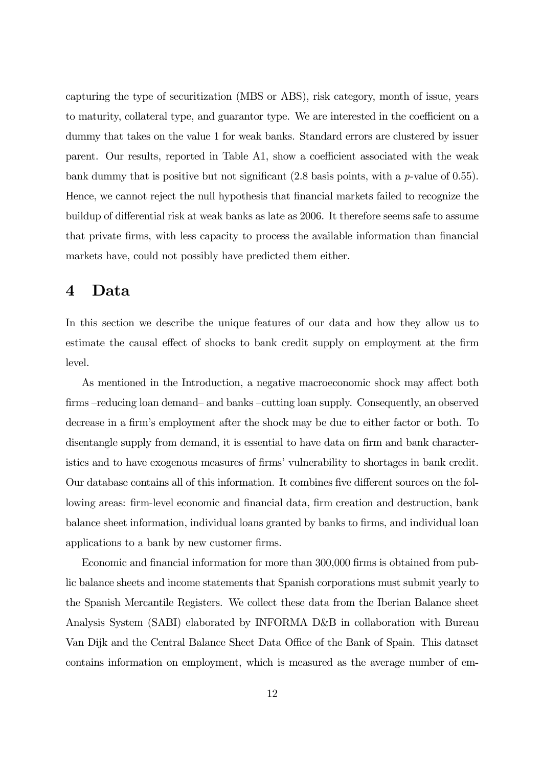capturing the type of securitization (MBS or ABS), risk category, month of issue, years to maturity, collateral type, and guarantor type. We are interested in the coefficient on a dummy that takes on the value 1 for weak banks. Standard errors are clustered by issuer parent. Our results, reported in Table A1, show a coefficient associated with the weak bank dummy that is positive but not significant (2.8 basis points, with a $p$-value of 0.55). Hence, we cannot reject the null hypothesis that financial markets failed to recognize the buildup of differential risk at weak banks as late as 2006. It therefore seems safe to assume that private firms, with less capacity to process the available information than financial markets have, could not possibly have predicted them either.

# 4 Data

In this section we describe the unique features of our data and how they allow us to estimate the causal effect of shocks to bank credit supply on employment at the firm level.

As mentioned in the Introduction, a negative macroeconomic shock may affect both firms –reducing loan demand– and banks –cutting loan supply. Consequently, an observed decrease in a firm's employment after the shock may be due to either factor or both. To disentangle supply from demand, it is essential to have data on firm and bank characteristics and to have exogenous measures of firms' vulnerability to shortages in bank credit. Our database contains all of this information. It combines five different sources on the following areas: firm-level economic and financial data, firm creation and destruction, bank balance sheet information, individual loans granted by banks to firms, and individual loan applications to a bank by new customer firms.

Economic and financial information for more than 300,000 firms is obtained from public balance sheets and income statements that Spanish corporations must submit yearly to the Spanish Mercantile Registers. We collect these data from the Iberian Balance sheet Analysis System (SABI) elaborated by INFORMA D&B in collaboration with Bureau Van Dijk and the Central Balance Sheet Data Office of the Bank of Spain. This dataset contains information on employment, which is measured as the average number of em-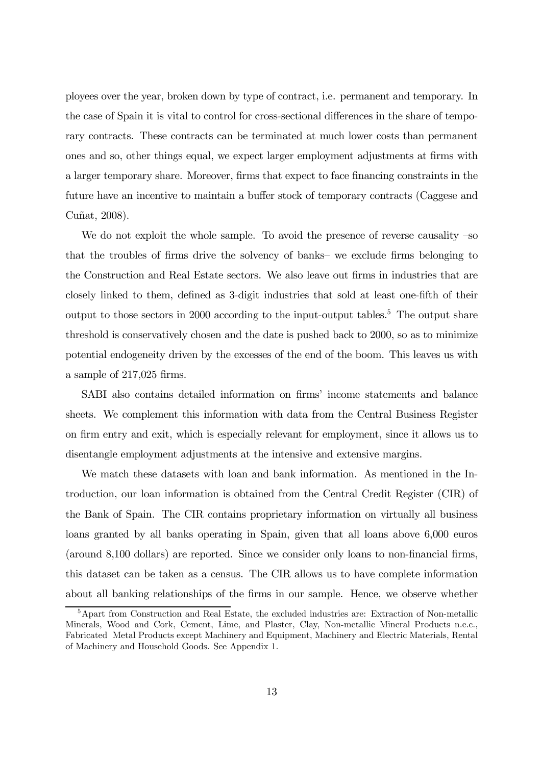ployees over the year, broken down by type of contract, i.e. permanent and temporary. In the case of Spain it is vital to control for cross-sectional differences in the share of temporary contracts. These contracts can be terminated at much lower costs than permanent ones and so, other things equal, we expect larger employment adjustments at firms with a larger temporary share. Moreover, firms that expect to face financing constraints in the future have an incentive to maintain a buffer stock of temporary contracts (Caggese and Cuñat, 2008).

We do not exploit the whole sample. To avoid the presence of reverse causality –so that the troubles of firms drive the solvency of banks– we exclude firms belonging to the Construction and Real Estate sectors. We also leave out firms in industries that are closely linked to them, defined as 3-digit industries that sold at least one-fifth of their output to those sectors in 2000 according to the input-output tables.[5] The output share threshold is conservatively chosen and the date is pushed back to 2000, so as to minimize potential endogeneity driven by the excesses of the end of the boom. This leaves us with a sample of 217,025 firms.

SABI also contains detailed information on firms' income statements and balance sheets. We complement this information with data from the Central Business Register on firm entry and exit, which is especially relevant for employment, since it allows us to disentangle employment adjustments at the intensive and extensive margins.

We match these datasets with loan and bank information. As mentioned in the Introduction, our loan information is obtained from the Central Credit Register (CIR) of the Bank of Spain. The CIR contains proprietary information on virtually all business loans granted by all banks operating in Spain, given that all loans above 6,000 euros (around 8,100 dollars) are reported. Since we consider only loans to non-financial firms, this dataset can be taken as a census. The CIR allows us to have complete information about all banking relationships of the firms in our sample. Hence, we observe whether

[5] Apart from Construction and Real Estate, the excluded industries are: Extraction of Non-metallic Minerals, Wood and Cork, Cement, Lime, and Plaster, Clay, Non-metallic Mineral Products n.e.c., Fabricated Metal Products except Machinery and Equipment, Machinery and Electric Materials, Rental of Machinery and Household Goods. See Appendix 1.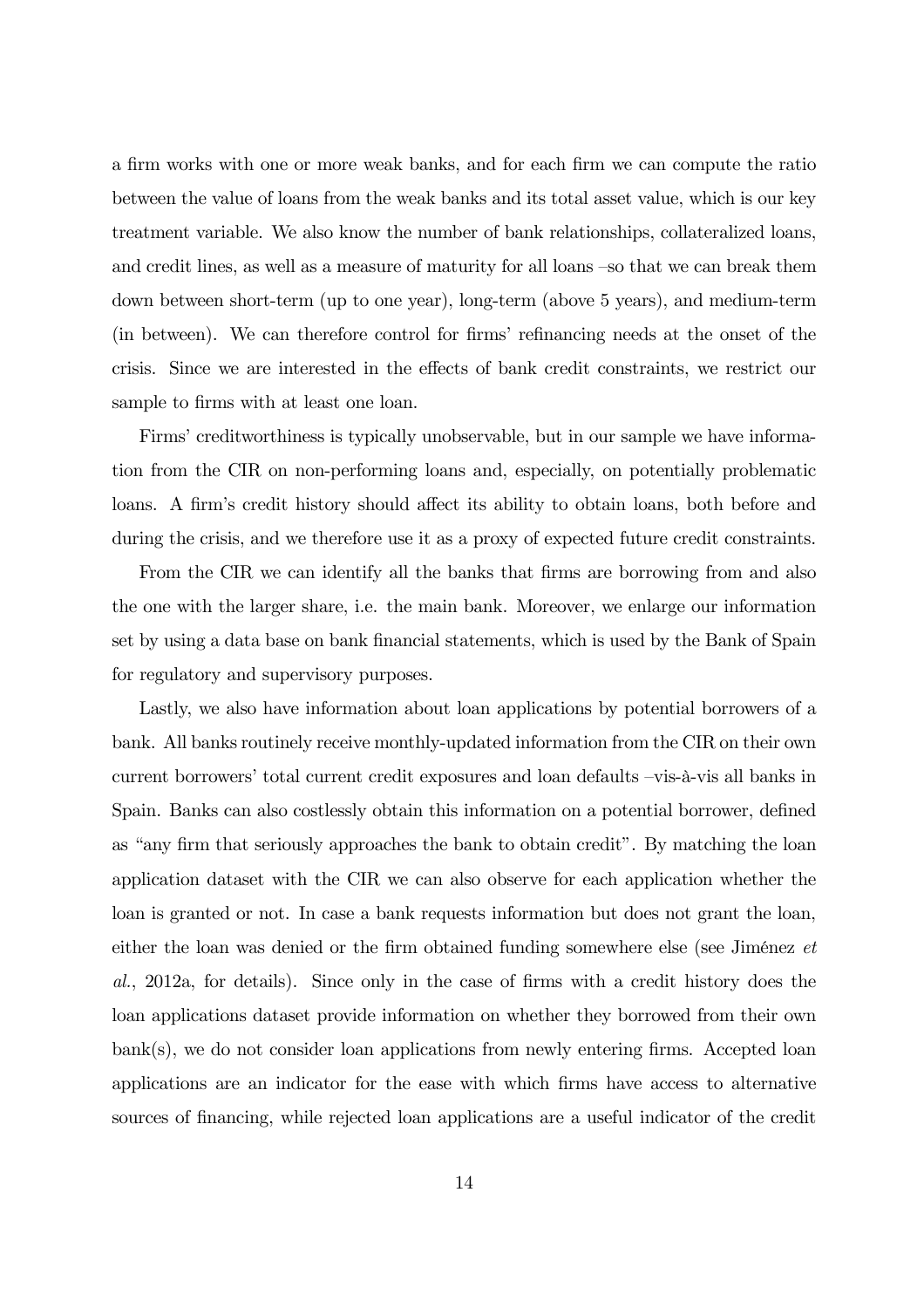a firm works with one or more weak banks, and for each firm we can compute the ratio between the value of loans from the weak banks and its total asset value, which is our key treatment variable. We also know the number of bank relationships, collateralized loans, and credit lines, as well as a measure of maturity for all loans –so that we can break them down between short-term (up to one year), long-term (above 5 years), and medium-term (in between). We can therefore control for firms' refinancing needs at the onset of the crisis. Since we are interested in the effects of bank credit constraints, we restrict our sample to firms with at least one loan.

Firms' creditworthiness is typically unobservable, but in our sample we have information from the CIR on non-performing loans and, especially, on potentially problematic loans. A firm's credit history should affect its ability to obtain loans, both before and during the crisis, and we therefore use it as a proxy of expected future credit constraints.

From the CIR we can identify all the banks that firms are borrowing from and also the one with the larger share, i.e. the main bank. Moreover, we enlarge our information set by using a data base on bank financial statements, which is used by the Bank of Spain for regulatory and supervisory purposes.

Lastly, we also have information about loan applications by potential borrowers of a bank. All banks routinely receive monthly-updated information from the CIR on their own current borrowers' total current credit exposures and loan defaults –vis-à-vis all banks in Spain. Banks can also costlessly obtain this information on a potential borrower, defined as "any firm that seriously approaches the bank to obtain credit". By matching the loan application dataset with the CIR we can also observe for each application whether the loan is granted or not. In case a bank requests information but does not grant the loan, either the loan was denied or the firm obtained funding somewhere else (see Jiménez *et al.*, 2012a, for details). Since only in the case of firms with a credit history does the loan applications dataset provide information on whether they borrowed from their own bank(s), we do not consider loan applications from newly entering firms. Accepted loan applications are an indicator for the ease with which firms have access to alternative sources of financing, while rejected loan applications are a useful indicator of the credit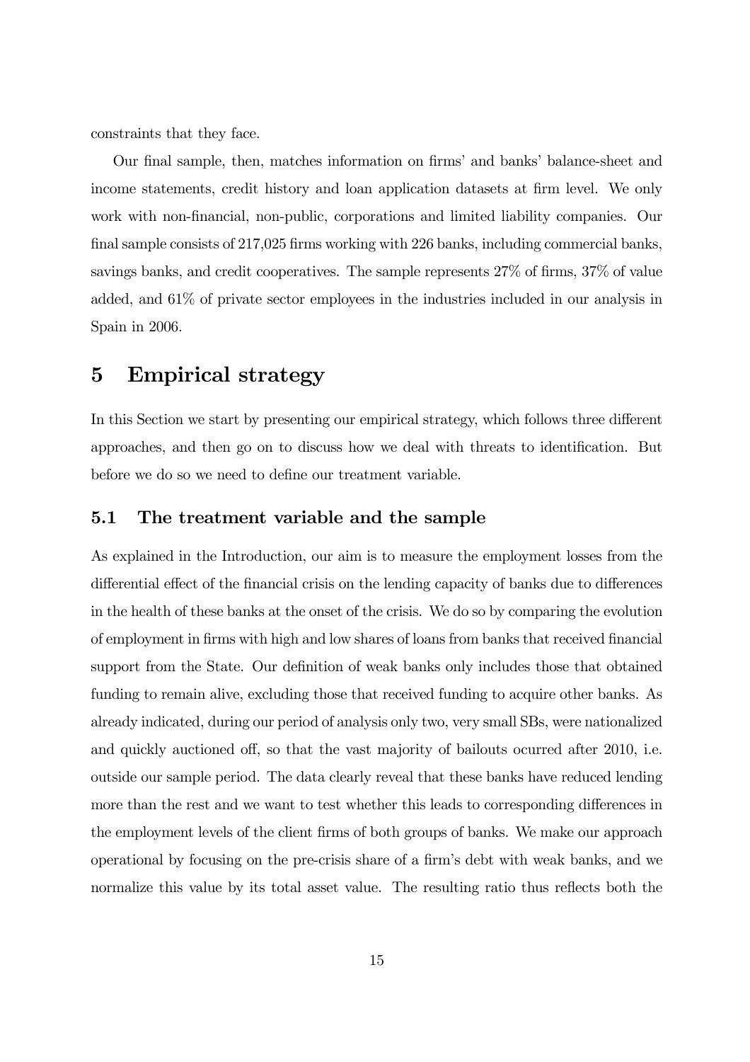constraints that they face.

Our final sample, then, matches information on firms' and banks' balance-sheet and income statements, credit history and loan application datasets at firm level. We only work with non-financial, non-public, corporations and limited liability companies. Our final sample consists of 217,025 firms working with 226 banks, including commercial banks, savings banks, and credit cooperatives. The sample represents 27% of firms, 37% of value added, and 61% of private sector employees in the industries included in our analysis in Spain in 2006.

# 5 Empirical strategy

In this Section we start by presenting our empirical strategy, which follows three different approaches, and then go on to discuss how we deal with threats to identification. But before we do so we need to define our treatment variable.

## 5.1 The treatment variable and the sample

As explained in the Introduction, our aim is to measure the employment losses from the differential effect of the financial crisis on the lending capacity of banks due to differences in the health of these banks at the onset of the crisis. We do so by comparing the evolution of employment in firms with high and low shares of loans from banks that received financial support from the State. Our definition of weak banks only includes those that obtained funding to remain alive, excluding those that received funding to acquire other banks. As already indicated, during our period of analysis only two, very small SBs, were nationalized and quickly auctioned off, so that the vast majority of bailouts ocurred after 2010, i.e. outside our sample period. The data clearly reveal that these banks have reduced lending more than the rest and we want to test whether this leads to corresponding differences in the employment levels of the client firms of both groups of banks. We make our approach operational by focusing on the pre-crisis share of a firm's debt with weak banks, and we normalize this value by its total asset value. The resulting ratio thus reflects both the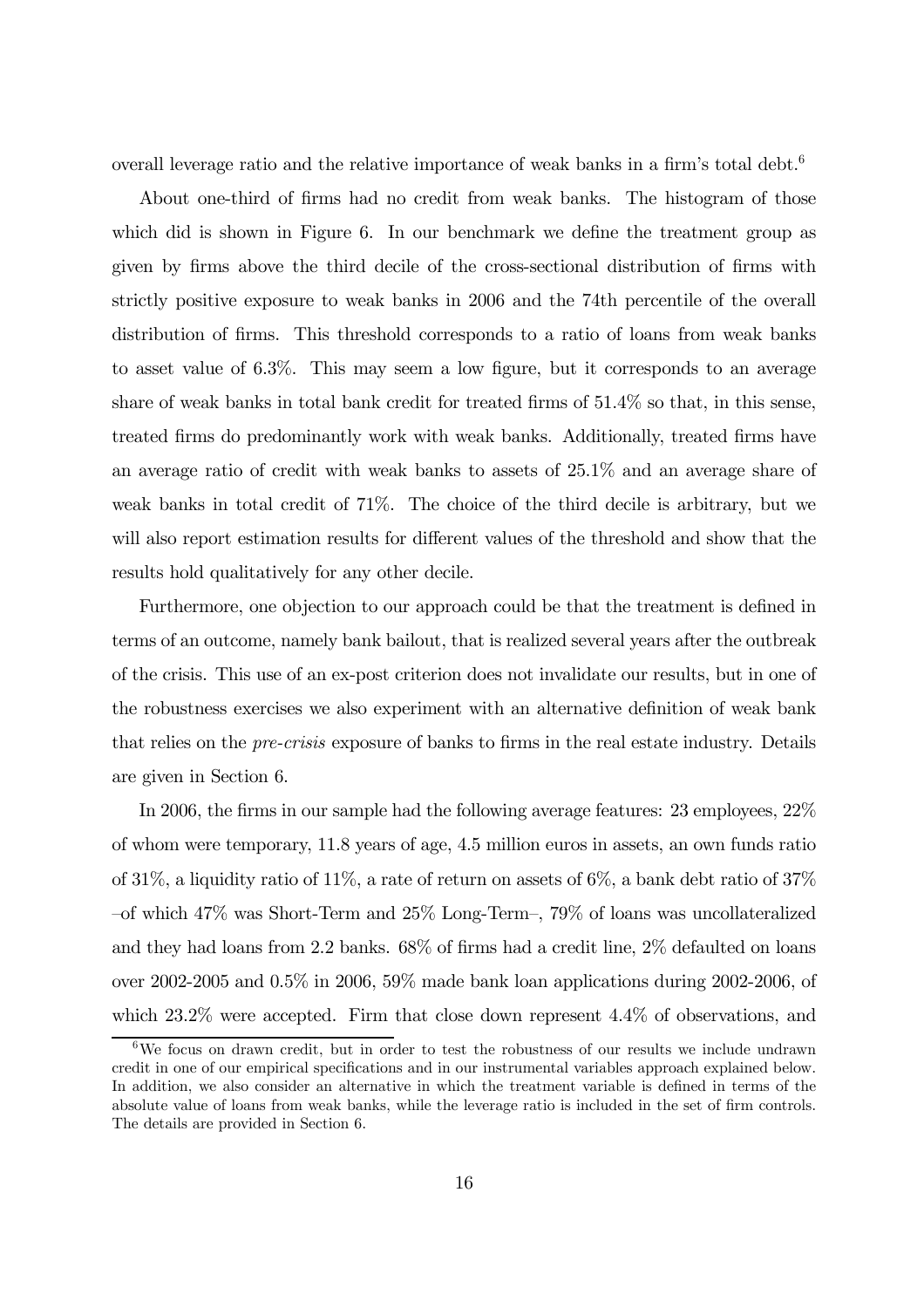overall leverage ratio and the relative importance of weak banks in a firm's total debt.[6]

About one-third of firms had no credit from weak banks. The histogram of those which did is shown in Figure 6. In our benchmark we define the treatment group as given by firms above the third decile of the cross-sectional distribution of firms with strictly positive exposure to weak banks in 2006 and the 74th percentile of the overall distribution of firms. This threshold corresponds to a ratio of loans from weak banks to asset value of 6.3%. This may seem a low figure, but it corresponds to an average share of weak banks in total bank credit for treated firms of 51.4% so that, in this sense, treated firms do predominantly work with weak banks. Additionally, treated firms have an average ratio of credit with weak banks to assets of 25.1% and an average share of weak banks in total credit of 71%. The choice of the third decile is arbitrary, but we will also report estimation results for different values of the threshold and show that the results hold qualitatively for any other decile.

Furthermore, one objection to our approach could be that the treatment is defined in terms of an outcome, namely bank bailout, that is realized several years after the outbreak of the crisis. This use of an ex-post criterion does not invalidate our results, but in one of the robustness exercises we also experiment with an alternative definition of weak bank that relies on the *pre-crisis* exposure of banks to firms in the real estate industry. Details are given in Section 6.

In 2006, the firms in our sample had the following average features: 23 employees, 22% of whom were temporary, 11.8 years of age, 4.5 million euros in assets, an own funds ratio of 31%, a liquidity ratio of 11%, a rate of return on assets of 6%, a bank debt ratio of 37% –of which 47% was Short-Term and 25% Long-Term–, 79% of loans was uncollateralized and they had loans from 2.2 banks. 68% of firms had a credit line, 2% defaulted on loans over 2002-2005 and 0.5% in 2006, 59% made bank loan applications during 2002-2006, of which 23.2% were accepted. Firm that close down represent 4.4% of observations, and

[6] We focus on drawn credit, but in order to test the robustness of our results we include undrawn credit in one of our empirical specifications and in our instrumental variables approach explained below. In addition, we also consider an alternative in which the treatment variable is defined in terms of the absolute value of loans from weak banks, while the leverage ratio is included in the set of firm controls. The details are provided in Section 6.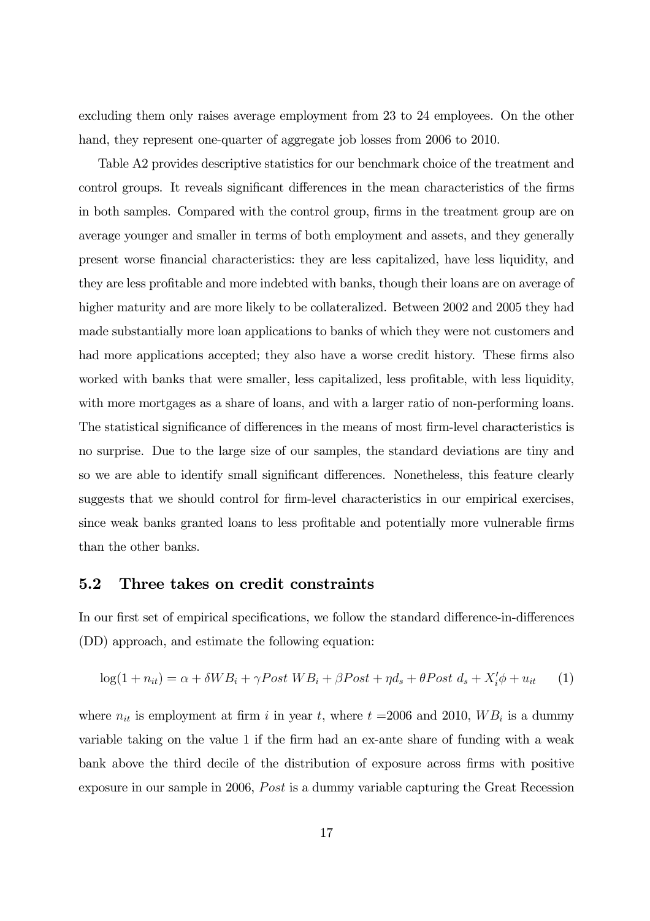excluding them only raises average employment from 23 to 24 employees. On the other hand, they represent one-quarter of aggregate job losses from 2006 to 2010.

Table A2 provides descriptive statistics for our benchmark choice of the treatment and control groups. It reveals significant differences in the mean characteristics of the firms in both samples. Compared with the control group, firms in the treatment group are on average younger and smaller in terms of both employment and assets, and they generally present worse financial characteristics: they are less capitalized, have less liquidity, and they are less profitable and more indebted with banks, though their loans are on average of higher maturity and are more likely to be collateralized. Between 2002 and 2005 they had made substantially more loan applications to banks of which they were not customers and had more applications accepted; they also have a worse credit history. These firms also worked with banks that were smaller, less capitalized, less profitable, with less liquidity, with more mortgages as a share of loans, and with a larger ratio of non-performing loans. The statistical significance of differences in the means of most firm-level characteristics is no surprise. Due to the large size of our samples, the standard deviations are tiny and so we are able to identify small significant differences. Nonetheless, this feature clearly suggests that we should control for firm-level characteristics in our empirical exercises, since weak banks granted loans to less profitable and potentially more vulnerable firms than the other banks.

## 5.2 Three takes on credit constraints

In our first set of empirical specifications, we follow the standard difference-in-differences (DD) approach, and estimate the following equation:

$$\log(1 + n_{it}) = \alpha + \delta WB_i + \gamma Post\ WB_i + \beta Post + \eta d_s + \theta Post\ d_s + X_i'\phi + u_{it} \qquad (1)$$

where $n_{it}$ is employment at firm $i$ in year $t$, where $t$ =2006 and 2010, $WB_i$ is a dummy variable taking on the value 1 if the firm had an ex-ante share of funding with a weak bank above the third decile of the distribution of exposure across firms with positive exposure in our sample in 2006, $Post$ is a dummy variable capturing the Great Recession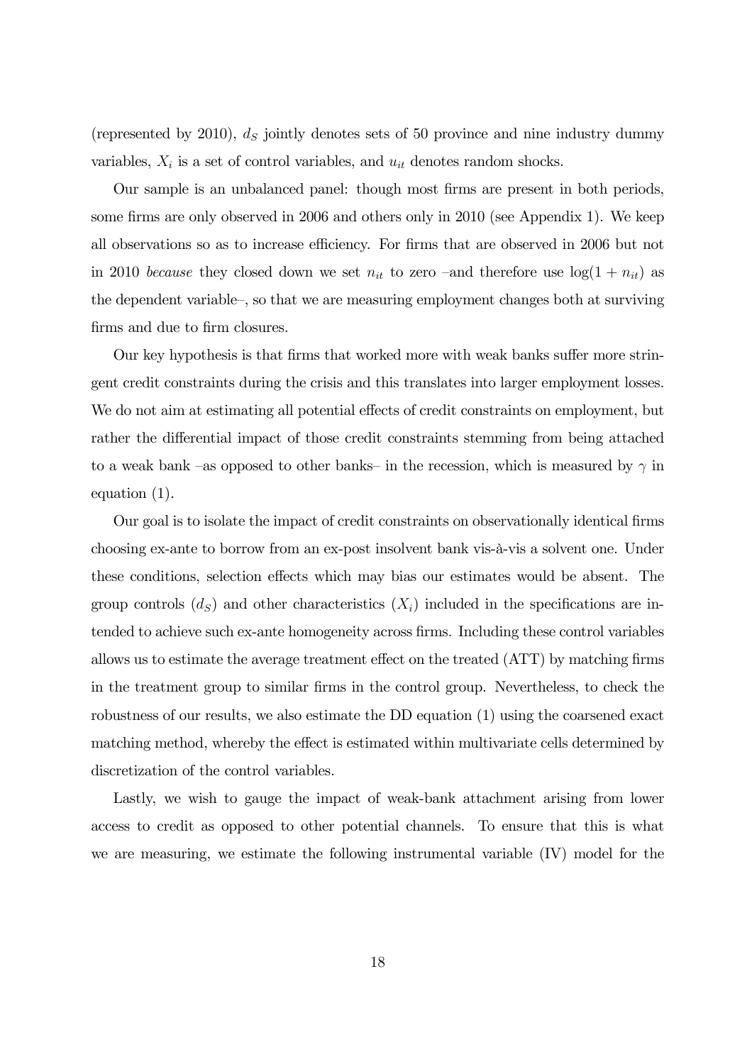(represented by 2010), $d_S$ jointly denotes sets of 50 province and nine industry dummy variables, $X_i$ is a set of control variables, and $u_{it}$ denotes random shocks.

Our sample is an unbalanced panel: though most firms are present in both periods, some firms are only observed in 2006 and others only in 2010 (see Appendix 1). We keep all observations so as to increase efficiency. For firms that are observed in 2006 but not in 2010 *because* they closed down we set $n_{it}$ to zero –and therefore use $\log(1 + n_{it})$ as the dependent variable–, so that we are measuring employment changes both at surviving firms and due to firm closures.

Our key hypothesis is that firms that worked more with weak banks suffer more stringent credit constraints during the crisis and this translates into larger employment losses. We do not aim at estimating all potential effects of credit constraints on employment, but rather the differential impact of those credit constraints stemming from being attached to a weak bank –as opposed to other banks– in the recession, which is measured by $\gamma$ in equation (1).

Our goal is to isolate the impact of credit constraints on observationally identical firms choosing ex-ante to borrow from an ex-post insolvent bank vis-à-vis a solvent one. Under these conditions, selection effects which may bias our estimates would be absent. The group controls ($d_S$) and other characteristics ($X_i$) included in the specifications are intended to achieve such ex-ante homogeneity across firms. Including these control variables allows us to estimate the average treatment effect on the treated (ATT) by matching firms in the treatment group to similar firms in the control group. Nevertheless, to check the robustness of our results, we also estimate the DD equation (1) using the coarsened exact matching method, whereby the effect is estimated within multivariate cells determined by discretization of the control variables.

Lastly, we wish to gauge the impact of weak-bank attachment arising from lower access to credit as opposed to other potential channels. To ensure that this is what we are measuring, we estimate the following instrumental variable (IV) model for the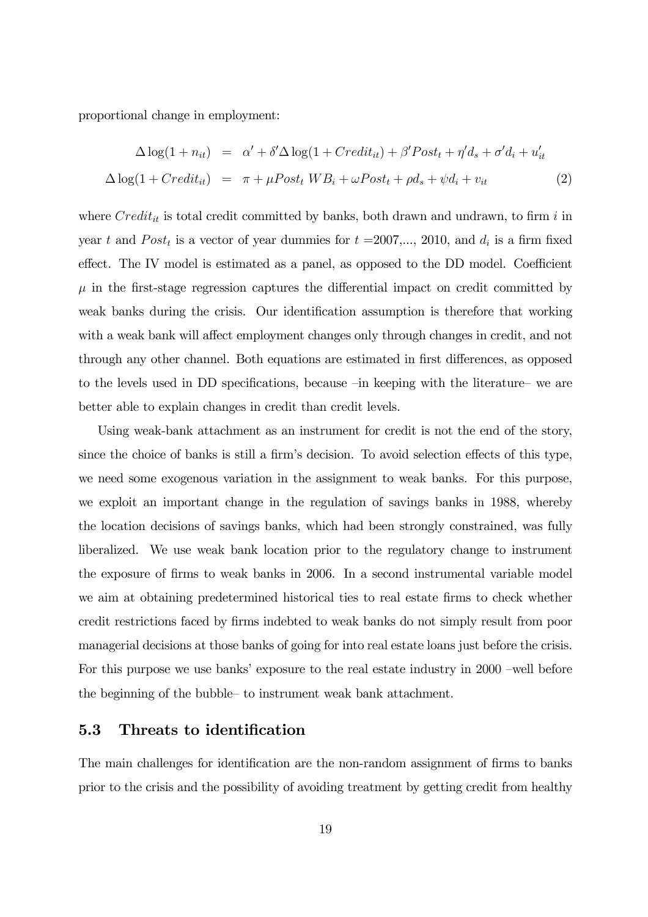proportional change in employment:

$$
\begin{aligned}
\Delta \log(1 + n_{it}) &= \alpha' + \delta' \Delta \log(1 + Credit_{it}) + \beta' Post_t + \eta' d_s + \sigma' d_i + u'_{it} \\
\Delta \log(1 + Credit_{it}) &= \pi + \mu Post_t \; WB_i + \omega Post_t + \rho d_s + \psi d_i + v_{it} \qquad (2)
\end{aligned}
$$

where $Credit_{it}$ is total credit committed by banks, both drawn and undrawn, to firm $i$ in year $t$ and $Post_t$ is a vector of year dummies for $t$ =2007,..., 2010, and $d_i$ is a firm fixed effect. The IV model is estimated as a panel, as opposed to the DD model. Coefficient $\mu$ in the first-stage regression captures the differential impact on credit committed by weak banks during the crisis. Our identification assumption is therefore that working with a weak bank will affect employment changes only through changes in credit, and not through any other channel. Both equations are estimated in first differences, as opposed to the levels used in DD specifications, because –in keeping with the literature– we are better able to explain changes in credit than credit levels.

Using weak-bank attachment as an instrument for credit is not the end of the story, since the choice of banks is still a firm's decision. To avoid selection effects of this type, we need some exogenous variation in the assignment to weak banks. For this purpose, we exploit an important change in the regulation of savings banks in 1988, whereby the location decisions of savings banks, which had been strongly constrained, was fully liberalized. We use weak bank location prior to the regulatory change to instrument the exposure of firms to weak banks in 2006. In a second instrumental variable model we aim at obtaining predetermined historical ties to real estate firms to check whether credit restrictions faced by firms indebted to weak banks do not simply result from poor managerial decisions at those banks of going for into real estate loans just before the crisis. For this purpose we use banks' exposure to the real estate industry in 2000 –well before the beginning of the bubble– to instrument weak bank attachment.

## 5.3 Threats to identification

The main challenges for identification are the non-random assignment of firms to banks prior to the crisis and the possibility of avoiding treatment by getting credit from healthy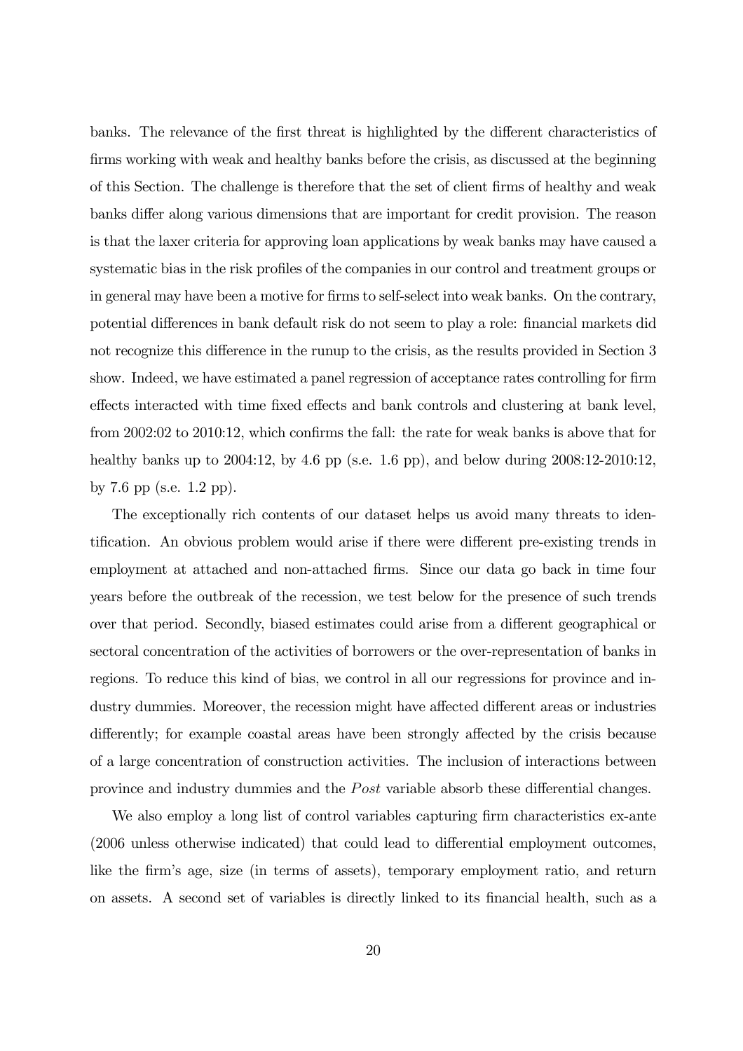banks. The relevance of the first threat is highlighted by the different characteristics of firms working with weak and healthy banks before the crisis, as discussed at the beginning of this Section. The challenge is therefore that the set of client firms of healthy and weak banks differ along various dimensions that are important for credit provision. The reason is that the laxer criteria for approving loan applications by weak banks may have caused a systematic bias in the risk profiles of the companies in our control and treatment groups or in general may have been a motive for firms to self-select into weak banks. On the contrary, potential differences in bank default risk do not seem to play a role: financial markets did not recognize this difference in the runup to the crisis, as the results provided in Section 3 show. Indeed, we have estimated a panel regression of acceptance rates controlling for firm effects interacted with time fixed effects and bank controls and clustering at bank level, from 2002:02 to 2010:12, which confirms the fall: the rate for weak banks is above that for healthy banks up to 2004:12, by 4.6 pp (s.e. 1.6 pp), and below during 2008:12-2010:12, by 7.6 pp (s.e. 1.2 pp).

The exceptionally rich contents of our dataset helps us avoid many threats to identification. An obvious problem would arise if there were different pre-existing trends in employment at attached and non-attached firms. Since our data go back in time four years before the outbreak of the recession, we test below for the presence of such trends over that period. Secondly, biased estimates could arise from a different geographical or sectoral concentration of the activities of borrowers or the over-representation of banks in regions. To reduce this kind of bias, we control in all our regressions for province and industry dummies. Moreover, the recession might have affected different areas or industries differently; for example coastal areas have been strongly affected by the crisis because of a large concentration of construction activities. The inclusion of interactions between province and industry dummies and the *Post* variable absorb these differential changes.

We also employ a long list of control variables capturing firm characteristics ex-ante (2006 unless otherwise indicated) that could lead to differential employment outcomes, like the firm's age, size (in terms of assets), temporary employment ratio, and return on assets. A second set of variables is directly linked to its financial health, such as a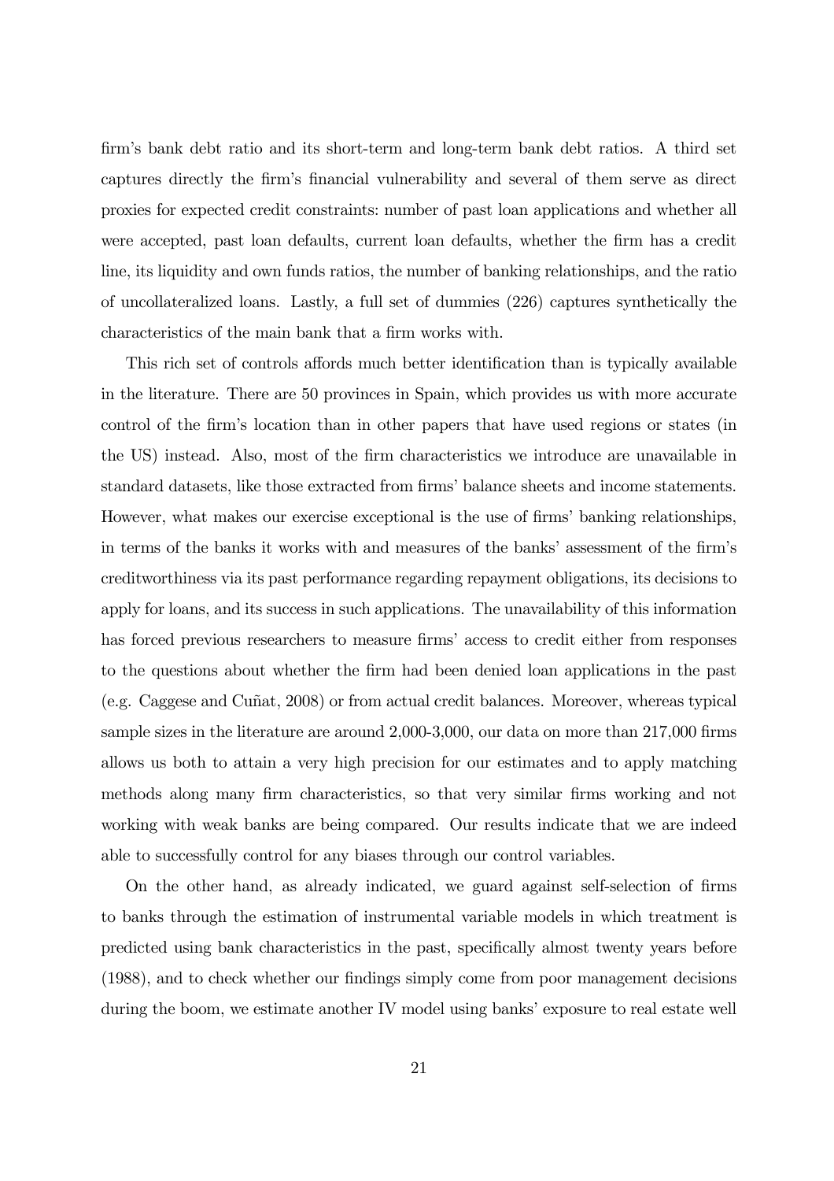firm's bank debt ratio and its short-term and long-term bank debt ratios. A third set captures directly the firm's financial vulnerability and several of them serve as direct proxies for expected credit constraints: number of past loan applications and whether all were accepted, past loan defaults, current loan defaults, whether the firm has a credit line, its liquidity and own funds ratios, the number of banking relationships, and the ratio of uncollateralized loans. Lastly, a full set of dummies (226) captures synthetically the characteristics of the main bank that a firm works with.

This rich set of controls affords much better identification than is typically available in the literature. There are 50 provinces in Spain, which provides us with more accurate control of the firm's location than in other papers that have used regions or states (in the US) instead. Also, most of the firm characteristics we introduce are unavailable in standard datasets, like those extracted from firms' balance sheets and income statements. However, what makes our exercise exceptional is the use of firms' banking relationships, in terms of the banks it works with and measures of the banks' assessment of the firm's creditworthiness via its past performance regarding repayment obligations, its decisions to apply for loans, and its success in such applications. The unavailability of this information has forced previous researchers to measure firms' access to credit either from responses to the questions about whether the firm had been denied loan applications in the past (e.g. Caggese and Cuñat, 2008) or from actual credit balances. Moreover, whereas typical sample sizes in the literature are around 2,000-3,000, our data on more than 217,000 firms allows us both to attain a very high precision for our estimates and to apply matching methods along many firm characteristics, so that very similar firms working and not working with weak banks are being compared. Our results indicate that we are indeed able to successfully control for any biases through our control variables.

On the other hand, as already indicated, we guard against self-selection of firms to banks through the estimation of instrumental variable models in which treatment is predicted using bank characteristics in the past, specifically almost twenty years before (1988), and to check whether our findings simply come from poor management decisions during the boom, we estimate another IV model using banks' exposure to real estate well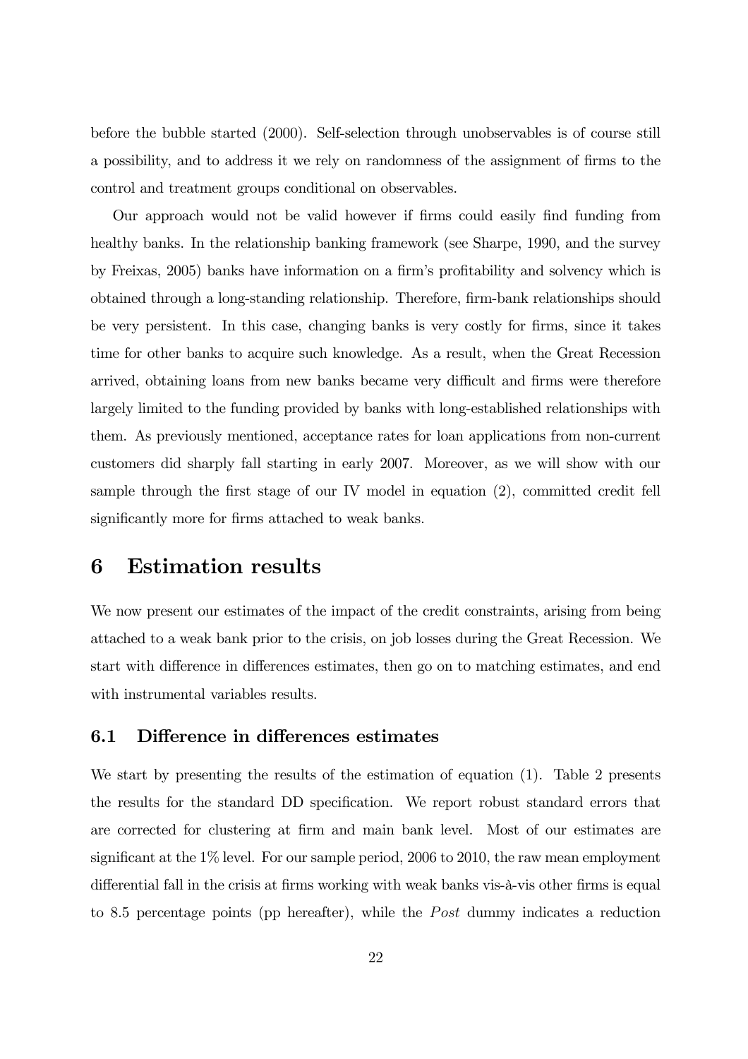before the bubble started (2000). Self-selection through unobservables is of course still a possibility, and to address it we rely on randomness of the assignment of firms to the control and treatment groups conditional on observables.

Our approach would not be valid however if firms could easily find funding from healthy banks. In the relationship banking framework (see Sharpe, 1990, and the survey by Freixas, 2005) banks have information on a firm's profitability and solvency which is obtained through a long-standing relationship. Therefore, firm-bank relationships should be very persistent. In this case, changing banks is very costly for firms, since it takes time for other banks to acquire such knowledge. As a result, when the Great Recession arrived, obtaining loans from new banks became very difficult and firms were therefore largely limited to the funding provided by banks with long-established relationships with them. As previously mentioned, acceptance rates for loan applications from non-current customers did sharply fall starting in early 2007. Moreover, as we will show with our sample through the first stage of our IV model in equation (2), committed credit fell significantly more for firms attached to weak banks.

# 6 Estimation results

We now present our estimates of the impact of the credit constraints, arising from being attached to a weak bank prior to the crisis, on job losses during the Great Recession. We start with difference in differences estimates, then go on to matching estimates, and end with instrumental variables results.

## 6.1 Difference in differences estimates

We start by presenting the results of the estimation of equation (1). Table 2 presents the results for the standard DD specification. We report robust standard errors that are corrected for clustering at firm and main bank level. Most of our estimates are significant at the 1% level. For our sample period, 2006 to 2010, the raw mean employment differential fall in the crisis at firms working with weak banks vis-à-vis other firms is equal to 8.5 percentage points (pp hereafter), while the *Post* dummy indicates a reduction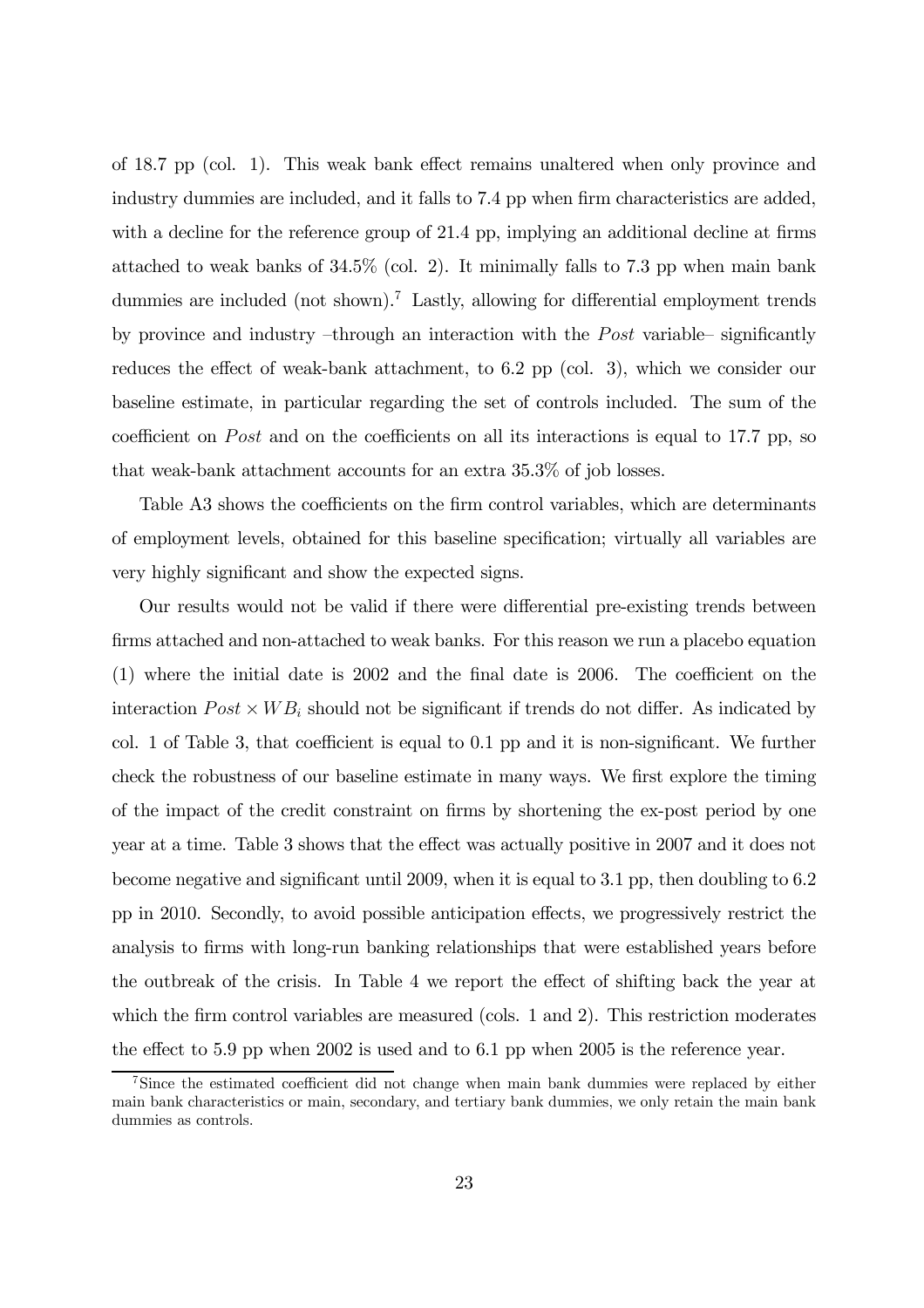of 18.7 pp (col. 1). This weak bank effect remains unaltered when only province and industry dummies are included, and it falls to 7.4 pp when firm characteristics are added, with a decline for the reference group of 21.4 pp, implying an additional decline at firms attached to weak banks of 34.5% (col. 2). It minimally falls to 7.3 pp when main bank dummies are included (not shown).[7] Lastly, allowing for differential employment trends by province and industry –through an interaction with the *Post* variable– significantly reduces the effect of weak-bank attachment, to 6.2 pp (col. 3), which we consider our baseline estimate, in particular regarding the set of controls included. The sum of the coefficient on *Post* and on the coefficients on all its interactions is equal to 17.7 pp, so that weak-bank attachment accounts for an extra 35.3% of job losses.

Table A3 shows the coefficients on the firm control variables, which are determinants of employment levels, obtained for this baseline specification; virtually all variables are very highly significant and show the expected signs.

Our results would not be valid if there were differential pre-existing trends between firms attached and non-attached to weak banks. For this reason we run a placebo equation (1) where the initial date is 2002 and the final date is 2006. The coefficient on the interaction $Post \times WB_i$ should not be significant if trends do not differ. As indicated by col. 1 of Table 3, that coefficient is equal to 0.1 pp and it is non-significant. We further check the robustness of our baseline estimate in many ways. We first explore the timing of the impact of the credit constraint on firms by shortening the ex-post period by one year at a time. Table 3 shows that the effect was actually positive in 2007 and it does not become negative and significant until 2009, when it is equal to 3.1 pp, then doubling to 6.2 pp in 2010. Secondly, to avoid possible anticipation effects, we progressively restrict the analysis to firms with long-run banking relationships that were established years before the outbreak of the crisis. In Table 4 we report the effect of shifting back the year at which the firm control variables are measured (cols. 1 and 2). This restriction moderates the effect to 5.9 pp when 2002 is used and to 6.1 pp when 2005 is the reference year.

[7] Since the estimated coefficient did not change when main bank dummies were replaced by either main bank characteristics or main, secondary, and tertiary bank dummies, we only retain the main bank dummies as controls.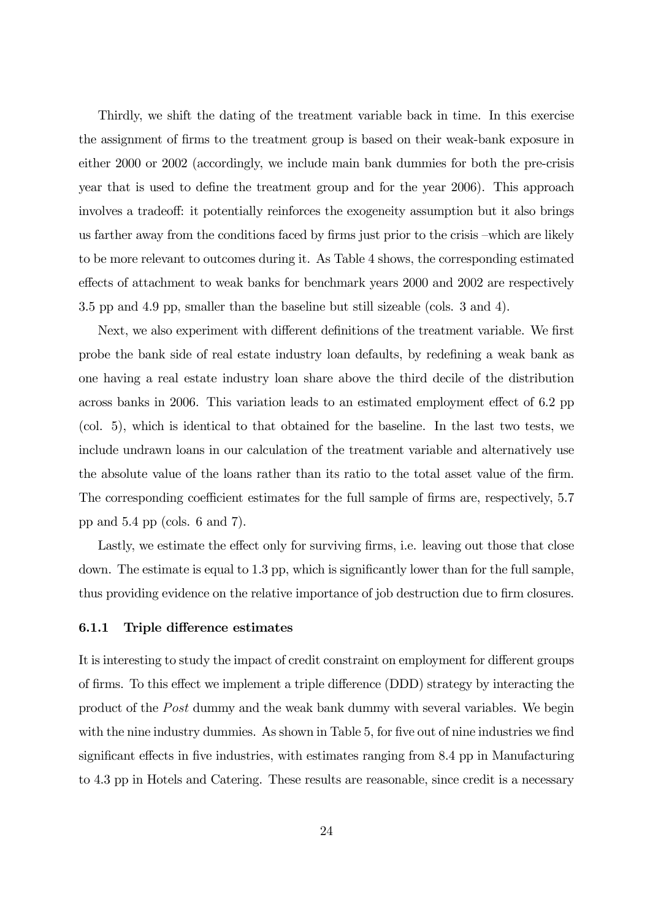Thirdly, we shift the dating of the treatment variable back in time. In this exercise the assignment of firms to the treatment group is based on their weak-bank exposure in either 2000 or 2002 (accordingly, we include main bank dummies for both the pre-crisis year that is used to define the treatment group and for the year 2006). This approach involves a tradeoff: it potentially reinforces the exogeneity assumption but it also brings us farther away from the conditions faced by firms just prior to the crisis –which are likely to be more relevant to outcomes during it. As Table 4 shows, the corresponding estimated effects of attachment to weak banks for benchmark years 2000 and 2002 are respectively 3.5 pp and 4.9 pp, smaller than the baseline but still sizeable (cols. 3 and 4).

Next, we also experiment with different definitions of the treatment variable. We first probe the bank side of real estate industry loan defaults, by redefining a weak bank as one having a real estate industry loan share above the third decile of the distribution across banks in 2006. This variation leads to an estimated employment effect of 6.2 pp (col. 5), which is identical to that obtained for the baseline. In the last two tests, we include undrawn loans in our calculation of the treatment variable and alternatively use the absolute value of the loans rather than its ratio to the total asset value of the firm. The corresponding coefficient estimates for the full sample of firms are, respectively, 5.7 pp and 5.4 pp (cols. 6 and 7).

Lastly, we estimate the effect only for surviving firms, i.e. leaving out those that close down. The estimate is equal to 1.3 pp, which is significantly lower than for the full sample, thus providing evidence on the relative importance of job destruction due to firm closures.

### 6.1.1 Triple difference estimates

It is interesting to study the impact of credit constraint on employment for different groups of firms. To this effect we implement a triple difference (DDD) strategy by interacting the product of the *Post* dummy and the weak bank dummy with several variables. We begin with the nine industry dummies. As shown in Table 5, for five out of nine industries we find significant effects in five industries, with estimates ranging from 8.4 pp in Manufacturing to 4.3 pp in Hotels and Catering. These results are reasonable, since credit is a necessary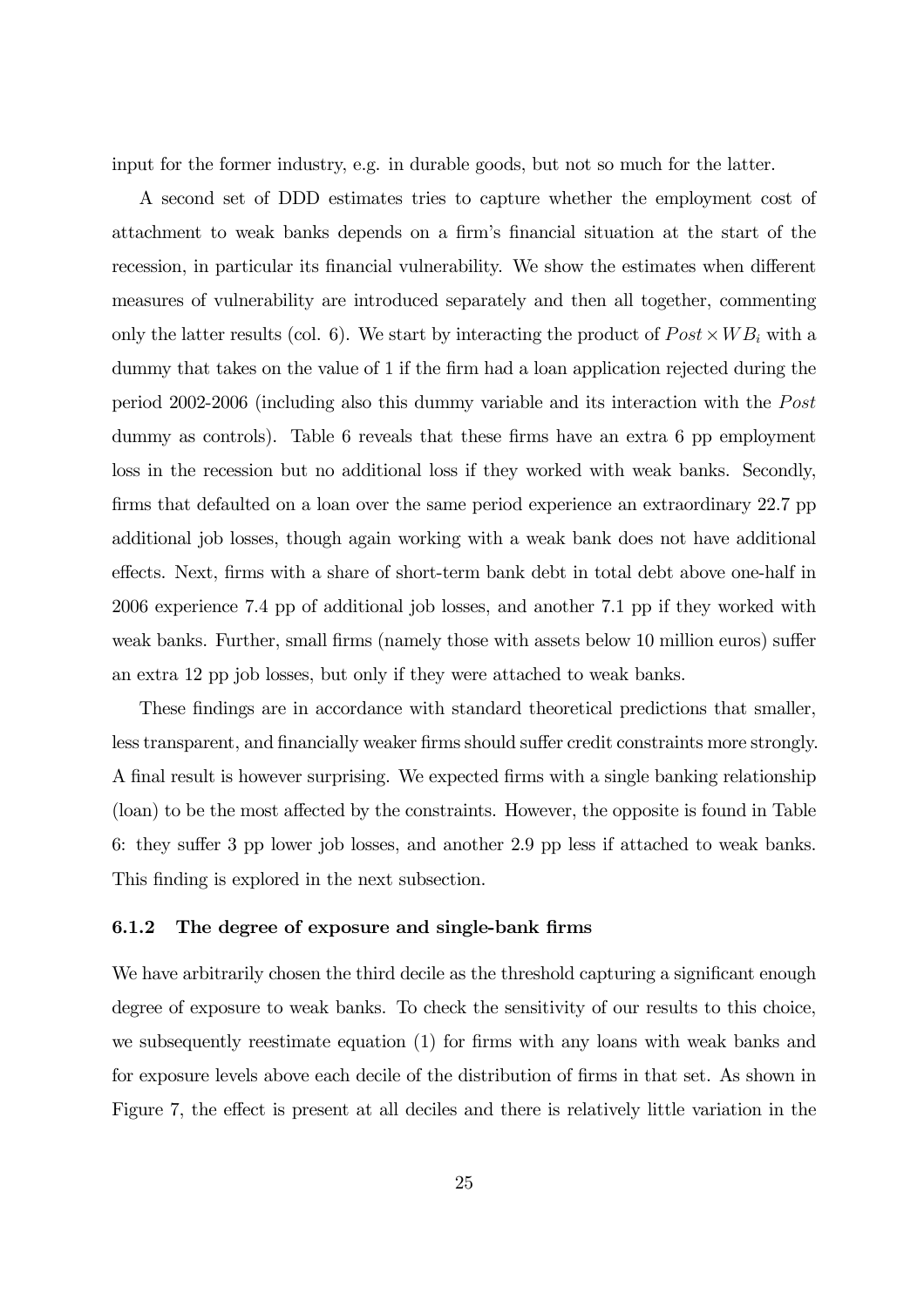input for the former industry, e.g. in durable goods, but not so much for the latter.

A second set of DDD estimates tries to capture whether the employment cost of attachment to weak banks depends on a firm's financial situation at the start of the recession, in particular its financial vulnerability. We show the estimates when different measures of vulnerability are introduced separately and then all together, commenting only the latter results (col. 6). We start by interacting the product of $Post \times WB_i$ with a dummy that takes on the value of 1 if the firm had a loan application rejected during the period 2002-2006 (including also this dummy variable and its interaction with the $Post$ dummy as controls). Table 6 reveals that these firms have an extra 6 pp employment loss in the recession but no additional loss if they worked with weak banks. Secondly, firms that defaulted on a loan over the same period experience an extraordinary 22.7 pp additional job losses, though again working with a weak bank does not have additional effects. Next, firms with a share of short-term bank debt in total debt above one-half in 2006 experience 7.4 pp of additional job losses, and another 7.1 pp if they worked with weak banks. Further, small firms (namely those with assets below 10 million euros) suffer an extra 12 pp job losses, but only if they were attached to weak banks.

These findings are in accordance with standard theoretical predictions that smaller, less transparent, and financially weaker firms should suffer credit constraints more strongly. A final result is however surprising. We expected firms with a single banking relationship (loan) to be the most affected by the constraints. However, the opposite is found in Table 6: they suffer 3 pp lower job losses, and another 2.9 pp less if attached to weak banks. This finding is explored in the next subsection.

### 6.1.2 The degree of exposure and single-bank firms

We have arbitrarily chosen the third decile as the threshold capturing a significant enough degree of exposure to weak banks. To check the sensitivity of our results to this choice, we subsequently reestimate equation (1) for firms with any loans with weak banks and for exposure levels above each decile of the distribution of firms in that set. As shown in Figure 7, the effect is present at all deciles and there is relatively little variation in the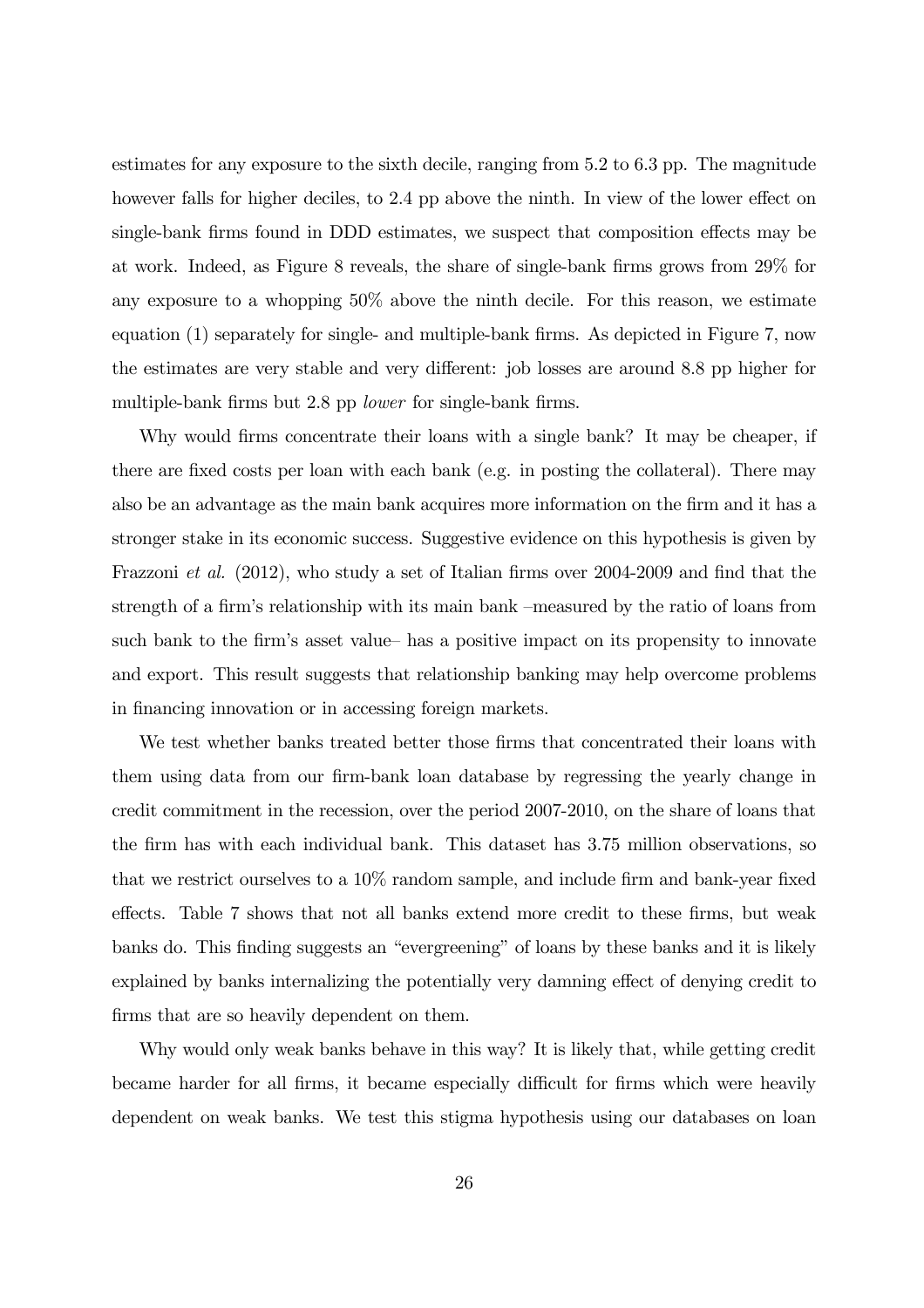estimates for any exposure to the sixth decile, ranging from 5.2 to 6.3 pp. The magnitude however falls for higher deciles, to 2.4 pp above the ninth. In view of the lower effect on single-bank firms found in DDD estimates, we suspect that composition effects may be at work. Indeed, as Figure 8 reveals, the share of single-bank firms grows from 29% for any exposure to a whopping 50% above the ninth decile. For this reason, we estimate equation (1) separately for single- and multiple-bank firms. As depicted in Figure 7, now the estimates are very stable and very different: job losses are around 8.8 pp higher for multiple-bank firms but 2.8 pp *lower* for single-bank firms.

Why would firms concentrate their loans with a single bank? It may be cheaper, if there are fixed costs per loan with each bank (e.g. in posting the collateral). There may also be an advantage as the main bank acquires more information on the firm and it has a stronger stake in its economic success. Suggestive evidence on this hypothesis is given by Frazzoni *et al.* (2012), who study a set of Italian firms over 2004-2009 and find that the strength of a firm's relationship with its main bank –measured by the ratio of loans from such bank to the firm's asset value– has a positive impact on its propensity to innovate and export. This result suggests that relationship banking may help overcome problems in financing innovation or in accessing foreign markets.

We test whether banks treated better those firms that concentrated their loans with them using data from our firm-bank loan database by regressing the yearly change in credit commitment in the recession, over the period 2007-2010, on the share of loans that the firm has with each individual bank. This dataset has 3.75 million observations, so that we restrict ourselves to a 10% random sample, and include firm and bank-year fixed effects. Table 7 shows that not all banks extend more credit to these firms, but weak banks do. This finding suggests an "evergreening" of loans by these banks and it is likely explained by banks internalizing the potentially very damning effect of denying credit to firms that are so heavily dependent on them.

Why would only weak banks behave in this way? It is likely that, while getting credit became harder for all firms, it became especially difficult for firms which were heavily dependent on weak banks. We test this stigma hypothesis using our databases on loan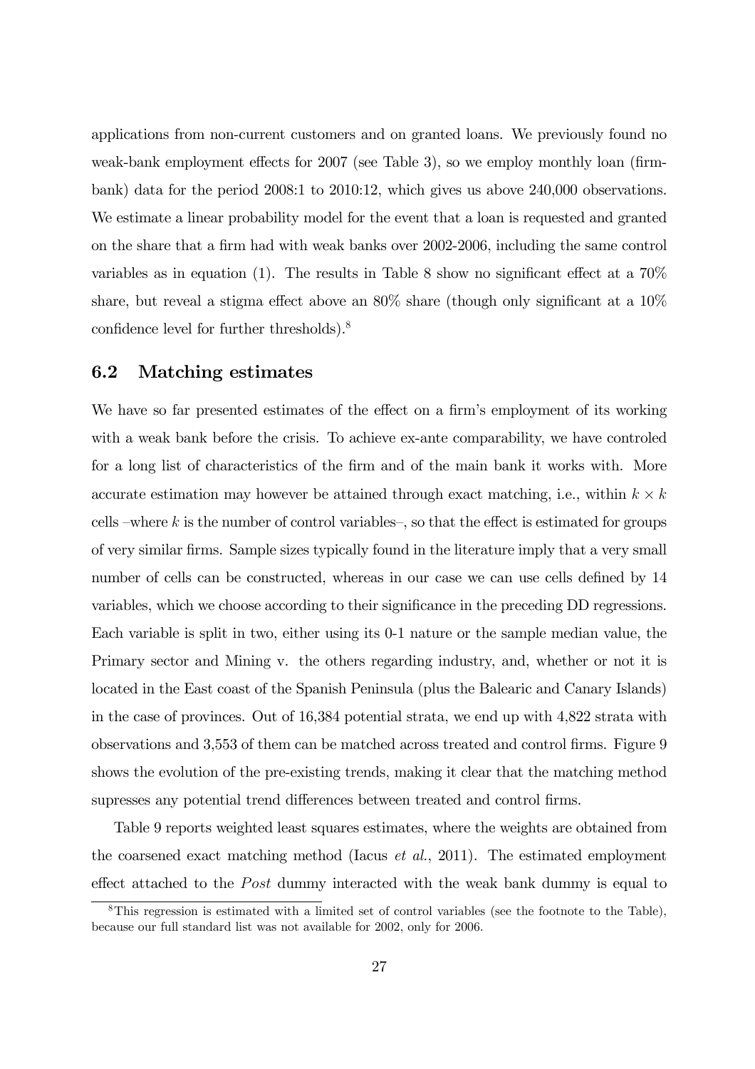applications from non-current customers and on granted loans. We previously found no weak-bank employment effects for 2007 (see Table 3), so we employ monthly loan (firm-bank) data for the period 2008:1 to 2010:12, which gives us above 240,000 observations. We estimate a linear probability model for the event that a loan is requested and granted on the share that a firm had with weak banks over 2002-2006, including the same control variables as in equation (1). The results in Table 8 show no significant effect at a 70% share, but reveal a stigma effect above an 80% share (though only significant at a 10% confidence level for further thresholds).[8]

## 6.2 Matching estimates

We have so far presented estimates of the effect on a firm's employment of its working with a weak bank before the crisis. To achieve ex-ante comparability, we have controled for a long list of characteristics of the firm and of the main bank it works with. More accurate estimation may however be attained through exact matching, i.e., within $k \times k$ cells –where $k$ is the number of control variables–, so that the effect is estimated for groups of very similar firms. Sample sizes typically found in the literature imply that a very small number of cells can be constructed, whereas in our case we can use cells defined by 14 variables, which we choose according to their significance in the preceding DD regressions. Each variable is split in two, either using its 0-1 nature or the sample median value, the Primary sector and Mining v. the others regarding industry, and, whether or not it is located in the East coast of the Spanish Peninsula (plus the Balearic and Canary Islands) in the case of provinces. Out of 16,384 potential strata, we end up with 4,822 strata with observations and 3,553 of them can be matched across treated and control firms. Figure 9 shows the evolution of the pre-existing trends, making it clear that the matching method supresses any potential trend differences between treated and control firms.

Table 9 reports weighted least squares estimates, where the weights are obtained from the coarsened exact matching method (Iacus *et al.*, 2011). The estimated employment effect attached to the *Post* dummy interacted with the weak bank dummy is equal to

[8] This regression is estimated with a limited set of control variables (see the footnote to the Table), because our full standard list was not available for 2002, only for 2006.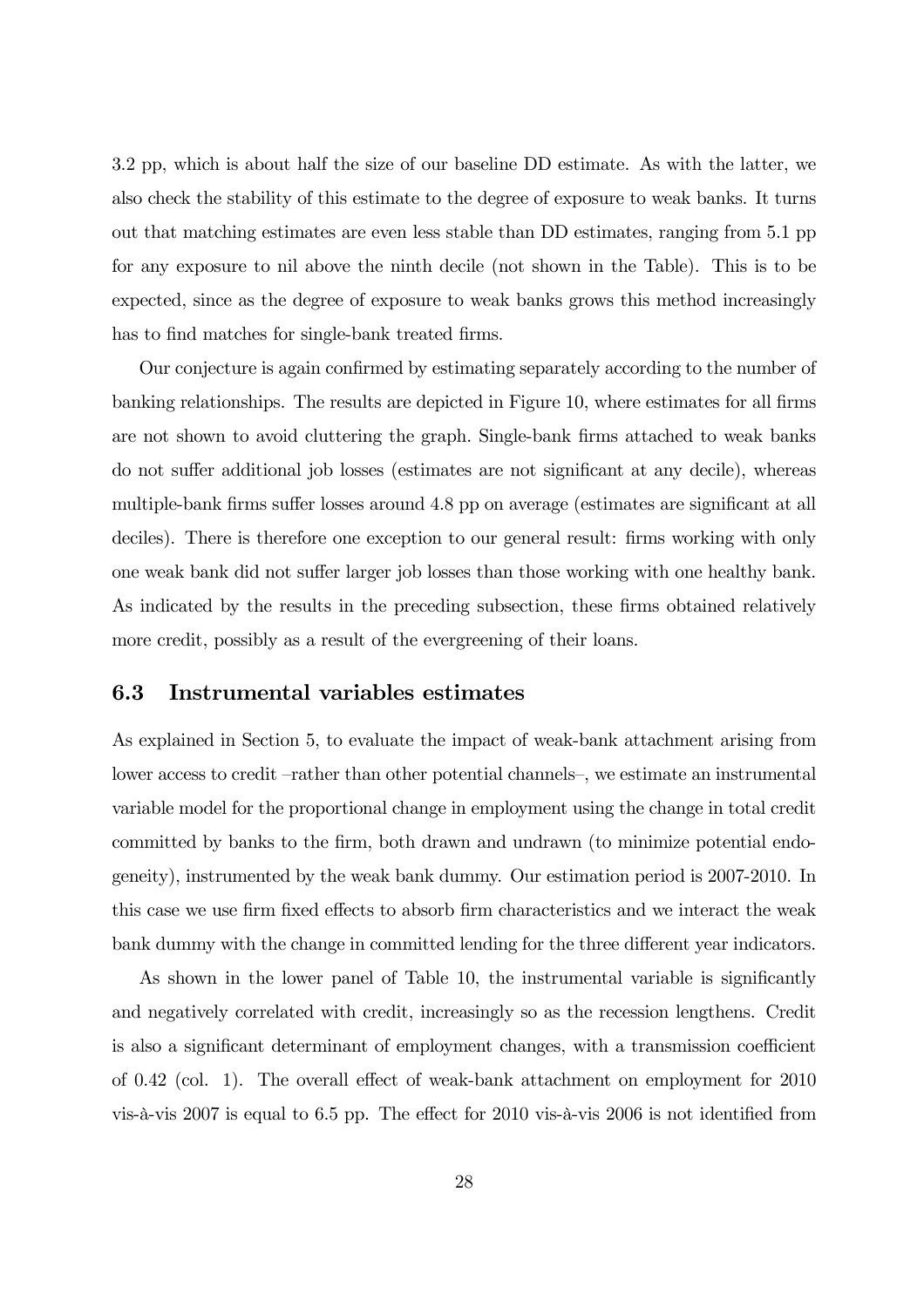3.2 pp, which is about half the size of our baseline DD estimate. As with the latter, we also check the stability of this estimate to the degree of exposure to weak banks. It turns out that matching estimates are even less stable than DD estimates, ranging from 5.1 pp for any exposure to nil above the ninth decile (not shown in the Table). This is to be expected, since as the degree of exposure to weak banks grows this method increasingly has to find matches for single-bank treated firms.

Our conjecture is again confirmed by estimating separately according to the number of banking relationships. The results are depicted in Figure 10, where estimates for all firms are not shown to avoid cluttering the graph. Single-bank firms attached to weak banks do not suffer additional job losses (estimates are not significant at any decile), whereas multiple-bank firms suffer losses around 4.8 pp on average (estimates are significant at all deciles). There is therefore one exception to our general result: firms working with only one weak bank did not suffer larger job losses than those working with one healthy bank. As indicated by the results in the preceding subsection, these firms obtained relatively more credit, possibly as a result of the evergreening of their loans.

### 6.3 Instrumental variables estimates

As explained in Section 5, to evaluate the impact of weak-bank attachment arising from lower access to credit –rather than other potential channels–, we estimate an instrumental variable model for the proportional change in employment using the change in total credit committed by banks to the firm, both drawn and undrawn (to minimize potential endogeneity), instrumented by the weak bank dummy. Our estimation period is 2007-2010. In this case we use firm fixed effects to absorb firm characteristics and we interact the weak bank dummy with the change in committed lending for the three different year indicators.

As shown in the lower panel of Table 10, the instrumental variable is significantly and negatively correlated with credit, increasingly so as the recession lengthens. Credit is also a significant determinant of employment changes, with a transmission coefficient of 0.42 (col. 1). The overall effect of weak-bank attachment on employment for 2010 vis-à-vis 2007 is equal to 6.5 pp. The effect for 2010 vis-à-vis 2006 is not identified from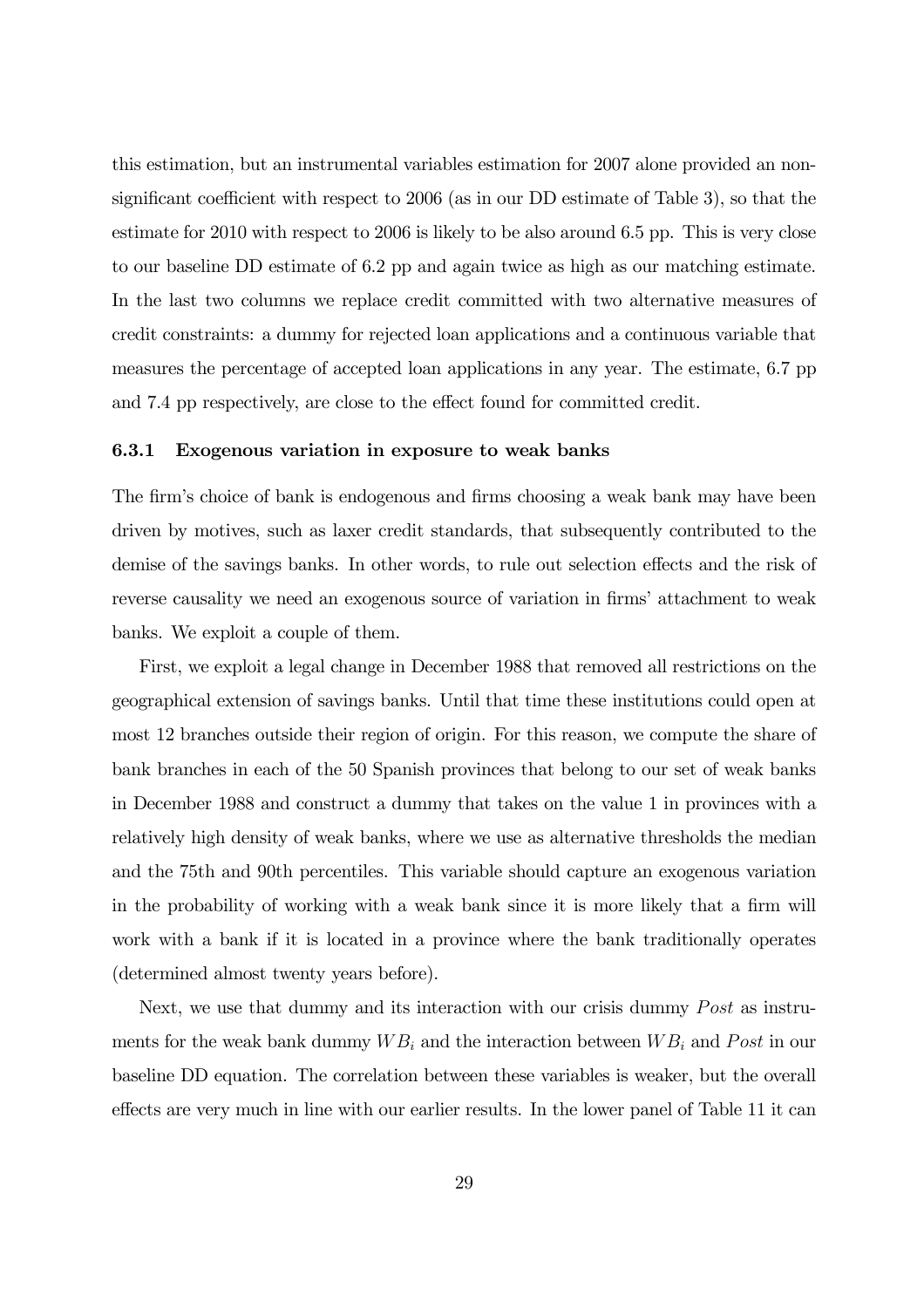this estimation, but an instrumental variables estimation for 2007 alone provided an non-significant coefficient with respect to 2006 (as in our DD estimate of Table 3), so that the estimate for 2010 with respect to 2006 is likely to be also around 6.5 pp. This is very close to our baseline DD estimate of 6.2 pp and again twice as high as our matching estimate. In the last two columns we replace credit committed with two alternative measures of credit constraints: a dummy for rejected loan applications and a continuous variable that measures the percentage of accepted loan applications in any year. The estimate, 6.7 pp and 7.4 pp respectively, are close to the effect found for committed credit.

### 6.3.1 Exogenous variation in exposure to weak banks

The firm's choice of bank is endogenous and firms choosing a weak bank may have been driven by motives, such as laxer credit standards, that subsequently contributed to the demise of the savings banks. In other words, to rule out selection effects and the risk of reverse causality we need an exogenous source of variation in firms' attachment to weak banks. We exploit a couple of them.

First, we exploit a legal change in December 1988 that removed all restrictions on the geographical extension of savings banks. Until that time these institutions could open at most 12 branches outside their region of origin. For this reason, we compute the share of bank branches in each of the 50 Spanish provinces that belong to our set of weak banks in December 1988 and construct a dummy that takes on the value 1 in provinces with a relatively high density of weak banks, where we use as alternative thresholds the median and the 75th and 90th percentiles. This variable should capture an exogenous variation in the probability of working with a weak bank since it is more likely that a firm will work with a bank if it is located in a province where the bank traditionally operates (determined almost twenty years before).

Next, we use that dummy and its interaction with our crisis dummy *Post* as instruments for the weak bank dummy $WB_i$ and the interaction between $WB_i$ and *Post* in our baseline DD equation. The correlation between these variables is weaker, but the overall effects are very much in line with our earlier results. In the lower panel of Table 11 it can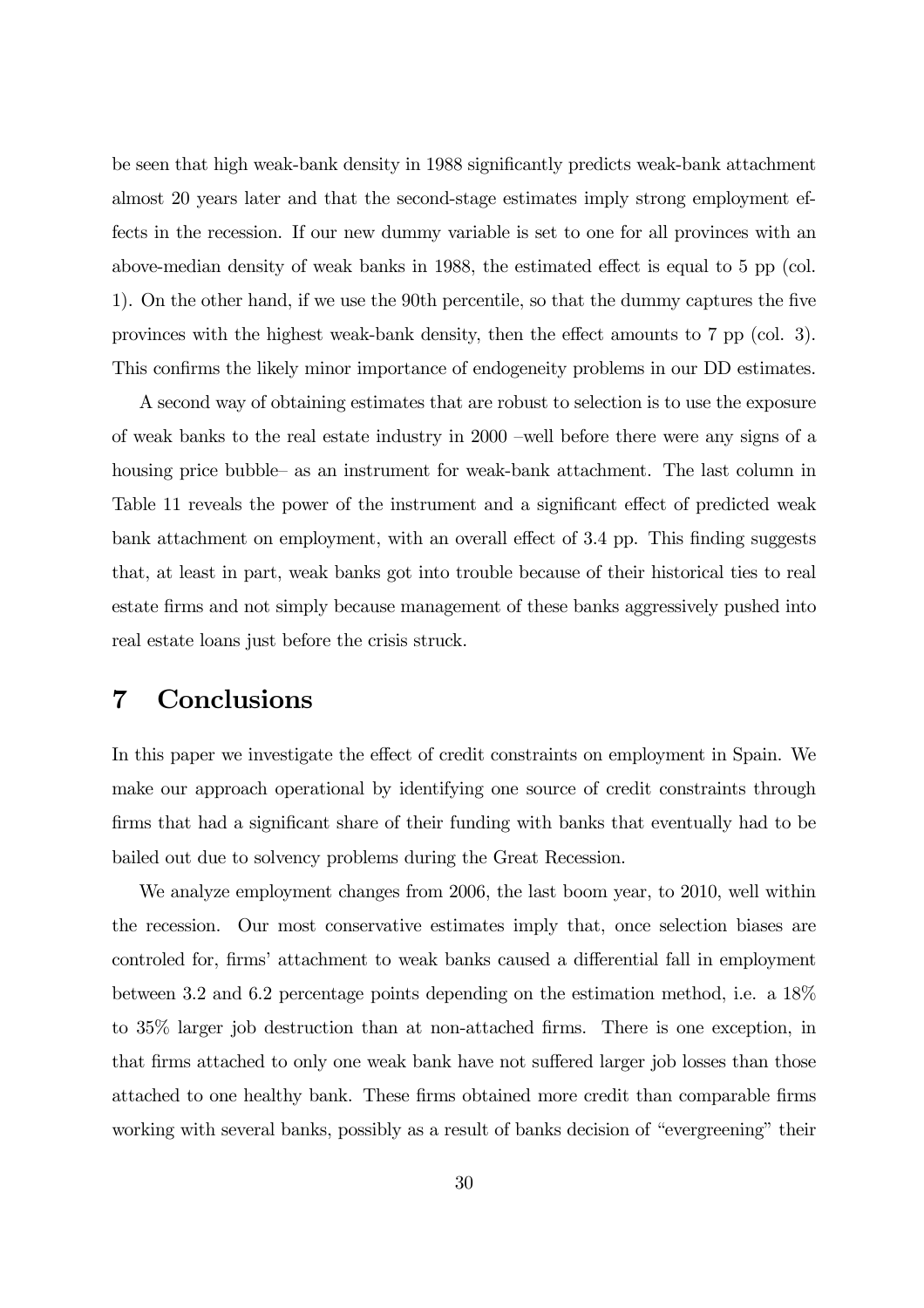be seen that high weak-bank density in 1988 significantly predicts weak-bank attachment almost 20 years later and that the second-stage estimates imply strong employment effects in the recession. If our new dummy variable is set to one for all provinces with an above-median density of weak banks in 1988, the estimated effect is equal to 5 pp (col. 1). On the other hand, if we use the 90th percentile, so that the dummy captures the five provinces with the highest weak-bank density, then the effect amounts to 7 pp (col. 3). This confirms the likely minor importance of endogeneity problems in our DD estimates.

A second way of obtaining estimates that are robust to selection is to use the exposure of weak banks to the real estate industry in 2000 –well before there were any signs of a housing price bubble– as an instrument for weak-bank attachment. The last column in Table 11 reveals the power of the instrument and a significant effect of predicted weak bank attachment on employment, with an overall effect of 3.4 pp. This finding suggests that, at least in part, weak banks got into trouble because of their historical ties to real estate firms and not simply because management of these banks aggressively pushed into real estate loans just before the crisis struck.

# 7 Conclusions

In this paper we investigate the effect of credit constraints on employment in Spain. We make our approach operational by identifying one source of credit constraints through firms that had a significant share of their funding with banks that eventually had to be bailed out due to solvency problems during the Great Recession.

We analyze employment changes from 2006, the last boom year, to 2010, well within the recession. Our most conservative estimates imply that, once selection biases are controled for, firms' attachment to weak banks caused a differential fall in employment between 3.2 and 6.2 percentage points depending on the estimation method, i.e. a 18% to 35% larger job destruction than at non-attached firms. There is one exception, in that firms attached to only one weak bank have not suffered larger job losses than those attached to one healthy bank. These firms obtained more credit than comparable firms working with several banks, possibly as a result of banks decision of "evergreening" their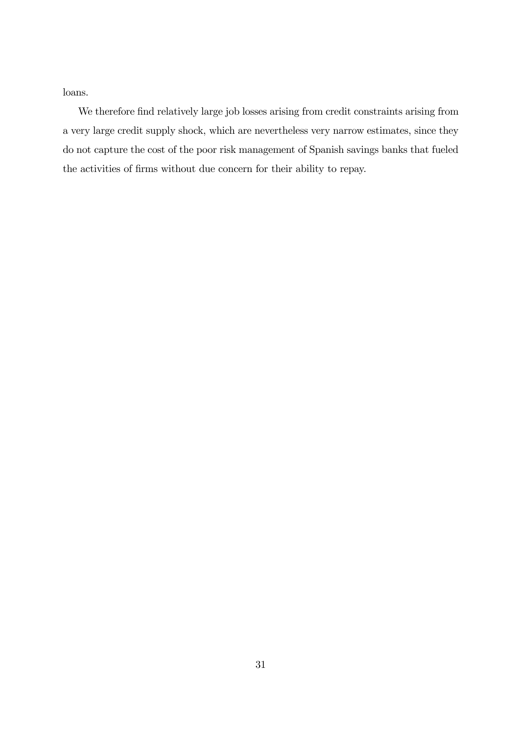loans.

We therefore find relatively large job losses arising from credit constraints arising from a very large credit supply shock, which are nevertheless very narrow estimates, since they do not capture the cost of the poor risk management of Spanish savings banks that fueled the activities of firms without due concern for their ability to repay.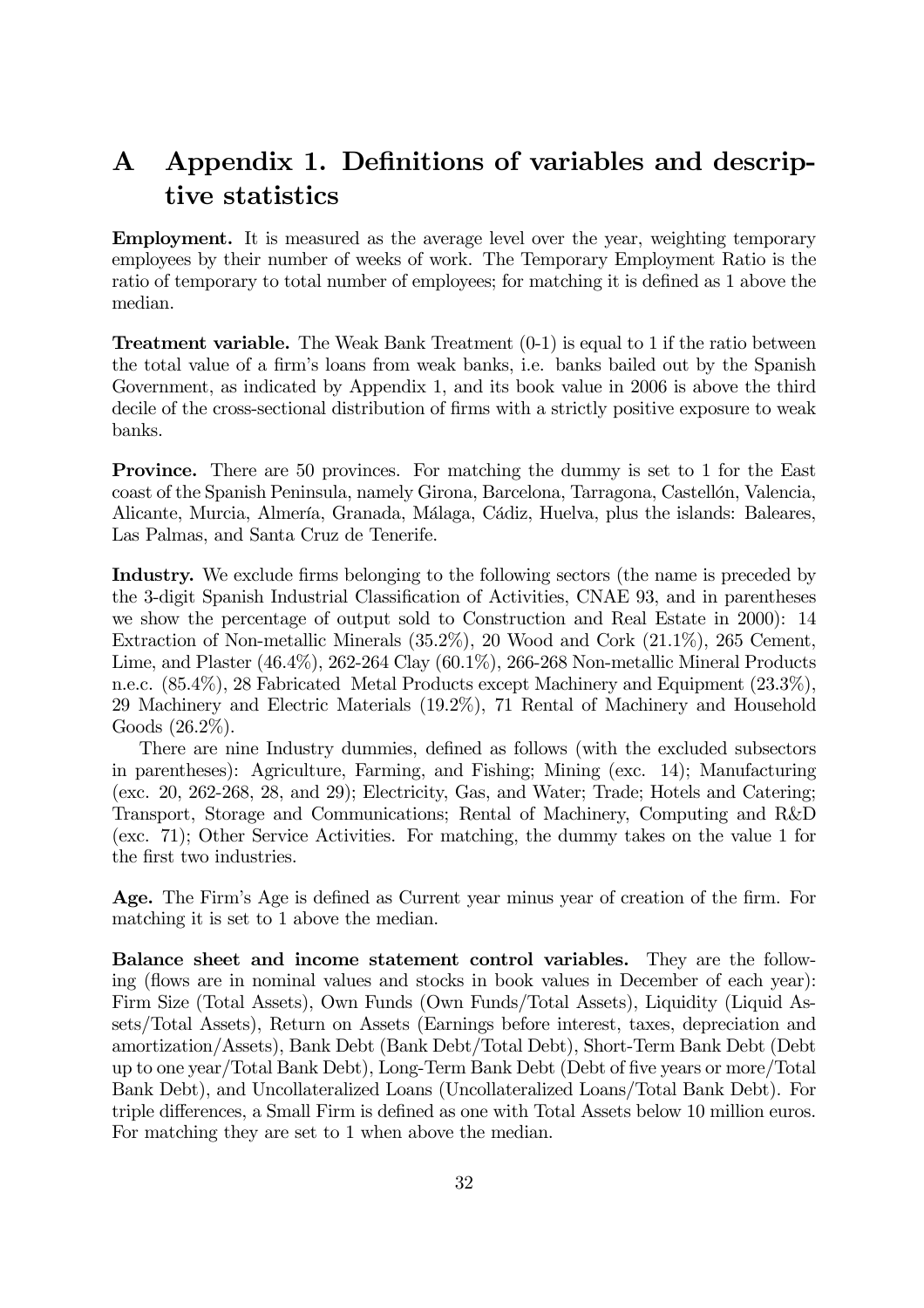# A Appendix 1. Definitions of variables and descriptive statistics

**Employment.** It is measured as the average level over the year, weighting temporary employees by their number of weeks of work. The Temporary Employment Ratio is the ratio of temporary to total number of employees; for matching it is defined as 1 above the median.

**Treatment variable.** The Weak Bank Treatment (0-1) is equal to 1 if the ratio between the total value of a firm's loans from weak banks, i.e. banks bailed out by the Spanish Government, as indicated by Appendix 1, and its book value in 2006 is above the third decile of the cross-sectional distribution of firms with a strictly positive exposure to weak banks.

**Province.** There are 50 provinces. For matching the dummy is set to 1 for the East coast of the Spanish Peninsula, namely Girona, Barcelona, Tarragona, Castellón, Valencia, Alicante, Murcia, Almería, Granada, Málaga, Cádiz, Huelva, plus the islands: Baleares, Las Palmas, and Santa Cruz de Tenerife.

**Industry.** We exclude firms belonging to the following sectors (the name is preceded by the 3-digit Spanish Industrial Classification of Activities, CNAE 93, and in parentheses we show the percentage of output sold to Construction and Real Estate in 2000): 14 Extraction of Non-metallic Minerals (35.2%), 20 Wood and Cork (21.1%), 265 Cement, Lime, and Plaster (46.4%), 262-264 Clay (60.1%), 266-268 Non-metallic Mineral Products n.e.c. (85.4%), 28 Fabricated Metal Products except Machinery and Equipment (23.3%), 29 Machinery and Electric Materials (19.2%), 71 Rental of Machinery and Household Goods (26.2%).

There are nine Industry dummies, defined as follows (with the excluded subsectors in parentheses): Agriculture, Farming, and Fishing; Mining (exc. 14); Manufacturing (exc. 20, 262-268, 28, and 29); Electricity, Gas, and Water; Trade; Hotels and Catering; Transport, Storage and Communications; Rental of Machinery, Computing and R&D (exc. 71); Other Service Activities. For matching, the dummy takes on the value 1 for the first two industries.

**Age.** The Firm's Age is defined as Current year minus year of creation of the firm. For matching it is set to 1 above the median.

**Balance sheet and income statement control variables.** They are the following (flows are in nominal values and stocks in book values in December of each year): Firm Size (Total Assets), Own Funds (Own Funds/Total Assets), Liquidity (Liquid Assets/Total Assets), Return on Assets (Earnings before interest, taxes, depreciation and amortization/Assets), Bank Debt (Bank Debt/Total Debt), Short-Term Bank Debt (Debt up to one year/Total Bank Debt), Long-Term Bank Debt (Debt of five years or more/Total Bank Debt), and Uncollateralized Loans (Uncollateralized Loans/Total Bank Debt). For triple differences, a Small Firm is defined as one with Total Assets below 10 million euros. For matching they are set to 1 when above the median.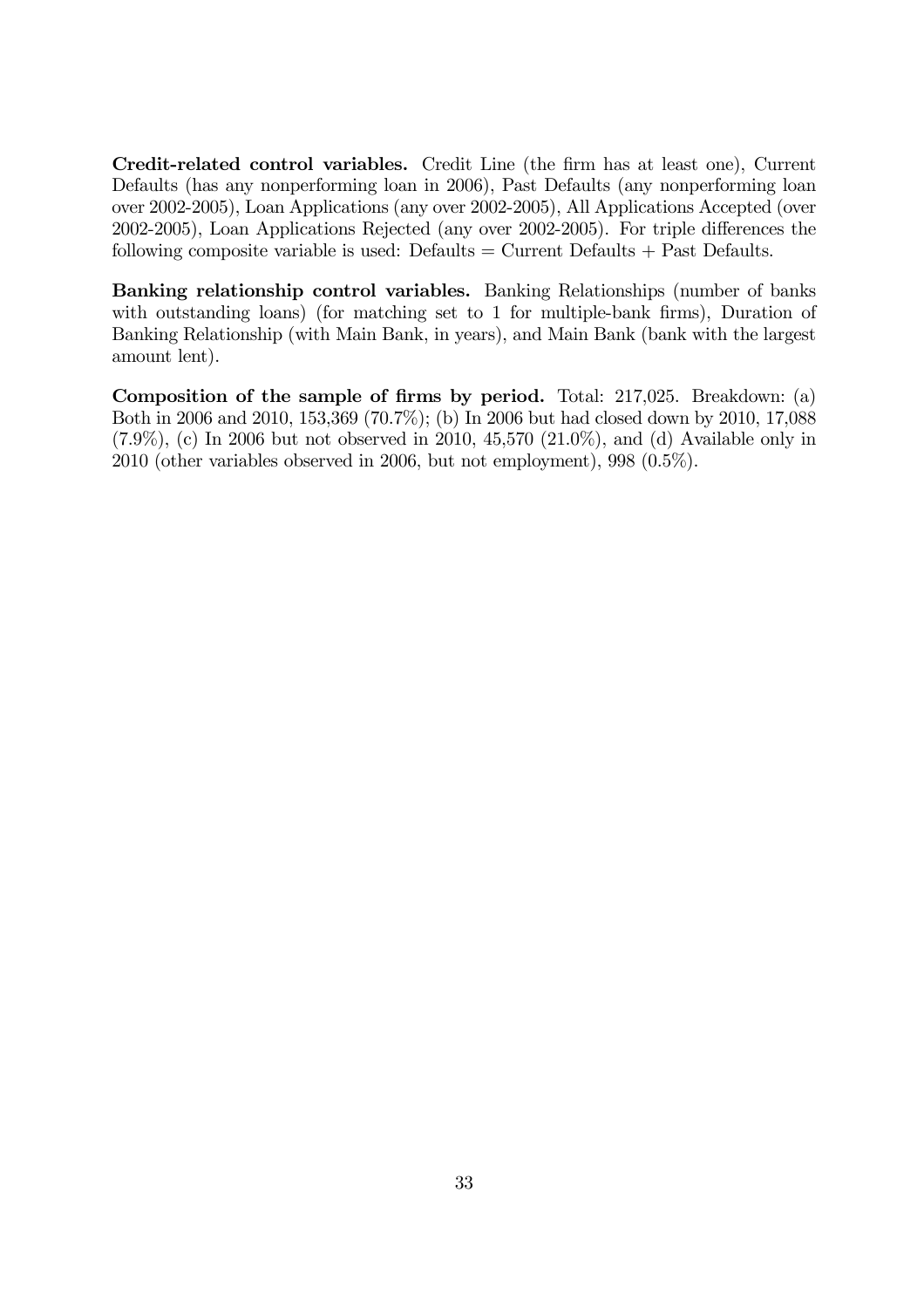**Credit-related control variables.** Credit Line (the firm has at least one), Current Defaults (has any nonperforming loan in 2006), Past Defaults (any nonperforming loan over 2002-2005), Loan Applications (any over 2002-2005), All Applications Accepted (over 2002-2005), Loan Applications Rejected (any over 2002-2005). For triple differences the following composite variable is used: Defaults = Current Defaults + Past Defaults.

**Banking relationship control variables.** Banking Relationships (number of banks with outstanding loans) (for matching set to 1 for multiple-bank firms), Duration of Banking Relationship (with Main Bank, in years), and Main Bank (bank with the largest amount lent).

**Composition of the sample of firms by period.** Total: 217,025. Breakdown: (a) Both in 2006 and 2010, 153,369 (70.7%); (b) In 2006 but had closed down by 2010, 17,088 (7.9%), (c) In 2006 but not observed in 2010, 45,570 (21.0%), and (d) Available only in 2010 (other variables observed in 2006, but not employment), 998 (0.5%).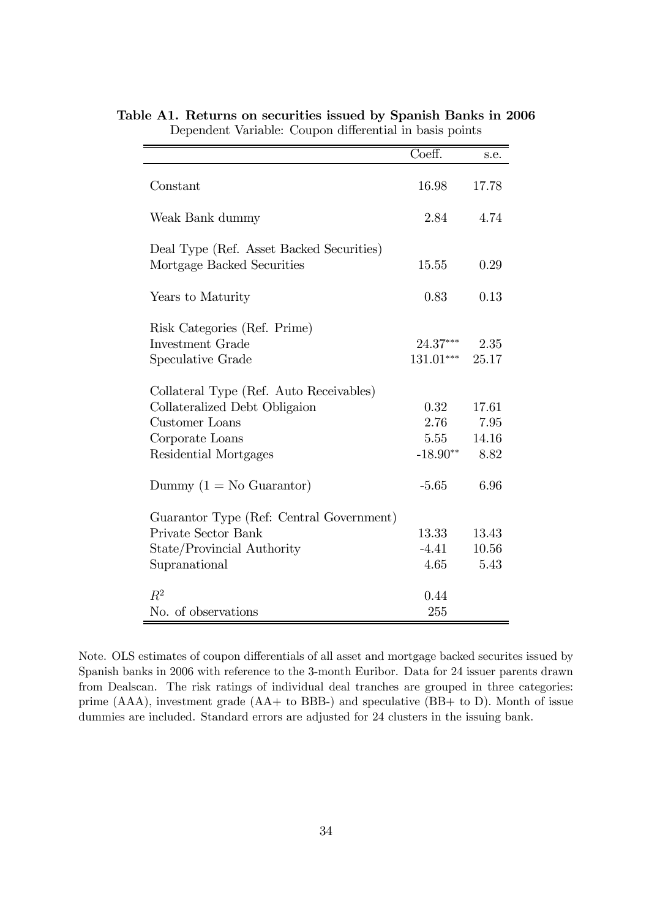**Table A1. Returns on securities issued by Spanish Banks in 2006**

Dependent Variable: Coupon differential in basis points

| | Coeff. | s.e. |
|---|---|---|
| Constant | 16.98 | 17.78 |
| Weak Bank dummy | 2.84 | 4.74 |
| Deal Type (Ref. Asset Backed Securities) | | |
| Mortgage Backed Securities | 15.55 | 0.29 |
| Years to Maturity | 0.83 | 0.13 |
| Risk Categories (Ref. Prime) | | |
| Investment Grade | 24.37*** | 2.35 |
| Speculative Grade | 131.01*** | 25.17 |
| Collateral Type (Ref. Auto Receivables) | | |
| Collateralized Debt Obligaion | 0.32 | 17.61 |
| Customer Loans | 2.76 | 7.95 |
| Corporate Loans | 5.55 | 14.16 |
| Residential Mortgages | -18.90** | 8.82 |
| Dummy (1 = No Guarantor) | -5.65 | 6.96 |
| Guarantor Type (Ref: Central Government) | | |
| Private Sector Bank | 13.33 | 13.43 |
| State/Provincial Authority | -4.41 | 10.56 |
| Supranational | 4.65 | 5.43 |
| $R^2$ | 0.44 | |
| No. of observations | 255 | |

Note. OLS estimates of coupon differentials of all asset and mortgage backed securites issued by Spanish banks in 2006 with reference to the 3-month Euribor. Data for 24 issuer parents drawn from Dealscan. The risk ratings of individual deal tranches are grouped in three categories: prime (AAA), investment grade (AA+ to BBB-) and speculative (BB+ to D). Month of issue dummies are included. Standard errors are adjusted for 24 clusters in the issuing bank.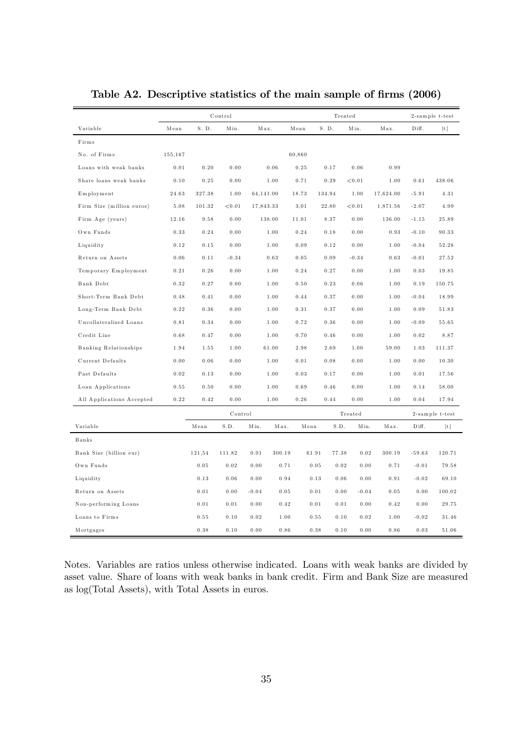**Table A2. Descriptive statistics of the main sample of firms (2006)**

| | Control | | | | Treated | | | | 2-sample t-test | |
|---|---|---|---|---|---|---|---|---|---|---|
| Variable | Mean | S. D. | Min. | Max. | Mean | S. D. | Min. | Max. | Diff. | \|t\| |
| Firms | | | | | | | | | | |
| No. of Firms | 155,167 | | | | 60,860 | | | | | |
| Loans with weak banks | 0.01 | 0.20 | 0.00 | 0.06 | 0.25 | 0.17 | 0.06 | 0.99 | | |
| Share loans weak banks | 0.10 | 0.25 | 0.00 | 1.00 | 0.71 | 0.29 | <0.01 | 1.00 | 0.61 | 438.06 |
| Employment | 24.63 | 327.38 | 1.00 | 64,141.00 | 18.73 | 134.94 | 1.00 | 17,624.00 | -5.91 | 4.31 |
| Firm Size (million euros) | 5.08 | 101.32 | <0.01 | 17,843.33 | 3,01 | 22.80 | <0.01 | 1,871.56 | -2.07 | 4.99 |
| Firm Age (years) | 12.16 | 9.58 | 0.00 | 138.00 | 11.01 | 8.37 | 0.00 | 136.00 | -1.15 | 25.89 |
| Own Funds | 0.33 | 0.24 | 0.00 | 1.00 | 0.24 | 0.18 | 0.00 | 0.93 | -0.10 | 90.33 |
| Liquidity | 0.12 | 0.15 | 0.00 | 1.00 | 0.09 | 0.12 | 0.00 | 1.00 | -0.04 | 52.28 |
| Return on Assets | 0.06 | 0.11 | -0.34 | 0.63 | 0.05 | 0.09 | -0.34 | 0.63 | -0.01 | 27.52 |
| Temporary Employment | 0.21 | 0.26 | 0.00 | 1.00 | 0.24 | 0.27 | 0.00 | 1.00 | 0.03 | 19.85 |
| Bank Debt | 0.32 | 0.27 | 0.00 | 1.00 | 0.50 | 0.23 | 0.06 | 1.00 | 0.19 | 150.75 |
| Short-Term Bank Debt | 0.48 | 0.41 | 0.00 | 1.00 | 0.44 | 0.37 | 0.00 | 1.00 | -0.04 | 18.99 |
| Long-Term Bank Debt | 0.22 | 0.36 | 0.00 | 1.00 | 0.31 | 0.37 | 0.00 | 1.00 | 0.09 | 51.83 |
| Uncollateralized Loans | 0.81 | 0.34 | 0.00 | 1.00 | 0.72 | 0.36 | 0.00 | 1.00 | -0.09 | 55.65 |
| Credit Line | 0.68 | 0.47 | 0.00 | 1.00 | 0.70 | 0.46 | 0.00 | 1.00 | 0.02 | 8.87 |
| Banking Relationships | 1.94 | 1.55 | 1.00 | 61.00 | 2.98 | 2.69 | 1.00 | 59.00 | 1.03 | 111.37 |
| Current Defaults | 0.00 | 0.06 | 0.00 | 1.00 | 0.01 | 0.08 | 0.00 | 1.00 | 0.00 | 10.30 |
| Past Defaults | 0.02 | 0.13 | 0.00 | 1.00 | 0.03 | 0.17 | 0.00 | 1.00 | 0.01 | 17.56 |
| Loan Applications | 0.55 | 0.50 | 0.00 | 1.00 | 0.69 | 0.46 | 0.00 | 1.00 | 0.14 | 58.00 |
| All Applications Accepted | 0.22 | 0.42 | 0.00 | 1.00 | 0.26 | 0.44 | 0.00 | 1.00 | 0.04 | 17.94 |
| | Control | | | | Treated | | | | 2-sample t-test | |
| Variable | Mean | S.D. | Min. | Max. | Mean | S.D. | Min. | Max. | Diff. | \|t\| |
| Banks | | | | | | | | | | |
| Bank Size (billion eur) | 121,54 | 111.82 | 0.01 | 300.19 | 61.91 | 77.38 | 0.02 | 300.19 | -59.63 | 120.71 |
| Own Funds | 0.05 | 0.02 | 0.00 | 0.71 | 0.05 | 0.02 | 0.00 | 0.71 | -0.01 | 79.58 |
| Liquidity | 0.13 | 0.06 | 0.00 | 0.94 | 0.13 | 0.06 | 0.00 | 0.91 | -0.02 | 69.10 |
| Return on Assets | 0.01 | 0.00 | -0.04 | 0.05 | 0.01 | 0.00 | -0.04 | 0.05 | 0.00 | 100.02 |
| Non-performing Loans | 0.01 | 0.01 | 0.00 | 0.42 | 0.01 | 0.01 | 0.00 | 0.42 | 0.00 | 29.75 |
| Loans to Firms | 0.55 | 0.10 | 0.02 | 1.00 | 0.55 | 0.10 | 0.02 | 1.00 | -0.02 | 31.46 |
| Mortgages | 0.38 | 0.10 | 0.00 | 0.86 | 0.38 | 0.10 | 0.00 | 0.86 | 0.03 | 51.06 |

Notes. Variables are ratios unless otherwise indicated. Loans with weak banks are divided by asset value. Share of loans with weak banks in bank credit. Firm and Bank Size are measured as log(Total Assets), with Total Assets in euros.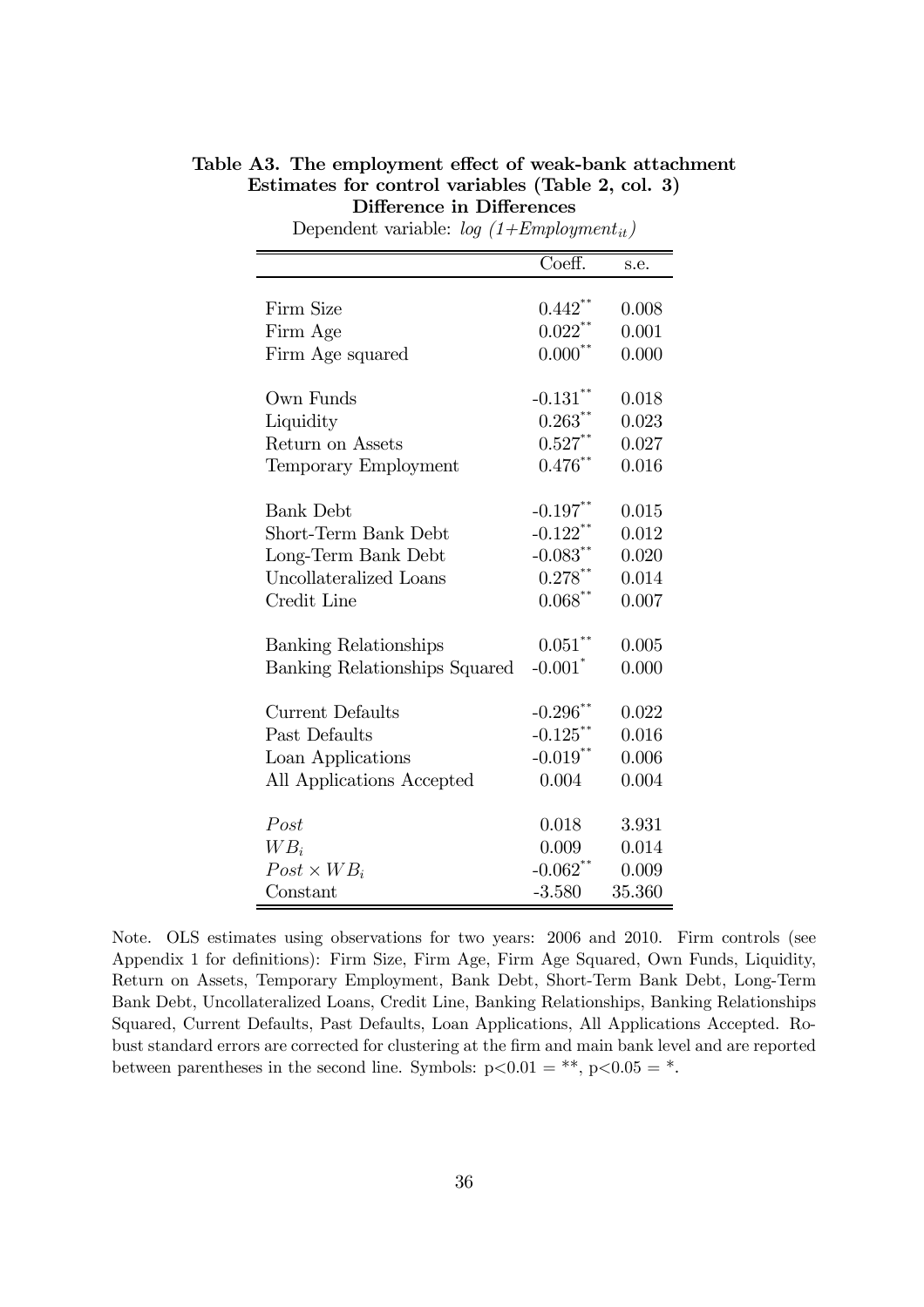**Table A3. The employment effect of weak-bank attachment**
**Estimates for control variables (Table 2, col. 3)**
**Difference in Differences**

Dependent variable: *log (1+Employment$_{it}$)*

| | Coeff. | s.e. |
|---|---|---|
| Firm Size | 0.442** | 0.008 |
| Firm Age | 0.022** | 0.001 |
| Firm Age squared | 0.000** | 0.000 |
| Own Funds | -0.131** | 0.018 |
| Liquidity | 0.263** | 0.023 |
| Return on Assets | 0.527** | 0.027 |
| Temporary Employment | 0.476** | 0.016 |
| Bank Debt | -0.197** | 0.015 |
| Short-Term Bank Debt | -0.122** | 0.012 |
| Long-Term Bank Debt | -0.083** | 0.020 |
| Uncollateralized Loans | 0.278** | 0.014 |
| Credit Line | 0.068** | 0.007 |
| Banking Relationships | 0.051** | 0.005 |
| Banking Relationships Squared | -0.001* | 0.000 |
| Current Defaults | -0.296** | 0.022 |
| Past Defaults | -0.125** | 0.016 |
| Loan Applications | -0.019** | 0.006 |
| All Applications Accepted | 0.004 | 0.004 |
| $Post$ | 0.018 | 3.931 |
| $WB_i$ | 0.009 | 0.014 |
| $Post \times WB_i$ | -0.062** | 0.009 |
| Constant | -3.580 | 35.360 |

Note. OLS estimates using observations for two years: 2006 and 2010. Firm controls (see Appendix 1 for definitions): Firm Size, Firm Age, Firm Age Squared, Own Funds, Liquidity, Return on Assets, Temporary Employment, Bank Debt, Short-Term Bank Debt, Long-Term Bank Debt, Uncollateralized Loans, Credit Line, Banking Relationships, Banking Relationships Squared, Current Defaults, Past Defaults, Loan Applications, All Applications Accepted. Robust standard errors are corrected for clustering at the firm and main bank level and are reported between parentheses in the second line. Symbols: $p<0.01$ = **, $p<0.05$ = *.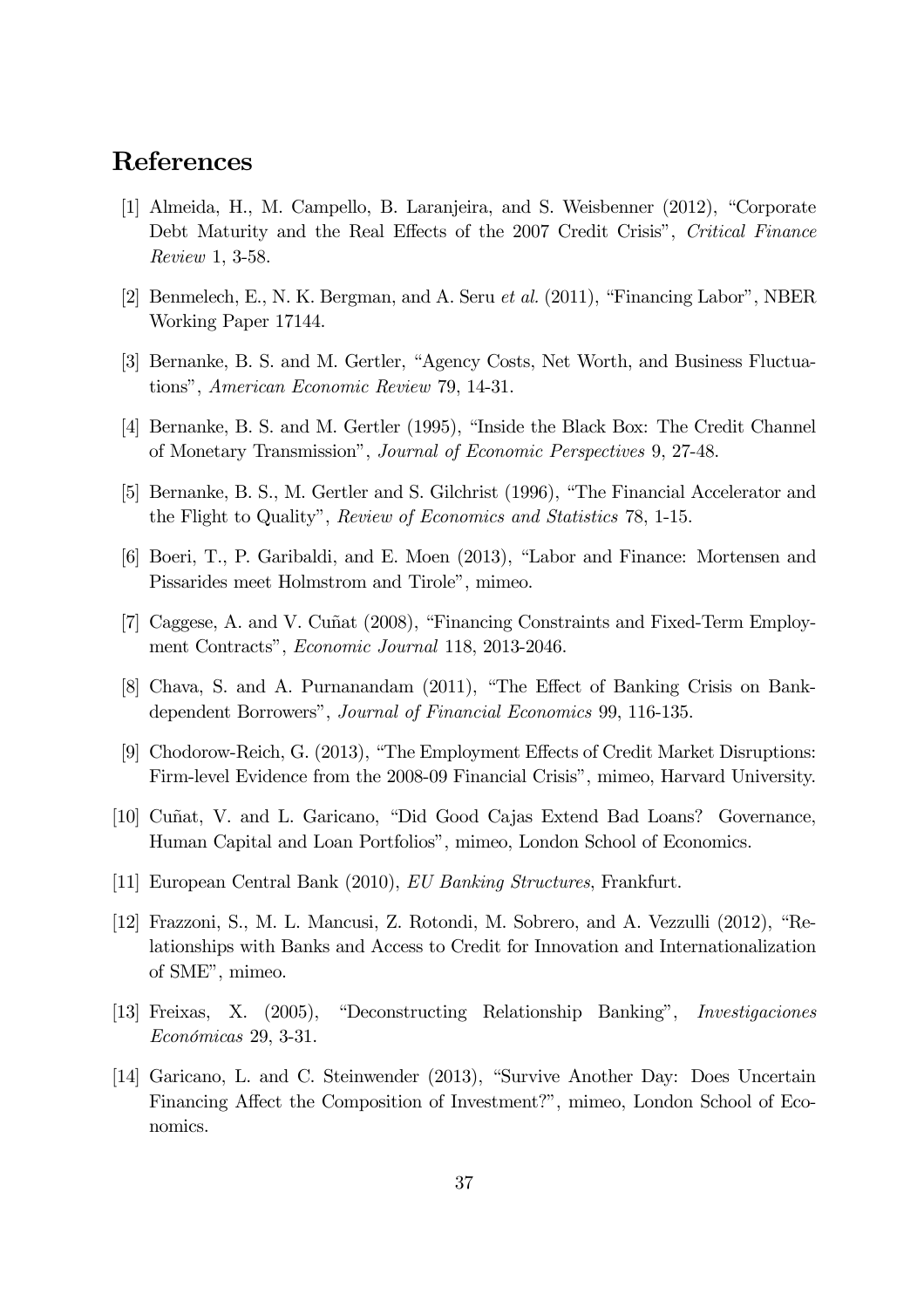## References

[1] Almeida, H., M. Campello, B. Laranjeira, and S. Weisbenner (2012), "Corporate Debt Maturity and the Real Effects of the 2007 Credit Crisis", *Critical Finance Review* 1, 3-58.

[2] Benmelech, E., N. K. Bergman, and A. Seru *et al.* (2011), "Financing Labor", NBER Working Paper 17144.

[3] Bernanke, B. S. and M. Gertler, "Agency Costs, Net Worth, and Business Fluctuations", *American Economic Review* 79, 14-31.

[4] Bernanke, B. S. and M. Gertler (1995), "Inside the Black Box: The Credit Channel of Monetary Transmission", *Journal of Economic Perspectives* 9, 27-48.

[5] Bernanke, B. S., M. Gertler and S. Gilchrist (1996), "The Financial Accelerator and the Flight to Quality", *Review of Economics and Statistics* 78, 1-15.

[6] Boeri, T., P. Garibaldi, and E. Moen (2013), "Labor and Finance: Mortensen and Pissarides meet Holmstrom and Tirole", mimeo.

[7] Caggese, A. and V. Cuñat (2008), "Financing Constraints and Fixed-Term Employment Contracts", *Economic Journal* 118, 2013-2046.

[8] Chava, S. and A. Purnanandam (2011), "The Effect of Banking Crisis on Bank-dependent Borrowers", *Journal of Financial Economics* 99, 116-135.

[9] Chodorow-Reich, G. (2013), "The Employment Effects of Credit Market Disruptions: Firm-level Evidence from the 2008-09 Financial Crisis", mimeo, Harvard University.

[10] Cuñat, V. and L. Garicano, "Did Good Cajas Extend Bad Loans? Governance, Human Capital and Loan Portfolios", mimeo, London School of Economics.

[11] European Central Bank (2010), *EU Banking Structures*, Frankfurt.

[12] Frazzoni, S., M. L. Mancusi, Z. Rotondi, M. Sobrero, and A. Vezzulli (2012), "Relationships with Banks and Access to Credit for Innovation and Internationalization of SME", mimeo.

[13] Freixas, X. (2005), "Deconstructing Relationship Banking", *Investigaciones Económicas* 29, 3-31.

[14] Garicano, L. and C. Steinwender (2013), "Survive Another Day: Does Uncertain Financing Affect the Composition of Investment?", mimeo, London School of Economics.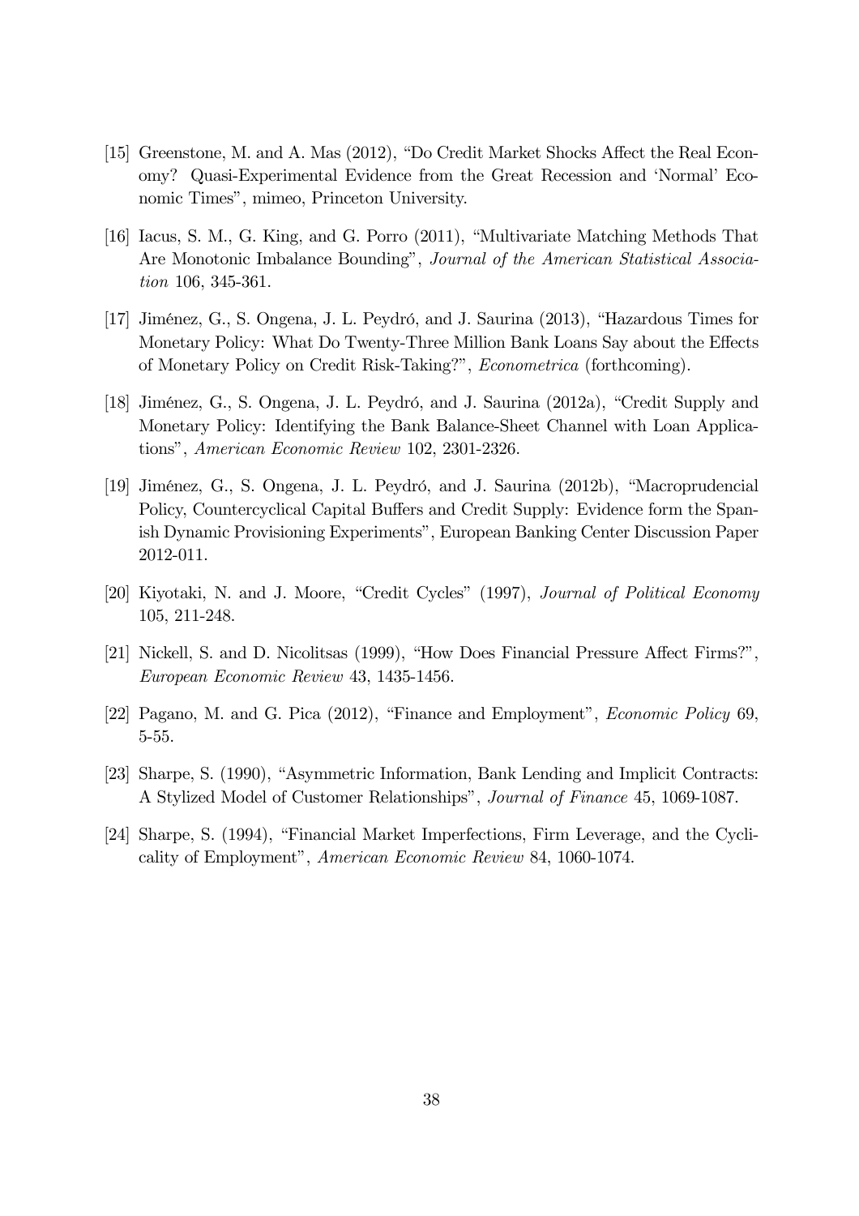[15] Greenstone, M. and A. Mas (2012), "Do Credit Market Shocks Affect the Real Economy? Quasi-Experimental Evidence from the Great Recession and 'Normal' Economic Times", mimeo, Princeton University.

[16] Iacus, S. M., G. King, and G. Porro (2011), "Multivariate Matching Methods That Are Monotonic Imbalance Bounding", *Journal of the American Statistical Association* 106, 345-361.

[17] Jiménez, G., S. Ongena, J. L. Peydró, and J. Saurina (2013), "Hazardous Times for Monetary Policy: What Do Twenty-Three Million Bank Loans Say about the Effects of Monetary Policy on Credit Risk-Taking?", *Econometrica* (forthcoming).

[18] Jiménez, G., S. Ongena, J. L. Peydró, and J. Saurina (2012a), "Credit Supply and Monetary Policy: Identifying the Bank Balance-Sheet Channel with Loan Applications", *American Economic Review* 102, 2301-2326.

[19] Jiménez, G., S. Ongena, J. L. Peydró, and J. Saurina (2012b), "Macroprudencial Policy, Countercyclical Capital Buffers and Credit Supply: Evidence form the Spanish Dynamic Provisioning Experiments", European Banking Center Discussion Paper 2012-011.

[20] Kiyotaki, N. and J. Moore, "Credit Cycles" (1997), *Journal of Political Economy* 105, 211-248.

[21] Nickell, S. and D. Nicolitsas (1999), "How Does Financial Pressure Affect Firms?", *European Economic Review* 43, 1435-1456.

[22] Pagano, M. and G. Pica (2012), "Finance and Employment", *Economic Policy* 69, 5-55.

[23] Sharpe, S. (1990), "Asymmetric Information, Bank Lending and Implicit Contracts: A Stylized Model of Customer Relationships", *Journal of Finance* 45, 1069-1087.

[24] Sharpe, S. (1994), "Financial Market Imperfections, Firm Leverage, and the Cyclicality of Employment", *American Economic Review* 84, 1060-1074.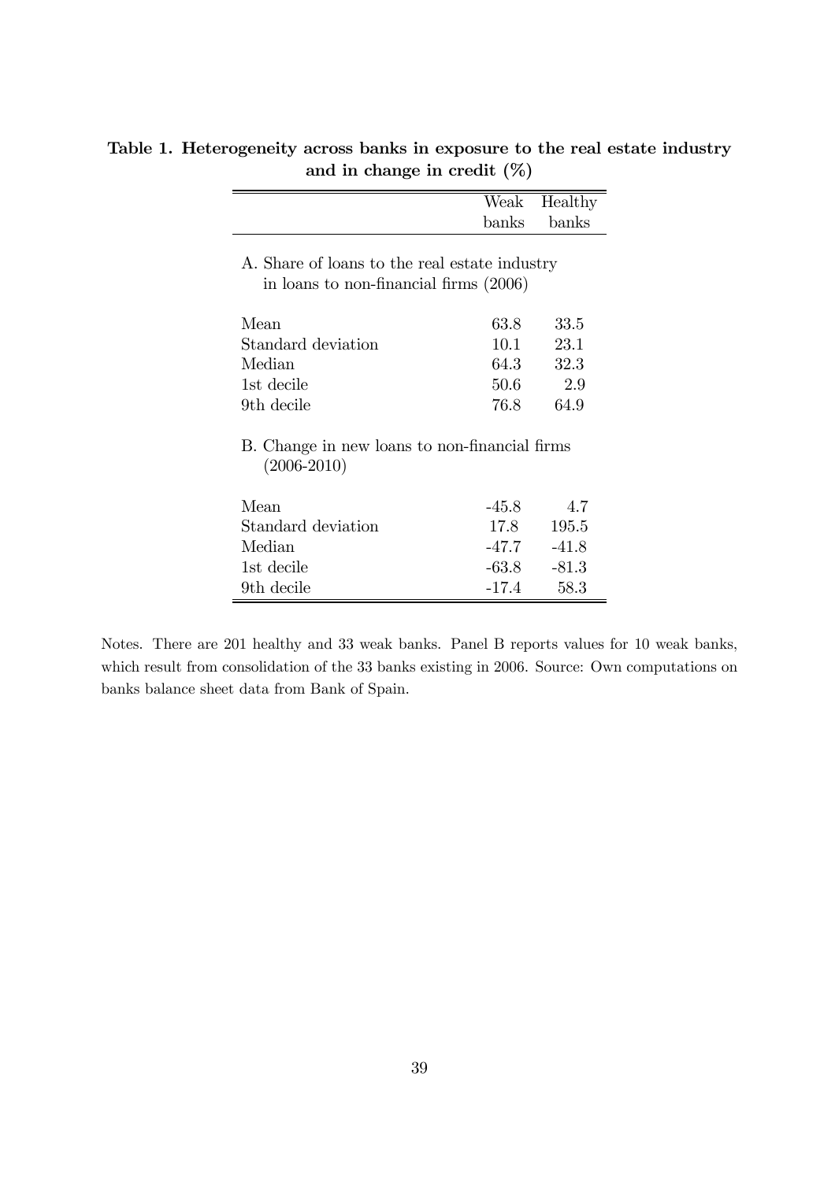**Table 1. Heterogeneity across banks in exposure to the real estate industry and in change in credit (%)**

| | Weak banks | Healthy banks |
|---|---|---|
| A. Share of loans to the real estate industry in loans to non-financial firms (2006) | | |
| Mean | 63.8 | 33.5 |
| Standard deviation | 10.1 | 23.1 |
| Median | 64.3 | 32.3 |
| 1st decile | 50.6 | 2.9 |
| 9th decile | 76.8 | 64.9 |
| B. Change in new loans to non-financial firms (2006-2010) | | |
| Mean | -45.8 | 4.7 |
| Standard deviation | 17.8 | 195.5 |
| Median | -47.7 | -41.8 |
| 1st decile | -63.8 | -81.3 |
| 9th decile | -17.4 | 58.3 |

Notes. There are 201 healthy and 33 weak banks. Panel B reports values for 10 weak banks, which result from consolidation of the 33 banks existing in 2006. Source: Own computations on banks balance sheet data from Bank of Spain.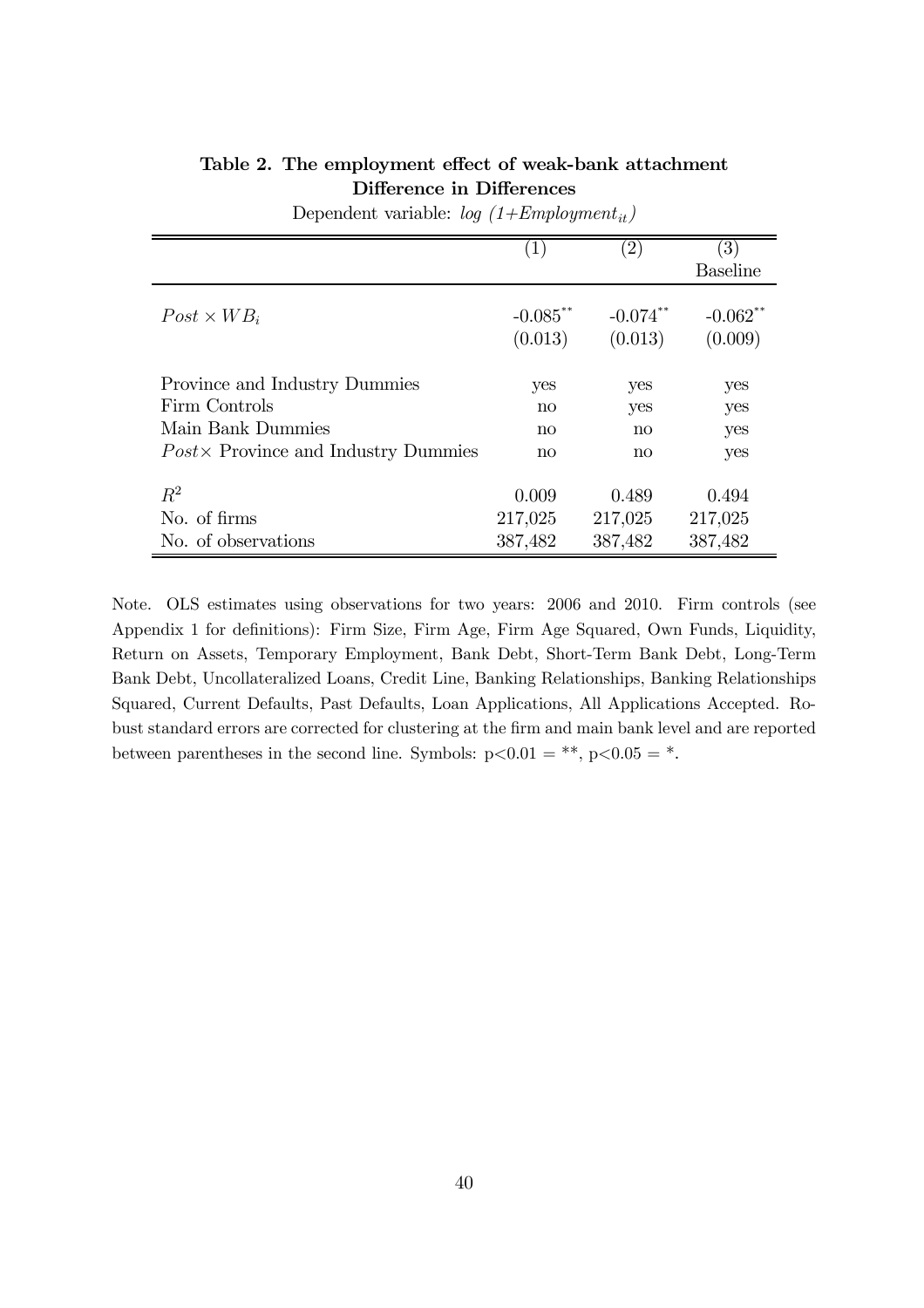**Table 2. The employment effect of weak-bank attachment**
**Difference in Differences**

Dependent variable: *log (1+Employment$_{it}$)*

| | (1) | (2) | (3) Baseline |
|---|---|---|---|
| $Post \times WB_i$ | -0.085** | -0.074** | -0.062** |
| | (0.013) | (0.013) | (0.009) |
| Province and Industry Dummies | yes | yes | yes |
| Firm Controls | no | yes | yes |
| Main Bank Dummies | no | no | yes |
| $Post\times$ Province and Industry Dummies | no | no | yes |
| $R^2$ | 0.009 | 0.489 | 0.494 |
| No. of firms | 217,025 | 217,025 | 217,025 |
| No. of observations | 387,482 | 387,482 | 387,482 |

Note. OLS estimates using observations for two years: 2006 and 2010. Firm controls (see Appendix 1 for definitions): Firm Size, Firm Age, Firm Age Squared, Own Funds, Liquidity, Return on Assets, Temporary Employment, Bank Debt, Short-Term Bank Debt, Long-Term Bank Debt, Uncollateralized Loans, Credit Line, Banking Relationships, Banking Relationships Squared, Current Defaults, Past Defaults, Loan Applications, All Applications Accepted. Robust standard errors are corrected for clustering at the firm and main bank level and are reported between parentheses in the second line. Symbols: $p<0.01$ = **, $p<0.05$ = *.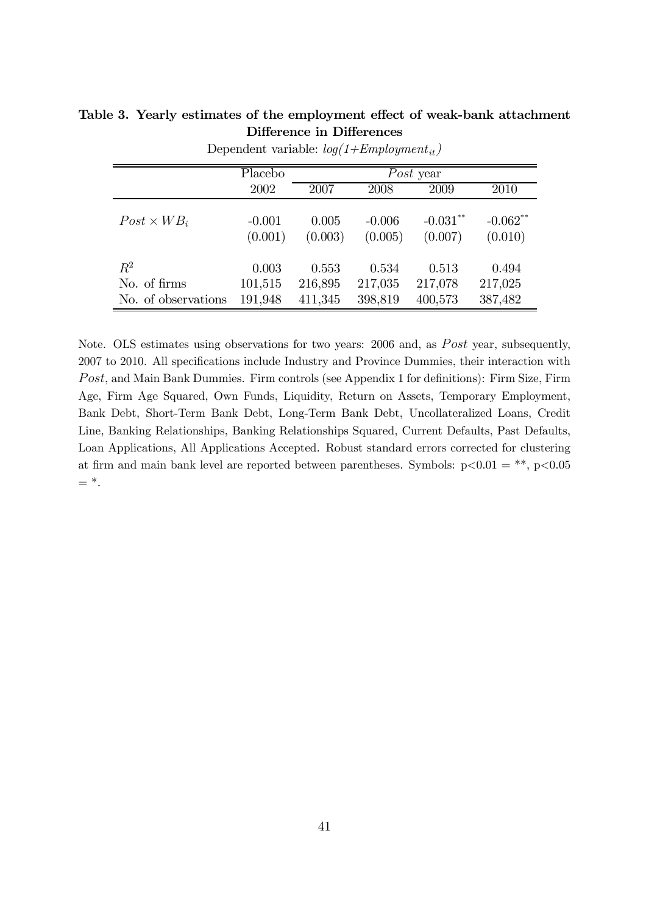**Table 3. Yearly estimates of the employment effect of weak-bank attachment**
**Difference in Differences**

Dependent variable: $log(1{+}Employment_{it})$

| | Placebo | *Post* year | | | |
|---|---|---|---|---|---|
| | 2002 | 2007 | 2008 | 2009 | 2010 |
| $Post \times WB_i$ | -0.001 | 0.005 | -0.006 | -0.031** | -0.062** |
| | (0.001) | (0.003) | (0.005) | (0.007) | (0.010) |
| $R^2$ | 0.003 | 0.553 | 0.534 | 0.513 | 0.494 |
| No. of firms | 101,515 | 216,895 | 217,035 | 217,078 | 217,025 |
| No. of observations | 191,948 | 411,345 | 398,819 | 400,573 | 387,482 |

Note. OLS estimates using observations for two years: 2006 and, as *Post* year, subsequently, 2007 to 2010. All specifications include Industry and Province Dummies, their interaction with *Post*, and Main Bank Dummies. Firm controls (see Appendix 1 for definitions): Firm Size, Firm Age, Firm Age Squared, Own Funds, Liquidity, Return on Assets, Temporary Employment, Bank Debt, Short-Term Bank Debt, Long-Term Bank Debt, Uncollateralized Loans, Credit Line, Banking Relationships, Banking Relationships Squared, Current Defaults, Past Defaults, Loan Applications, All Applications Accepted. Robust standard errors corrected for clustering at firm and main bank level are reported between parentheses. Symbols: $p<0.01$ = **, $p<0.05$ = *.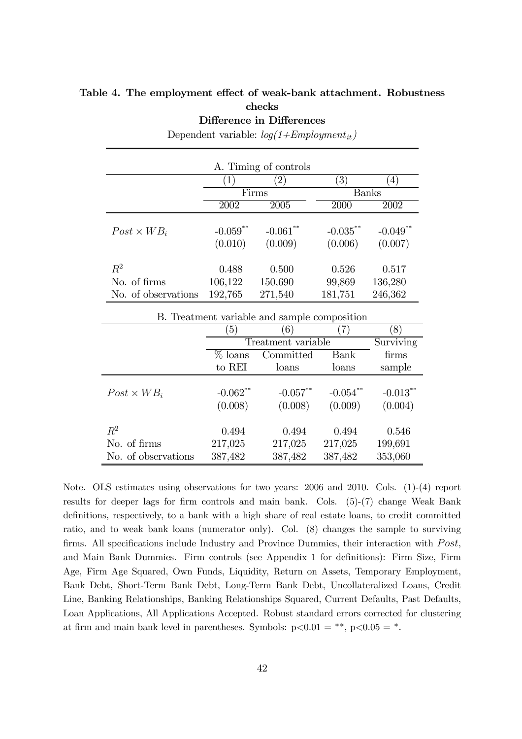**Table 4. The employment effect of weak-bank attachment. Robustness checks**

**Difference in Differences**

Dependent variable: $log(1{+}Employment_{it})$

| A. Timing of controls | | | | |
|---|---|---|---|---|
| | (1) | (2) | (3) | (4) |
| | Firms | | Banks | |
| | 2002 | 2005 | 2000 | 2002 |
| $Post \times WB_i$ | -0.059** | -0.061** | -0.035** | -0.049** |
| | (0.010) | (0.009) | (0.006) | (0.007) |
| $R^2$ | 0.488 | 0.500 | 0.526 | 0.517 |
| No. of firms | 106,122 | 150,690 | 99,869 | 136,280 |
| No. of observations | 192,765 | 271,540 | 181,751 | 246,362 |

| B. Treatment variable and sample composition | | | | |
|---|---|---|---|---|
| | (5) | (6) | (7) | (8) |
| | Treatment variable | | | Surviving |
| | % loans to REI | Committed loans | Bank loans | firms sample |
| $Post \times WB_i$ | -0.062** | -0.057** | -0.054** | -0.013** |
| | (0.008) | (0.008) | (0.009) | (0.004) |
| $R^2$ | 0.494 | 0.494 | 0.494 | 0.546 |
| No. of firms | 217,025 | 217,025 | 217,025 | 199,691 |
| No. of observations | 387,482 | 387,482 | 387,482 | 353,060 |

Note. OLS estimates using observations for two years: 2006 and 2010. Cols. (1)-(4) report results for deeper lags for firm controls and main bank. Cols. (5)-(7) change Weak Bank definitions, respectively, to a bank with a high share of real estate loans, to credit committed ratio, and to weak bank loans (numerator only). Col. (8) changes the sample to surviving firms. All specifications include Industry and Province Dummies, their interaction with $Post$, and Main Bank Dummies. Firm controls (see Appendix 1 for definitions): Firm Size, Firm Age, Firm Age Squared, Own Funds, Liquidity, Return on Assets, Temporary Employment, Bank Debt, Short-Term Bank Debt, Long-Term Bank Debt, Uncollateralized Loans, Credit Line, Banking Relationships, Banking Relationships Squared, Current Defaults, Past Defaults, Loan Applications, All Applications Accepted. Robust standard errors corrected for clustering at firm and main bank level in parentheses. Symbols: $p<0.01$ = **, $p<0.05$ = *.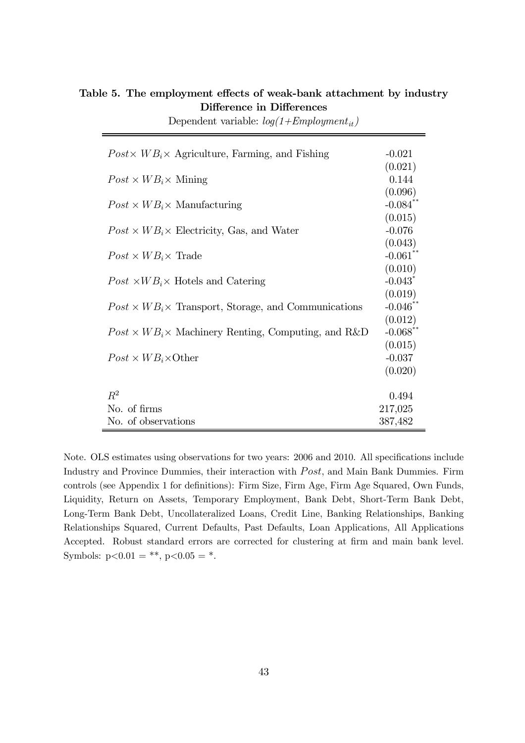**Table 5. The employment effects of weak-bank attachment by industry**
**Difference in Differences**

Dependent variable: $log(1{+}Employment_{it})$

| | |
|---|---|
| $Post\times WB_i\times$ Agriculture, Farming, and Fishing | -0.021 |
| | (0.021) |
| $Post\times WB_i\times$ Mining | 0.144 |
| | (0.096) |
| $Post\times WB_i\times$ Manufacturing | -0.084** |
| | (0.015) |
| $Post\times WB_i\times$ Electricity, Gas, and Water | -0.076 |
| | (0.043) |
| $Post\times WB_i\times$ Trade | -0.061** |
| | (0.010) |
| $Post\times WB_i\times$ Hotels and Catering | -0.043* |
| | (0.019) |
| $Post\times WB_i\times$ Transport, Storage, and Communications | -0.046** |
| | (0.012) |
| $Post\times WB_i\times$ Machinery Renting, Computing, and R&D | -0.068** |
| | (0.015) |
| $Post\times WB_i\times$Other | -0.037 |
| | (0.020) |
| $R^2$ | 0.494 |
| No. of firms | 217,025 |
| No. of observations | 387,482 |

Note. OLS estimates using observations for two years: 2006 and 2010. All specifications include Industry and Province Dummies, their interaction with $Post$, and Main Bank Dummies. Firm controls (see Appendix 1 for definitions): Firm Size, Firm Age, Firm Age Squared, Own Funds, Liquidity, Return on Assets, Temporary Employment, Bank Debt, Short-Term Bank Debt, Long-Term Bank Debt, Uncollateralized Loans, Credit Line, Banking Relationships, Banking Relationships Squared, Current Defaults, Past Defaults, Loan Applications, All Applications Accepted. Robust standard errors are corrected for clustering at firm and main bank level. Symbols: $p<0.01$ = **, $p<0.05$ = *.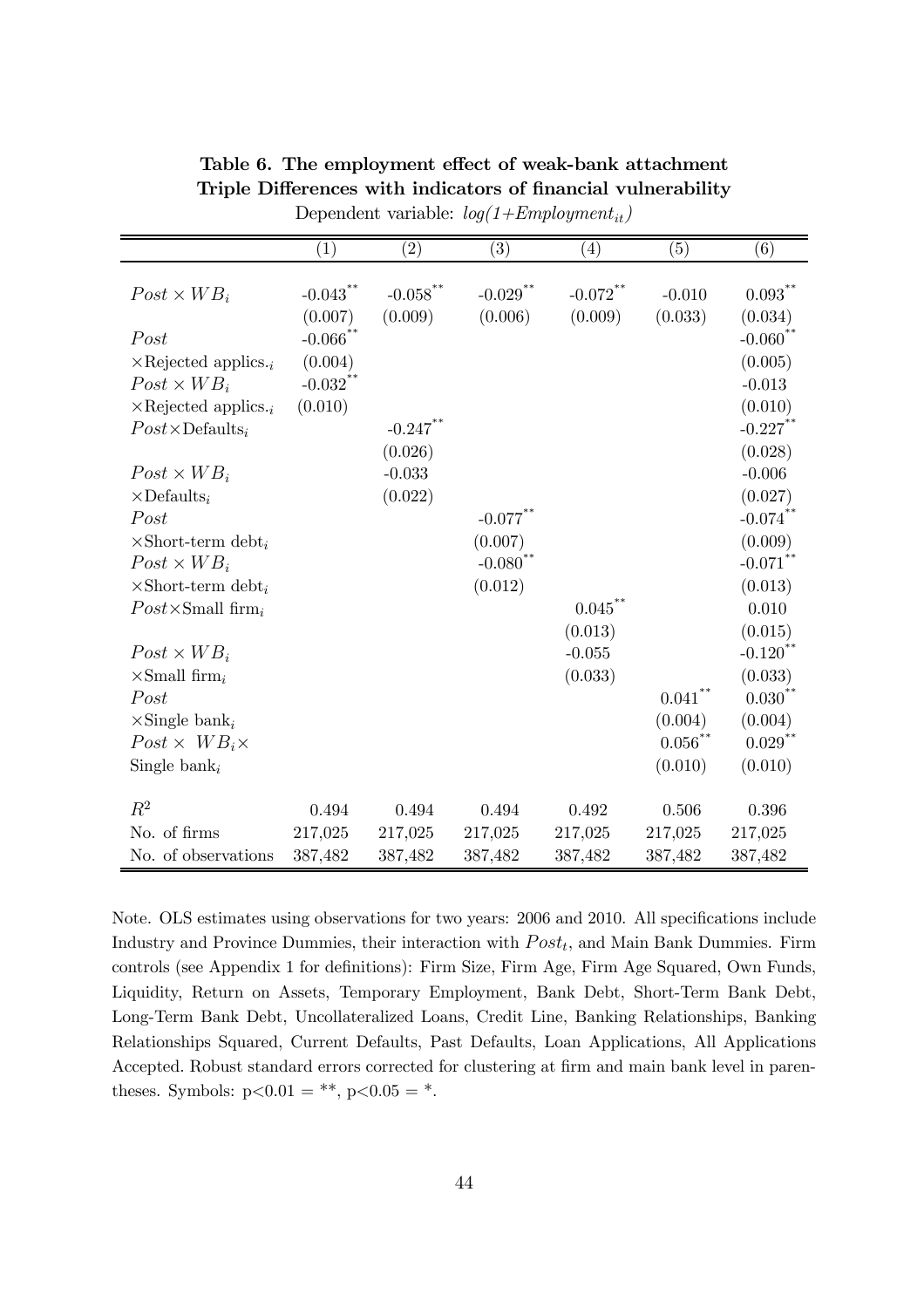**Table 6. The employment effect of weak-bank attachment**
**Triple Differences with indicators of financial vulnerability**

Dependent variable: $log(1{+}Employment_{it})$

| | (1) | (2) | (3) | (4) | (5) | (6) |
|---|---|---|---|---|---|---|
| $Post \times WB_i$ | -0.043** | -0.058** | -0.029** | -0.072** | -0.010 | 0.093** |
| | (0.007) | (0.009) | (0.006) | (0.009) | (0.033) | (0.034) |
| $Post$ | -0.066** | | | | | -0.060** |
| $\times$Rejected applics.$_i$ | (0.004) | | | | | (0.005) |
| $Post \times WB_i$ | -0.032** | | | | | -0.013 |
| $\times$Rejected applics.$_i$ | (0.010) | | | | | (0.010) |
| $Post\times$Defaults$_i$ | | -0.247** | | | | -0.227** |
| | | (0.026) | | | | (0.028) |
| $Post \times WB_i$ | | -0.033 | | | | -0.006 |
| $\times$Defaults$_i$ | | (0.022) | | | | (0.027) |
| $Post$ | | | -0.077** | | | -0.074** |
| $\times$Short-term debt$_i$ | | | (0.007) | | | (0.009) |
| $Post \times WB_i$ | | | -0.080** | | | -0.071** |
| $\times$Short-term debt$_i$ | | | (0.012) | | | (0.013) |
| $Post\times$Small firm$_i$ | | | | 0.045** | | 0.010 |
| | | | | (0.013) | | (0.015) |
| $Post \times WB_i$ | | | | -0.055 | | -0.120** |
| $\times$Small firm$_i$ | | | | (0.033) | | (0.033) |
| $Post$ | | | | | 0.041** | 0.030** |
| $\times$Single bank$_i$ | | | | | (0.004) | (0.004) |
| $Post \times\ WB_i\times$ | | | | | 0.056** | 0.029** |
| Single bank$_i$ | | | | | (0.010) | (0.010) |
| $R^2$ | 0.494 | 0.494 | 0.494 | 0.492 | 0.506 | 0.396 |
| No. of firms | 217,025 | 217,025 | 217,025 | 217,025 | 217,025 | 217,025 |
| No. of observations | 387,482 | 387,482 | 387,482 | 387,482 | 387,482 | 387,482 |

Note. OLS estimates using observations for two years: 2006 and 2010. All specifications include Industry and Province Dummies, their interaction with $Post_t$, and Main Bank Dummies. Firm controls (see Appendix 1 for definitions): Firm Size, Firm Age, Firm Age Squared, Own Funds, Liquidity, Return on Assets, Temporary Employment, Bank Debt, Short-Term Bank Debt, Long-Term Bank Debt, Uncollateralized Loans, Credit Line, Banking Relationships, Banking Relationships Squared, Current Defaults, Past Defaults, Loan Applications, All Applications Accepted. Robust standard errors corrected for clustering at firm and main bank level in parentheses. Symbols: p<0.01 = **, p<0.05 = *.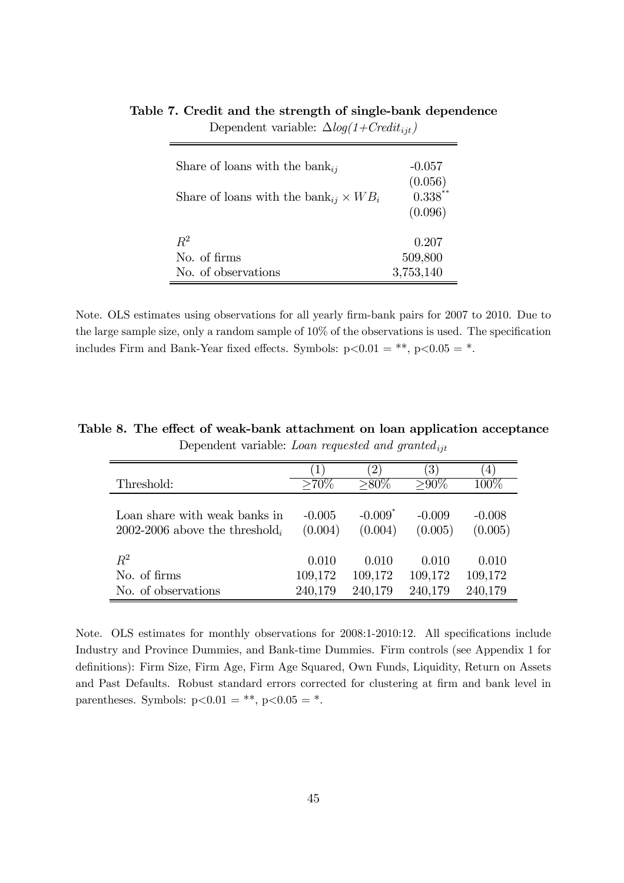**Table 7. Credit and the strength of single-bank dependence**

Dependent variable: $\Delta log(1{+}Credit_{ijt})$

| | |
|---|---|
| Share of loans with the bank$_{ij}$ | -0.057 |
| | (0.056) |
| Share of loans with the bank$_{ij}$ $\times$ $WB_i$ | 0.338$^{**}$ |
| | (0.096) |
| $R^2$ | 0.207 |
| No. of firms | 509,800 |
| No. of observations | 3,753,140 |

Note. OLS estimates using observations for all yearly firm-bank pairs for 2007 to 2010. Due to the large sample size, only a random sample of 10% of the observations is used. The specification includes Firm and Bank-Year fixed effects. Symbols: p<0.01 = **, p<0.05 = *.

**Table 8. The effect of weak-bank attachment on loan application acceptance**

Dependent variable: *Loan requested and granted*$_{ijt}$

| | (1) | (2) | (3) | (4) |
|---|---|---|---|---|
| Threshold: | ≥70% | ≥80% | ≥90% | 100% |
| Loan share with weak banks in | -0.005 | -0.009$^{*}$ | -0.009 | -0.008 |
| 2002-2006 above the threshold$_i$ | (0.004) | (0.004) | (0.005) | (0.005) |
| $R^2$ | 0.010 | 0.010 | 0.010 | 0.010 |
| No. of firms | 109,172 | 109,172 | 109,172 | 109,172 |
| No. of observations | 240,179 | 240,179 | 240,179 | 240,179 |

Note. OLS estimates for monthly observations for 2008:1-2010:12. All specifications include Industry and Province Dummies, and Bank-time Dummies. Firm controls (see Appendix 1 for definitions): Firm Size, Firm Age, Firm Age Squared, Own Funds, Liquidity, Return on Assets and Past Defaults. Robust standard errors corrected for clustering at firm and bank level in parentheses. Symbols: p<0.01 = **, p<0.05 = *.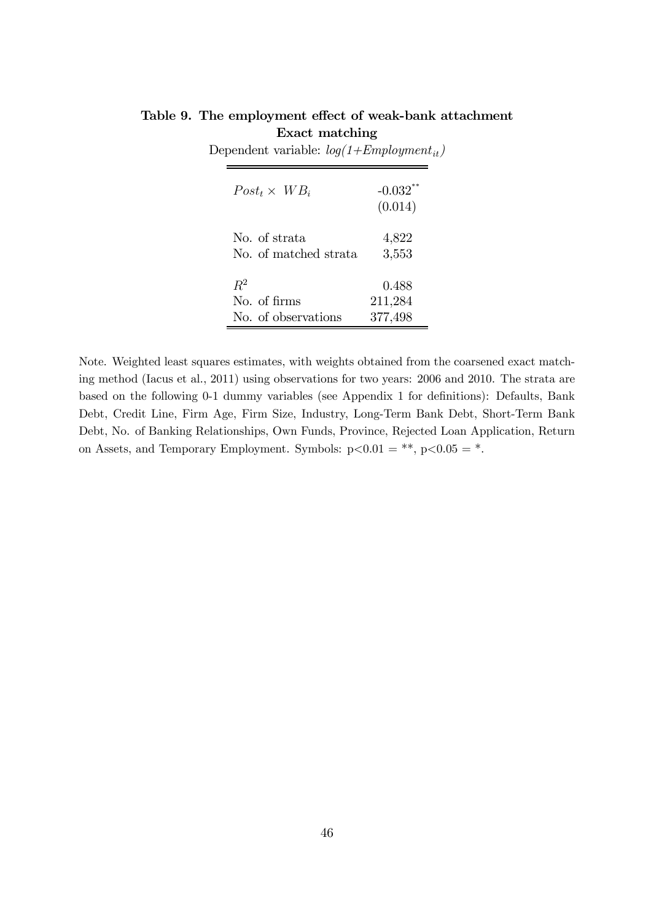**Table 9. The employment effect of weak-bank attachment**
**Exact matching**

Dependent variable: *log(1+Employment$_{it}$)*

| | |
|---|---|
| $Post_t \times WB_i$ | -0.032** |
| | (0.014) |
| No. of strata | 4,822 |
| No. of matched strata | 3,553 |
| $R^2$ | 0.488 |
| No. of firms | 211,284 |
| No. of observations | 377,498 |

Note. Weighted least squares estimates, with weights obtained from the coarsened exact matching method (Iacus et al., 2011) using observations for two years: 2006 and 2010. The strata are based on the following 0-1 dummy variables (see Appendix 1 for definitions): Defaults, Bank Debt, Credit Line, Firm Age, Firm Size, Industry, Long-Term Bank Debt, Short-Term Bank Debt, No. of Banking Relationships, Own Funds, Province, Rejected Loan Application, Return on Assets, and Temporary Employment. Symbols: $p<0.01$ = **, $p<0.05$ = *.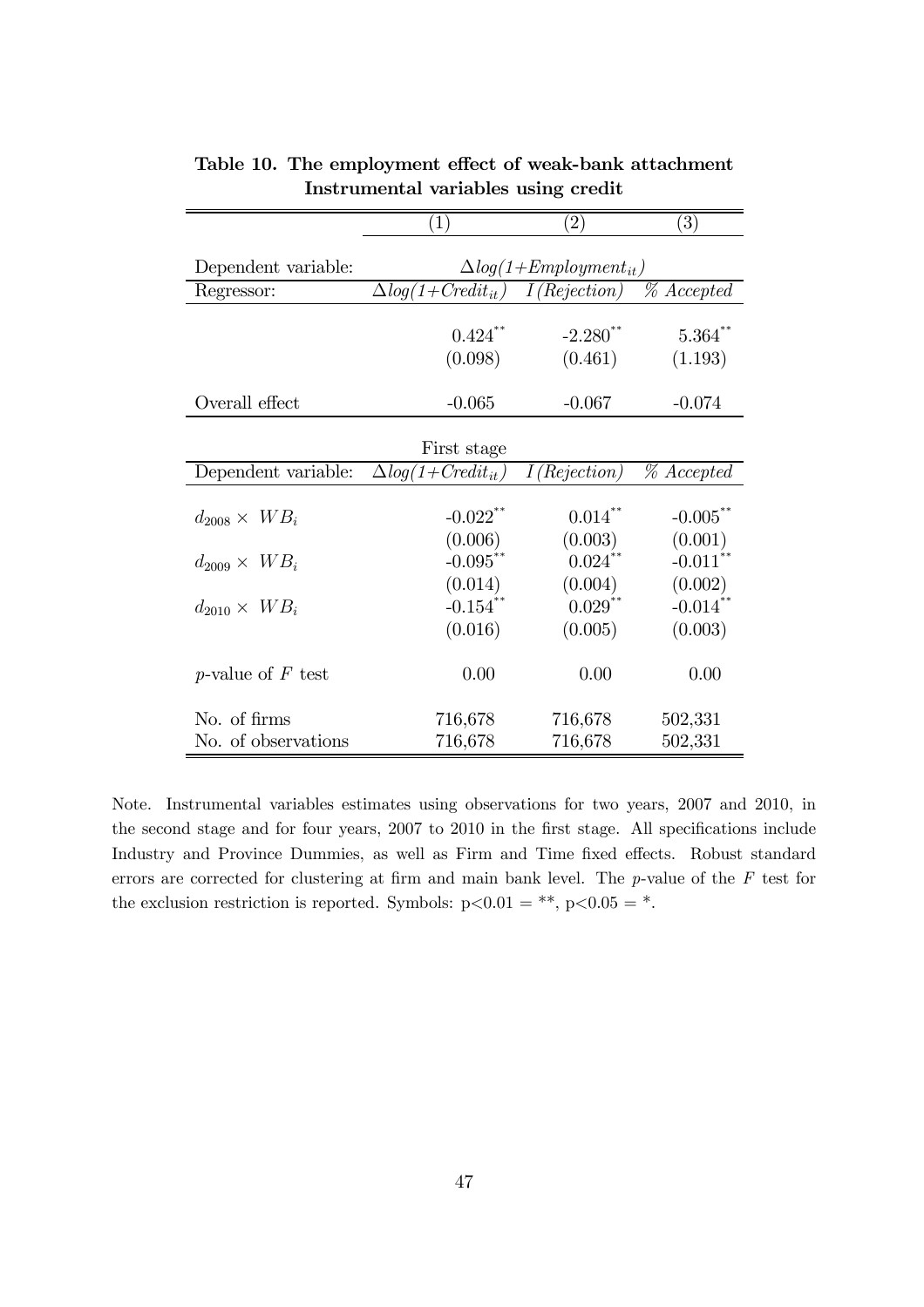**Table 10. The employment effect of weak-bank attachment**
**Instrumental variables using credit**

| | (1) | (2) | (3) |
|---|---|---|---|
| Dependent variable: | $\Delta log(1+Employment_{it})$ | | |
| Regressor: | $\Delta log(1+Credit_{it})$ | *I(Rejection)* | *% Accepted* |
| | 0.424** | -2.280** | 5.364** |
| | (0.098) | (0.461) | (1.193) |
| Overall effect | -0.065 | -0.067 | -0.074 |
| | First stage | | |
| Dependent variable: | $\Delta log(1+Credit_{it})$ | *I(Rejection)* | *% Accepted* |
| $d_{2008} \times WB_i$ | -0.022** | 0.014** | -0.005** |
| | (0.006) | (0.003) | (0.001) |
| $d_{2009} \times WB_i$ | -0.095** | 0.024** | -0.011** |
| | (0.014) | (0.004) | (0.002) |
| $d_{2010} \times WB_i$ | -0.154** | 0.029** | -0.014** |
| | (0.016) | (0.005) | (0.003) |
| $p$-value of $F$ test | 0.00 | 0.00 | 0.00 |
| No. of firms | 716,678 | 716,678 | 502,331 |
| No. of observations | 716,678 | 716,678 | 502,331 |

Note. Instrumental variables estimates using observations for two years, 2007 and 2010, in the second stage and for four years, 2007 to 2010 in the first stage. All specifications include Industry and Province Dummies, as well as Firm and Time fixed effects. Robust standard errors are corrected for clustering at firm and main bank level. The $p$-value of the $F$ test for the exclusion restriction is reported. Symbols: $p<0.01$ = **, $p<0.05$ = *.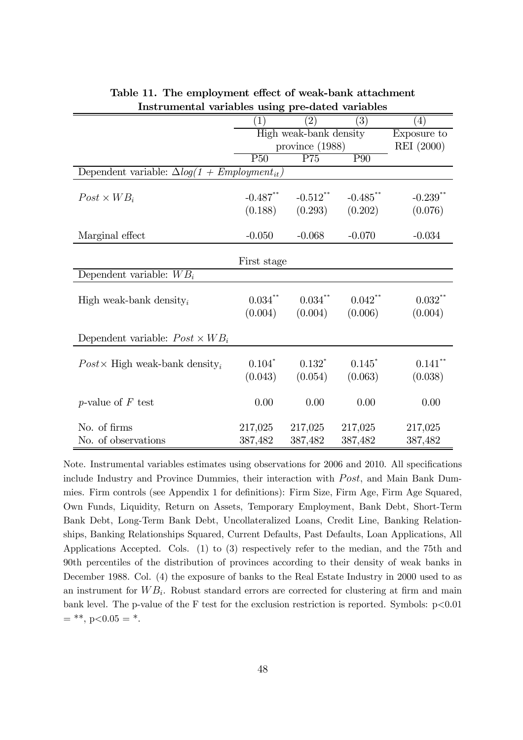**Table 11. The employment effect of weak-bank attachment**
**Instrumental variables using pre-dated variables**

| | (1) | (2) | (3) | (4) |
|---|---|---|---|---|
| | High weak-bank density province (1988) | | | Exposure to REI (2000) |
| | P50 | P75 | P90 | |
| Dependent variable: $\Delta log(1 + Employment_{it})$ | | | | |
| $Post \times WB_i$ | $-0.487^{**}$ | $-0.512^{**}$ | $-0.485^{**}$ | $-0.239^{**}$ |
| | (0.188) | (0.293) | (0.202) | (0.076) |
| Marginal effect | -0.050 | -0.068 | -0.070 | -0.034 |
| | First stage | | | |
| Dependent variable: $WB_i$ | | | | |
| High weak-bank density$_i$ | $0.034^{**}$ | $0.034^{**}$ | $0.042^{**}$ | $0.032^{**}$ |
| | (0.004) | (0.004) | (0.006) | (0.004) |
| Dependent variable: $Post \times WB_i$ | | | | |
| $Post \times$ High weak-bank density$_i$ | $0.104^{*}$ | $0.132^{*}$ | $0.145^{*}$ | $0.141^{**}$ |
| | (0.043) | (0.054) | (0.063) | (0.038) |
| $p$-value of $F$ test | 0.00 | 0.00 | 0.00 | 0.00 |
| No. of firms | 217,025 | 217,025 | 217,025 | 217,025 |
| No. of observations | 387,482 | 387,482 | 387,482 | 387,482 |

Note. Instrumental variables estimates using observations for 2006 and 2010. All specifications include Industry and Province Dummies, their interaction with $Post$, and Main Bank Dummies. Firm controls (see Appendix 1 for definitions): Firm Size, Firm Age, Firm Age Squared, Own Funds, Liquidity, Return on Assets, Temporary Employment, Bank Debt, Short-Term Bank Debt, Long-Term Bank Debt, Uncollateralized Loans, Credit Line, Banking Relationships, Banking Relationships Squared, Current Defaults, Past Defaults, Loan Applications, All Applications Accepted. Cols. (1) to (3) respectively refer to the median, and the 75th and 90th percentiles of the distribution of provinces according to their density of weak banks in December 1988. Col. (4) the exposure of banks to the Real Estate Industry in 2000 used to as an instrument for $WB_i$. Robust standard errors are corrected for clustering at firm and main bank level. The p-value of the F test for the exclusion restriction is reported. Symbols: $p<0.01$ = **, $p<0.05$ = *.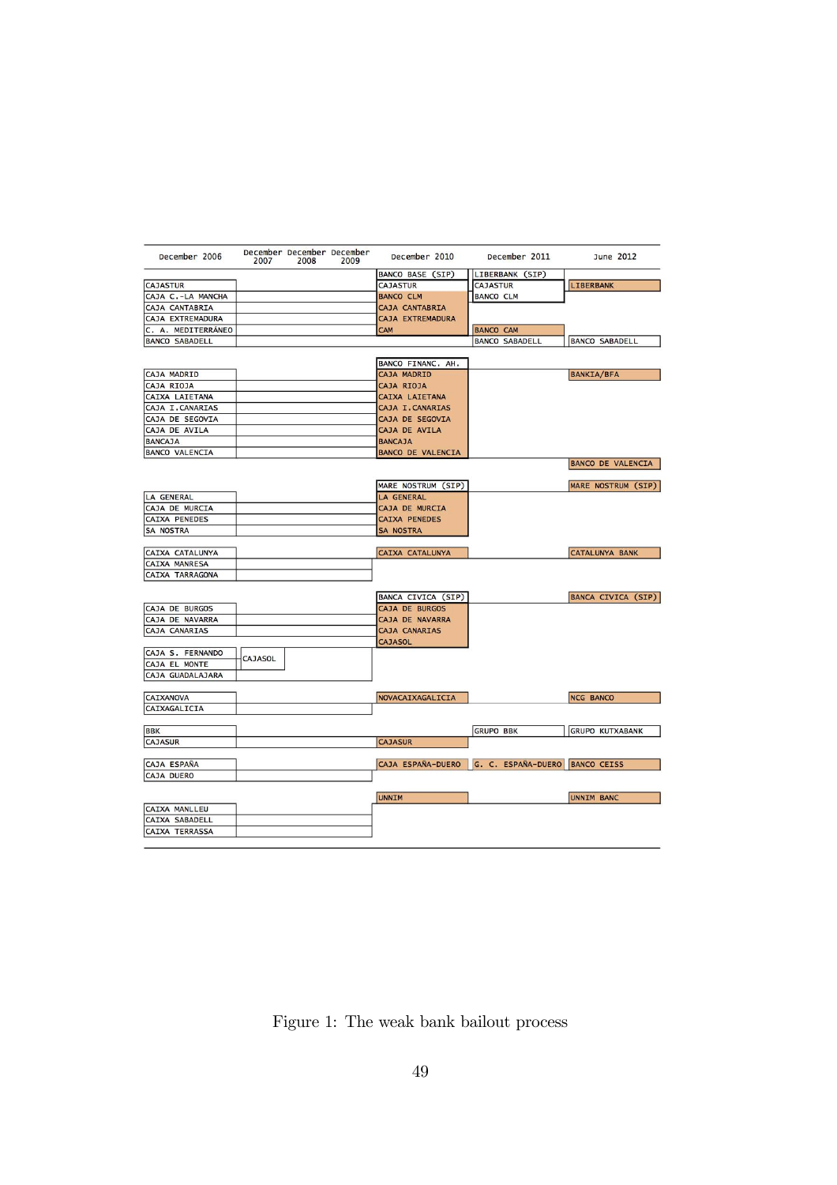| December 2006 | December 2007 | December 2008 | December 2009 | December 2010 | December 2011 | June 2012 |
|---|---|---|---|---|---|---|
| | | | | BANCO BASE (SIP) | LIBERBANK (SIP) | |
| CAJASTUR | | | | CAJASTUR | CAJASTUR | LIBERBANK |
| CAJA C.-LA MANCHA | | | | BANCO CLM | BANCO CLM | |
| CAJA CANTABRIA | | | | CAJA CANTABRIA | | |
| CAJA EXTREMADURA | | | | CAJA EXTREMADURA | | |
| C. A. MEDITERRÁNEO | | | | CAM | BANCO CAM | |
| BANCO SABADELL | | | | | BANCO SABADELL | BANCO SABADELL |
| | | | | BANCO FINANC. AH. | | |
| CAJA MADRID | | | | CAJA MADRID | | BANKIA/BFA |
| CAJA RIOJA | | | | CAJA RIOJA | | |
| CAIXA LAIETANA | | | | CAIXA LAIETANA | | |
| CAJA I.CANARIAS | | | | CAJA I.CANARIAS | | |
| CAJA DE SEGOVIA | | | | CAJA DE SEGOVIA | | |
| CAJA DE AVILA | | | | CAJA DE AVILA | | |
| BANCAJA | | | | BANCAJA | | |
| BANCO VALENCIA | | | | BANCO DE VALENCIA | | |
| | | | | | | BANCO DE VALENCIA |
| | | | | MARE NOSTRUM (SIP) | | MARE NOSTRUM (SIP) |
| LA GENERAL | | | | LA GENERAL | | |
| CAJA DE MURCIA | | | | CAJA DE MURCIA | | |
| CAIXA PENEDES | | | | CAIXA PENEDES | | |
| SA NOSTRA | | | | SA NOSTRA | | |
| CAIXA CATALUNYA | | | | CAIXA CATALUNYA | | CATALUNYA BANK |
| CAIXA MANRESA | | | | | | |
| CAIXA TARRAGONA | | | | | | |
| | | | | BANCA CIVICA (SIP) | | BANCA CIVICA (SIP) |
| CAJA DE BURGOS | | | | CAJA DE BURGOS | | |
| CAJA DE NAVARRA | | | | CAJA DE NAVARRA | | |
| CAJA CANARIAS | | | | CAJA CANARIAS | | |
| | | | | CAJASOL | | |
| CAJA S. FERNANDO | CAJASOL | | | | | |
| CAJA EL MONTE | | | | | | |
| CAJA GUADALAJARA | | | | | | |
| CAIXANOVA | | | | NOVACAIXAGALICIA | | NCG BANCO |
| CAIXAGALICIA | | | | | | |
| BBK | | | | | GRUPO BBK | GRUPO KUTXABANK |
| CAJASUR | | | | CAJASUR | | |
| CAJA ESPAÑA | | | | CAJA ESPAÑA-DUERO | G. C. ESPAÑA-DUERO | BANCO CEISS |
| CAJA DUERO | | | | | | |
| | | | | UNNIM | | UNNIM BANC |
| CAIXA MANLLEU | | | | | | |
| CAIXA SABADELL | | | | | | |
| CAIXA TERRASSA | | | | | | |

Figure 1: The weak bank bailout process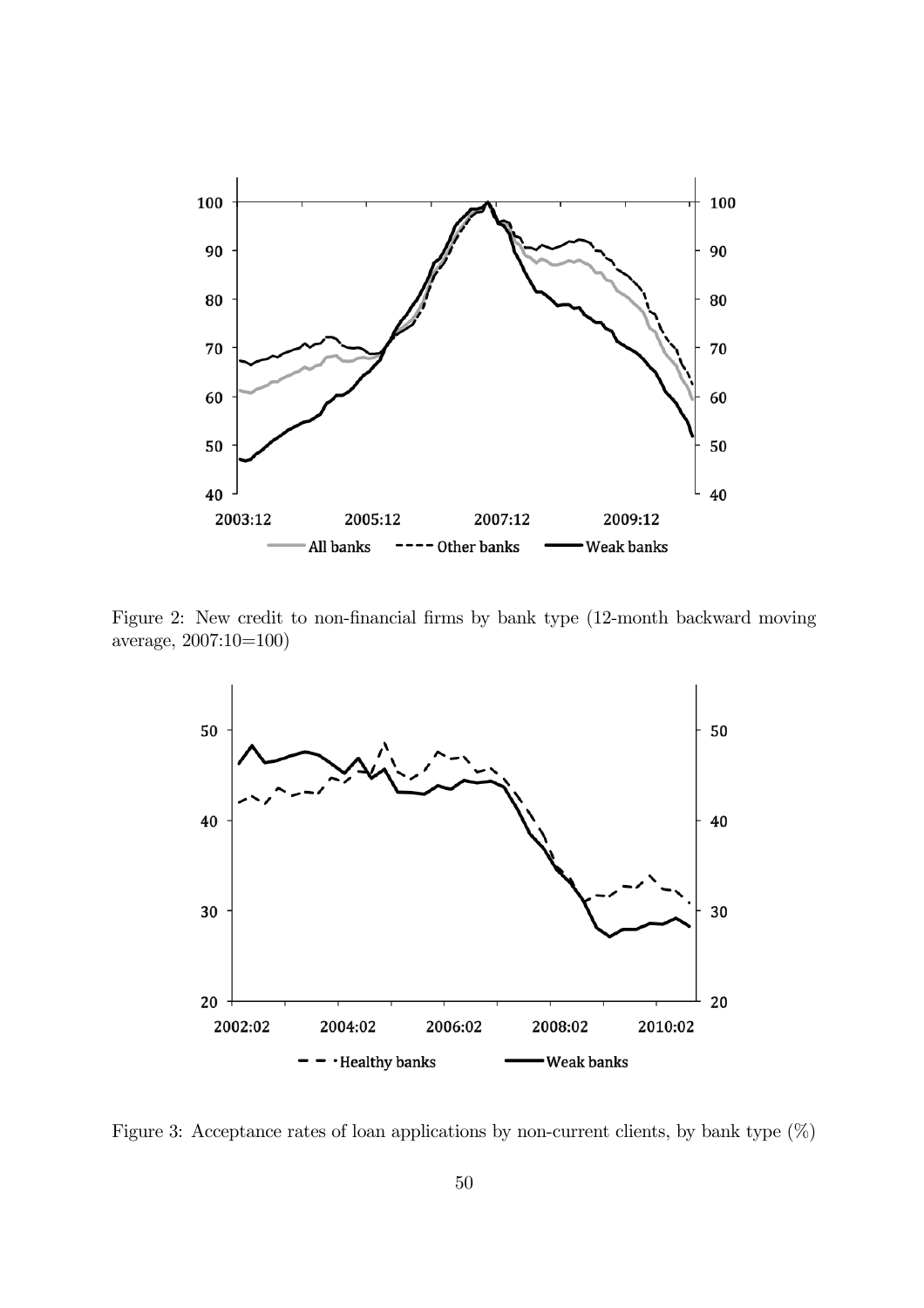Figure 2: New credit to non-financial firms by bank type (12-month backward moving average, 2007:10=100)

Figure 3: Acceptance rates of loan applications by non-current clients, by bank type (%)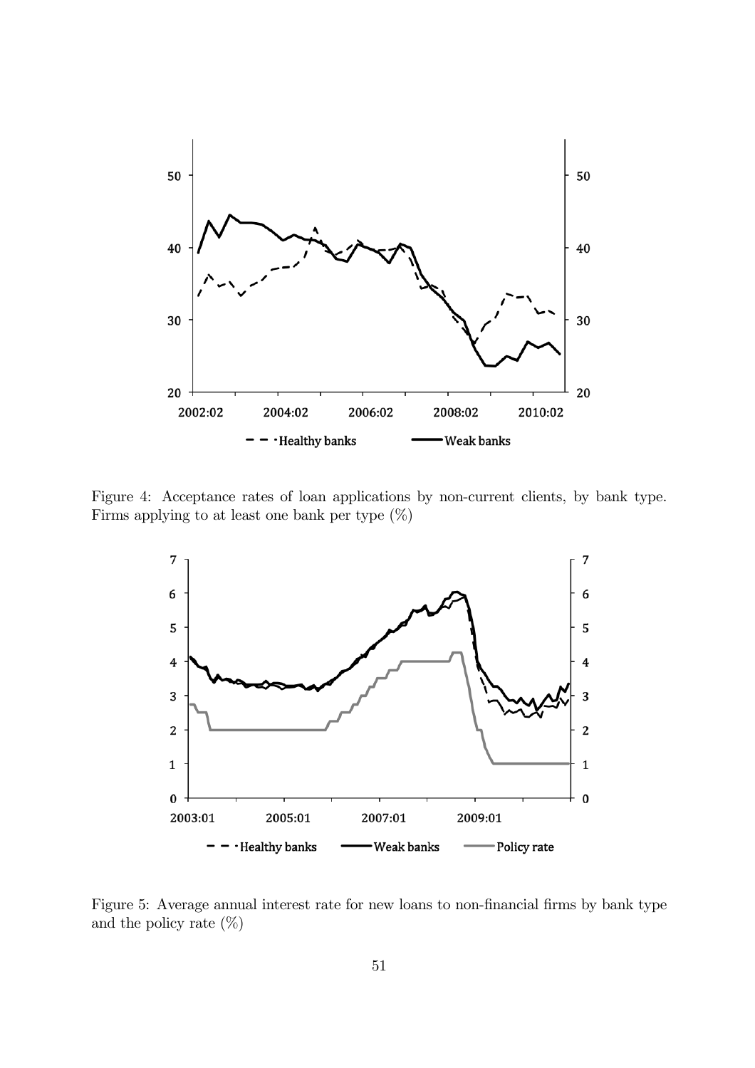Figure 4: Acceptance rates of loan applications by non-current clients, by bank type. Firms applying to at least one bank per type (%)

Figure 5: Average annual interest rate for new loans to non-financial firms by bank type and the policy rate (%)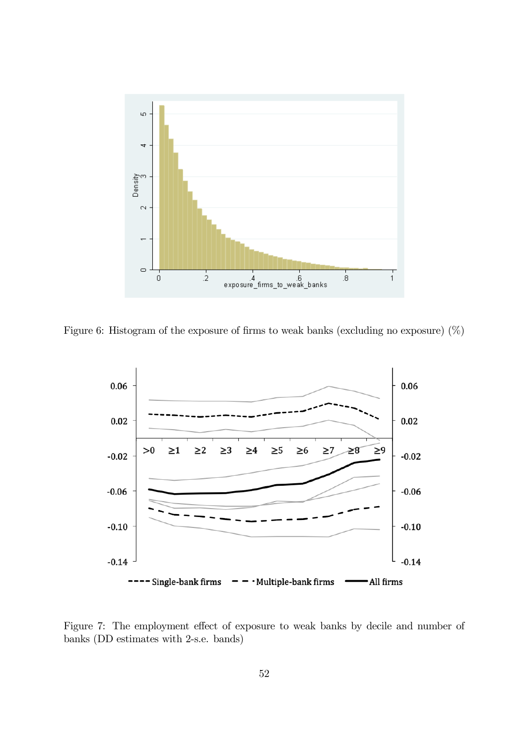Figure 6: Histogram of the exposure of firms to weak banks (excluding no exposure) (%)

Figure 7: The employment effect of exposure to weak banks by decile and number of banks (DD estimates with 2-s.e. bands)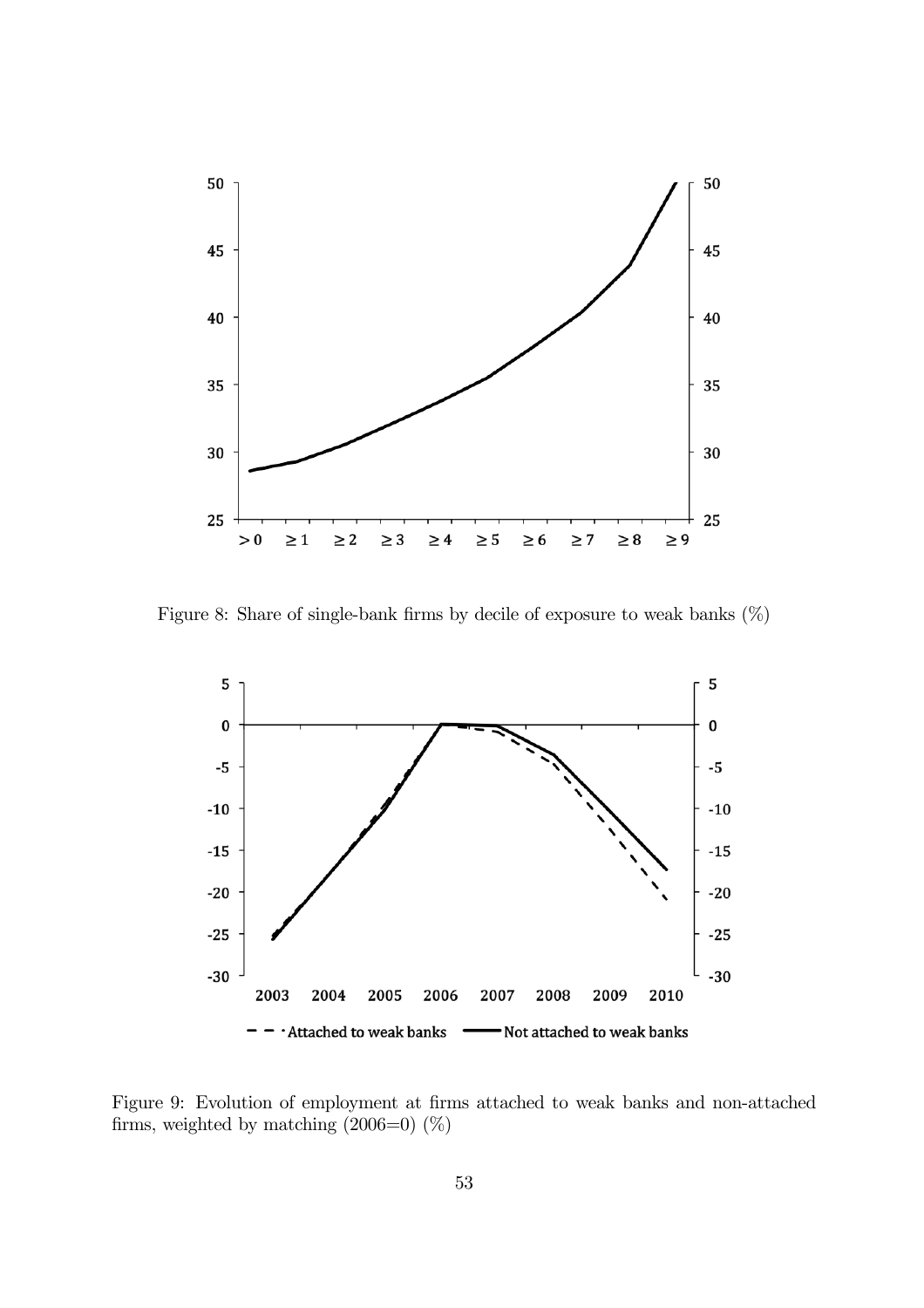Figure 8: Share of single-bank firms by decile of exposure to weak banks (%)

Figure 9: Evolution of employment at firms attached to weak banks and non-attached firms, weighted by matching (2006=0) (%)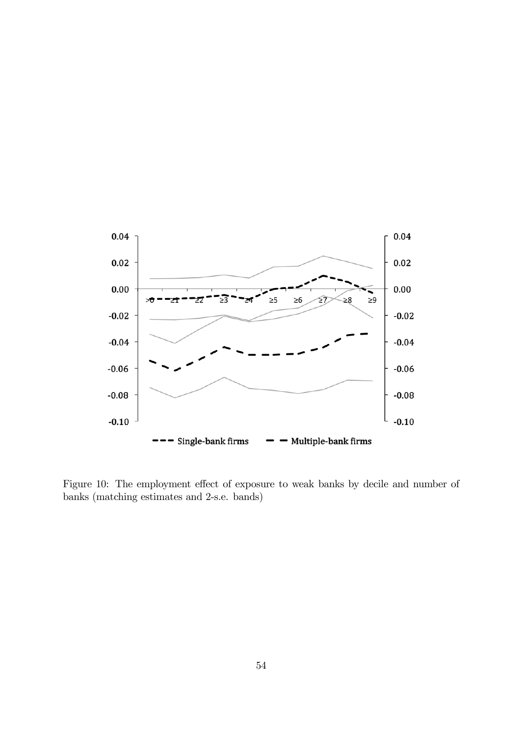0.04
0.02
0.00
-0.02
-0.04
-0.06
-0.08
-0.10

>0 ≥1 ≥2 ≥3 ≥4 ≥5 ≥6 ≥7 ≥8 ≥9

Single-bank firms
Multiple-bank firms

Figure 10: The employment effect of exposure to weak banks by decile and number of banks (matching estimates and 2-s.e. bands)